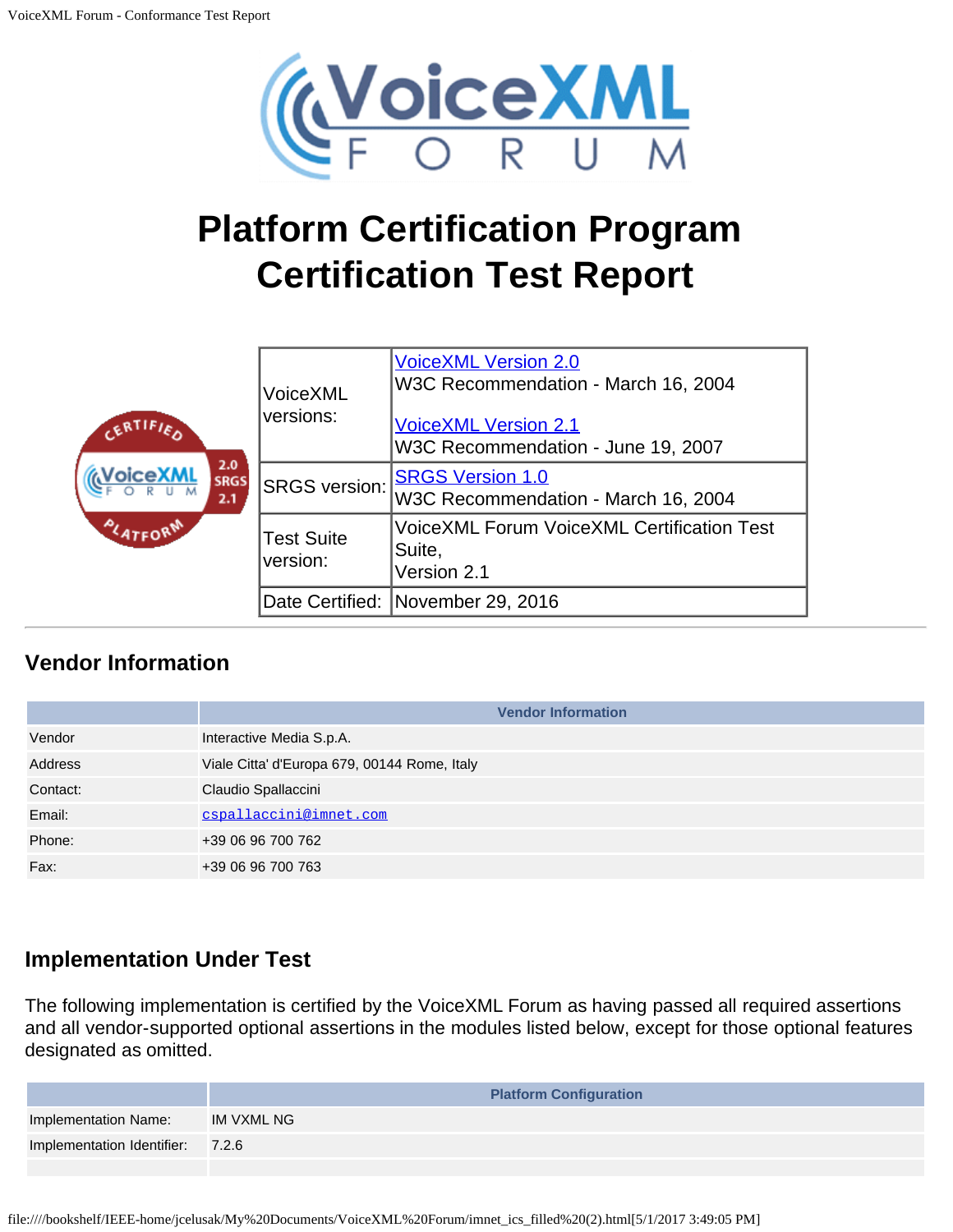# Platform Certification Program
# Certification Test Report

| | |
|---|---|
| VoiceXML versions: | VoiceXML Version 2.0<br>W3C Recommendation - March 16, 2004<br><br>VoiceXML Version 2.1<br>W3C Recommendation - June 19, 2007 |
| SRGS version: | SRGS Version 1.0<br>W3C Recommendation - March 16, 2004 |
| Test Suite version: | VoiceXML Forum VoiceXML Certification Test Suite, Version 2.1 |
| Date Certified: | November 29, 2016 |

## Vendor Information

| | Vendor Information |
|---|---|
| Vendor | Interactive Media S.p.A. |
| Address | Viale Citta' d'Europa 679, 00144 Rome, Italy |
| Contact: | Claudio Spallaccini |
| Email: | cspallaccini@imnet.com |
| Phone: | +39 06 96 700 762 |
| Fax: | +39 06 96 700 763 |

## Implementation Under Test

The following implementation is certified by the VoiceXML Forum as having passed all required assertions and all vendor-supported optional assertions in the modules listed below, except for those optional features designated as omitted.

| | Platform Configuration |
|---|---|
| Implementation Name: | IM VXML NG |
| Implementation Identifier: | 7.2.6 |
| | |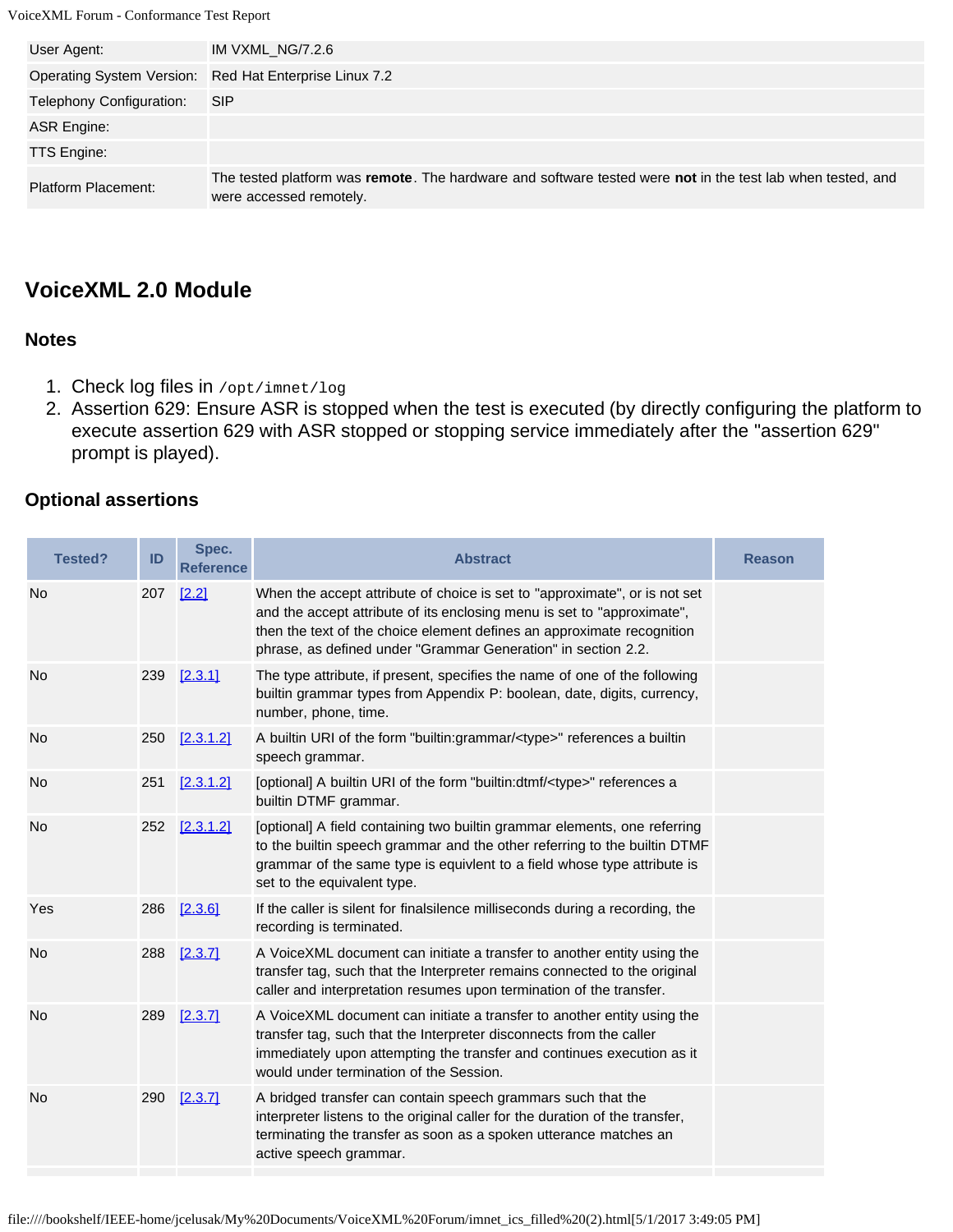| | |
|---|---|
| User Agent: | IM VXML_NG/7.2.6 |
| Operating System Version: | Red Hat Enterprise Linux 7.2 |
| Telephony Configuration: | SIP |
| ASR Engine: | |
| TTS Engine: | |
| Platform Placement: | The tested platform was **remote**. The hardware and software tested were **not** in the test lab when tested, and were accessed remotely. |

## VoiceXML 2.0 Module

### Notes

1. Check log files in `/opt/imnet/log`
2. Assertion 629: Ensure ASR is stopped when the test is executed (by directly configuring the platform to execute assertion 629 with ASR stopped or stopping service immediately after the "assertion 629" prompt is played).

### Optional assertions

| Tested? | ID | Spec. Reference | Abstract | Reason |
|---|---|---|---|---|
| No | 207 | [2.2] | When the accept attribute of choice is set to "approximate", or is not set and the accept attribute of its enclosing menu is set to "approximate", then the text of the choice element defines an approximate recognition phrase, as defined under "Grammar Generation" in section 2.2. | |
| No | 239 | [2.3.1] | The type attribute, if present, specifies the name of one of the following builtin grammar types from Appendix P: boolean, date, digits, currency, number, phone, time. | |
| No | 250 | [2.3.1.2] | A builtin URI of the form "builtin:grammar/<type>" references a builtin speech grammar. | |
| No | 251 | [2.3.1.2] | [optional] A builtin URI of the form "builtin:dtmf/<type>" references a builtin DTMF grammar. | |
| No | 252 | [2.3.1.2] | [optional] A field containing two builtin grammar elements, one referring to the builtin speech grammar and the other referring to the builtin DTMF grammar of the same type is equivlent to a field whose type attribute is set to the equivalent type. | |
| Yes | 286 | [2.3.6] | If the caller is silent for finalsilence milliseconds during a recording, the recording is terminated. | |
| No | 288 | [2.3.7] | A VoiceXML document can initiate a transfer to another entity using the transfer tag, such that the Interpreter remains connected to the original caller and interpretation resumes upon termination of the transfer. | |
| No | 289 | [2.3.7] | A VoiceXML document can initiate a transfer to another entity using the transfer tag, such that the Interpreter disconnects from the caller immediately upon attempting the transfer and continues execution as it would under termination of the Session. | |
| No | 290 | [2.3.7] | A bridged transfer can contain speech grammars such that the interpreter listens to the original caller for the duration of the transfer, terminating the transfer as soon as a spoken utterance matches an active speech grammar. | |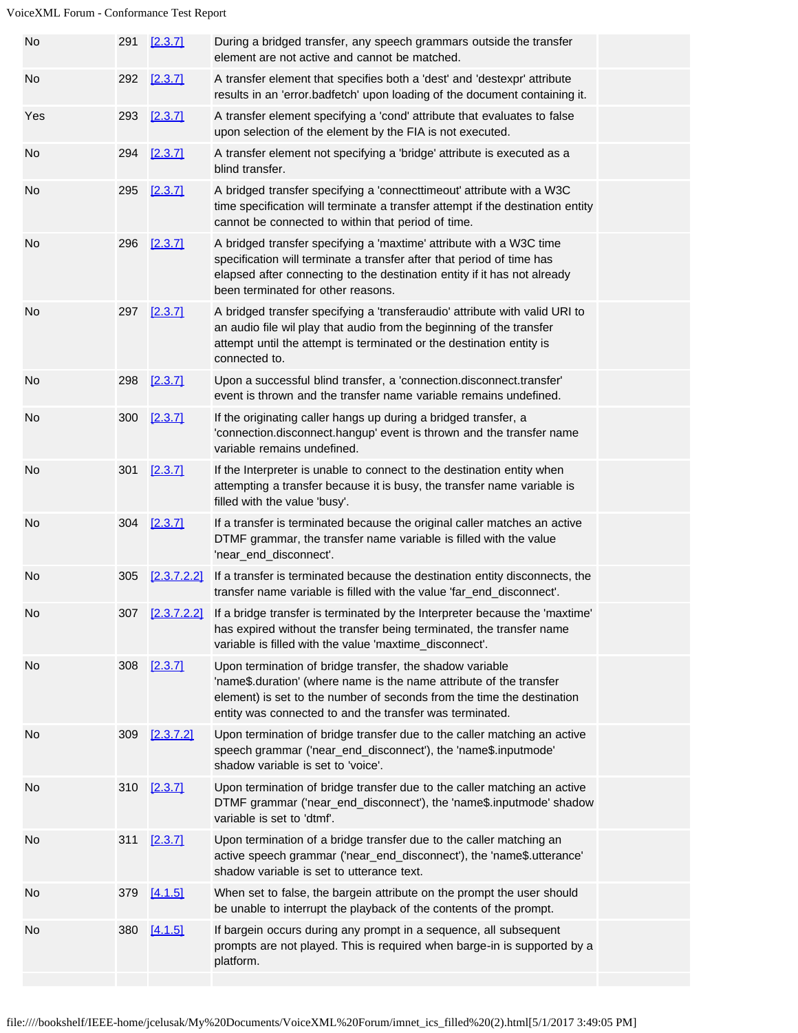| | | | | |
|---|---|---|---|---|
| No | 291 | [2.3.7] | During a bridged transfer, any speech grammars outside the transfer element are not active and cannot be matched. | |
| No | 292 | [2.3.7] | A transfer element that specifies both a 'dest' and 'destexpr' attribute results in an 'error.badfetch' upon loading of the document containing it. | |
| Yes | 293 | [2.3.7] | A transfer element specifying a 'cond' attribute that evaluates to false upon selection of the element by the FIA is not executed. | |
| No | 294 | [2.3.7] | A transfer element not specifying a 'bridge' attribute is executed as a blind transfer. | |
| No | 295 | [2.3.7] | A bridged transfer specifying a 'connecttimeout' attribute with a W3C time specification will terminate a transfer attempt if the destination entity cannot be connected to within that period of time. | |
| No | 296 | [2.3.7] | A bridged transfer specifying a 'maxtime' attribute with a W3C time specification will terminate a transfer after that period of time has elapsed after connecting to the destination entity if it has not already been terminated for other reasons. | |
| No | 297 | [2.3.7] | A bridged transfer specifying a 'transferaudio' attribute with valid URI to an audio file wil play that audio from the beginning of the transfer attempt until the attempt is terminated or the destination entity is connected to. | |
| No | 298 | [2.3.7] | Upon a successful blind transfer, a 'connection.disconnect.transfer' event is thrown and the transfer name variable remains undefined. | |
| No | 300 | [2.3.7] | If the originating caller hangs up during a bridged transfer, a 'connection.disconnect.hangup' event is thrown and the transfer name variable remains undefined. | |
| No | 301 | [2.3.7] | If the Interpreter is unable to connect to the destination entity when attempting a transfer because it is busy, the transfer name variable is filled with the value 'busy'. | |
| No | 304 | [2.3.7] | If a transfer is terminated because the original caller matches an active DTMF grammar, the transfer name variable is filled with the value 'near_end_disconnect'. | |
| No | 305 | [2.3.7.2.2] | If a transfer is terminated because the destination entity disconnects, the transfer name variable is filled with the value 'far_end_disconnect'. | |
| No | 307 | [2.3.7.2.2] | If a bridge transfer is terminated by the Interpreter because the 'maxtime' has expired without the transfer being terminated, the transfer name variable is filled with the value 'maxtime_disconnect'. | |
| No | 308 | [2.3.7] | Upon termination of bridge transfer, the shadow variable 'name$.duration' (where name is the name attribute of the transfer element) is set to the number of seconds from the time the destination entity was connected to and the transfer was terminated. | |
| No | 309 | [2.3.7.2] | Upon termination of bridge transfer due to the caller matching an active speech grammar ('near_end_disconnect'), the 'name$.inputmode' shadow variable is set to 'voice'. | |
| No | 310 | [2.3.7] | Upon termination of bridge transfer due to the caller matching an active DTMF grammar ('near_end_disconnect'), the 'name$.inputmode' shadow variable is set to 'dtmf'. | |
| No | 311 | [2.3.7] | Upon termination of a bridge transfer due to the caller matching an active speech grammar ('near_end_disconnect'), the 'name$.utterance' shadow variable is set to utterance text. | |
| No | 379 | [4.1.5] | When set to false, the bargein attribute on the prompt the user should be unable to interrupt the playback of the contents of the prompt. | |
| No | 380 | [4.1.5] | If bargein occurs during any prompt in a sequence, all subsequent prompts are not played. This is required when barge-in is supported by a platform. | |
| | | | | |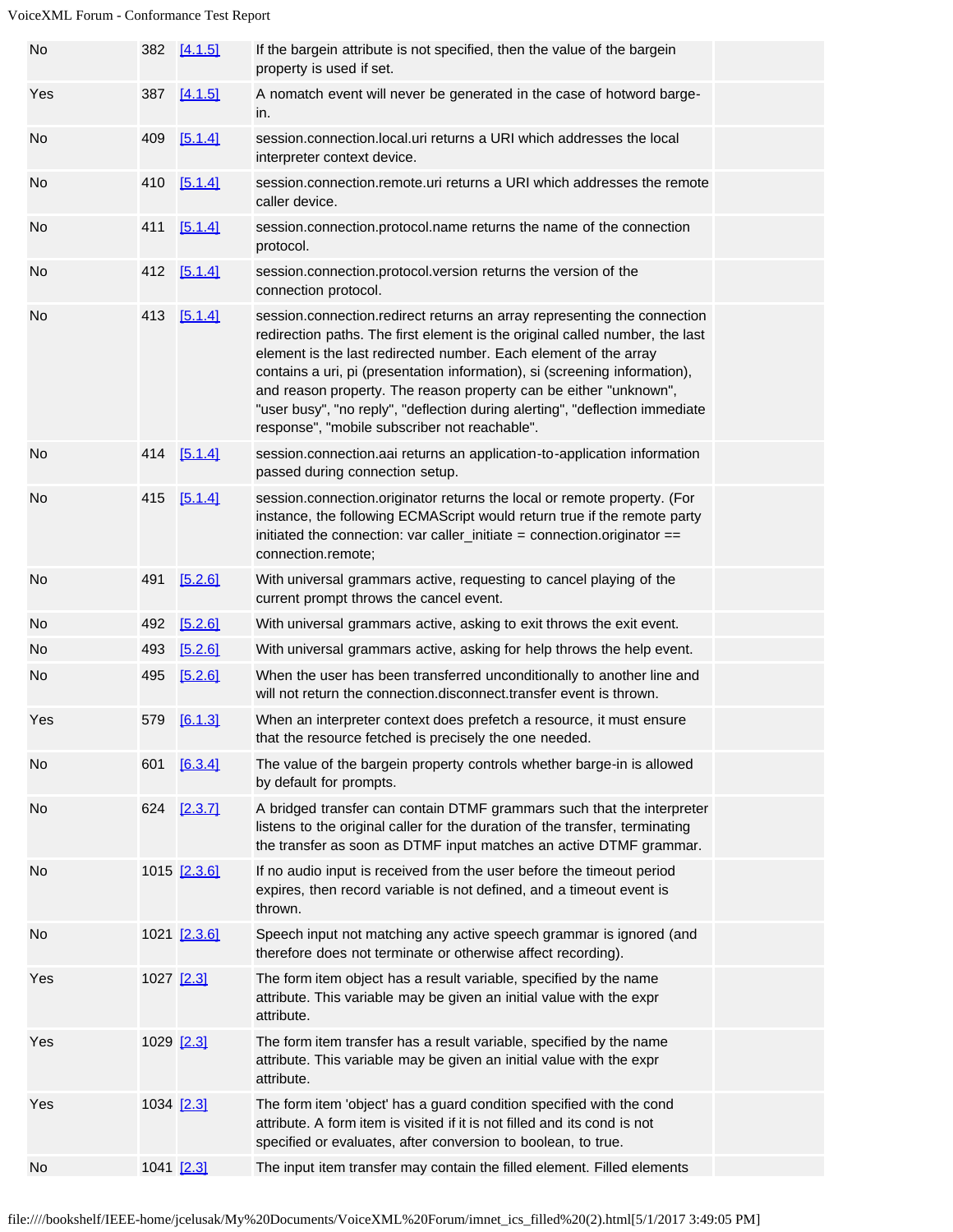| | | | | |
|---|---|---|---|---|
| No | 382 | [4.1.5] | If the bargein attribute is not specified, then the value of the bargein property is used if set. | |
| Yes | 387 | [4.1.5] | A nomatch event will never be generated in the case of hotword barge-in. | |
| No | 409 | [5.1.4] | session.connection.local.uri returns a URI which addresses the local interpreter context device. | |
| No | 410 | [5.1.4] | session.connection.remote.uri returns a URI which addresses the remote caller device. | |
| No | 411 | [5.1.4] | session.connection.protocol.name returns the name of the connection protocol. | |
| No | 412 | [5.1.4] | session.connection.protocol.version returns the version of the connection protocol. | |
| No | 413 | [5.1.4] | session.connection.redirect returns an array representing the connection redirection paths. The first element is the original called number, the last element is the last redirected number. Each element of the array contains a uri, pi (presentation information), si (screening information), and reason property. The reason property can be either "unknown", "user busy", "no reply", "deflection during alerting", "deflection immediate response", "mobile subscriber not reachable". | |
| No | 414 | [5.1.4] | session.connection.aai returns an application-to-application information passed during connection setup. | |
| No | 415 | [5.1.4] | session.connection.originator returns the local or remote property. (For instance, the following ECMAScript would return true if the remote party initiated the connection: var caller_initiate = connection.originator == connection.remote; | |
| No | 491 | [5.2.6] | With universal grammars active, requesting to cancel playing of the current prompt throws the cancel event. | |
| No | 492 | [5.2.6] | With universal grammars active, asking to exit throws the exit event. | |
| No | 493 | [5.2.6] | With universal grammars active, asking for help throws the help event. | |
| No | 495 | [5.2.6] | When the user has been transferred unconditionally to another line and will not return the connection.disconnect.transfer event is thrown. | |
| Yes | 579 | [6.1.3] | When an interpreter context does prefetch a resource, it must ensure that the resource fetched is precisely the one needed. | |
| No | 601 | [6.3.4] | The value of the bargein property controls whether barge-in is allowed by default for prompts. | |
| No | 624 | [2.3.7] | A bridged transfer can contain DTMF grammars such that the interpreter listens to the original caller for the duration of the transfer, terminating the transfer as soon as DTMF input matches an active DTMF grammar. | |
| No | 1015 | [2.3.6] | If no audio input is received from the user before the timeout period expires, then record variable is not defined, and a timeout event is thrown. | |
| No | 1021 | [2.3.6] | Speech input not matching any active speech grammar is ignored (and therefore does not terminate or otherwise affect recording). | |
| Yes | 1027 | [2.3] | The form item object has a result variable, specified by the name attribute. This variable may be given an initial value with the expr attribute. | |
| Yes | 1029 | [2.3] | The form item transfer has a result variable, specified by the name attribute. This variable may be given an initial value with the expr attribute. | |
| Yes | 1034 | [2.3] | The form item 'object' has a guard condition specified with the cond attribute. A form item is visited if it is not filled and its cond is not specified or evaluates, after conversion to boolean, to true. | |
| No | 1041 | [2.3] | The input item transfer may contain the filled element. Filled elements | |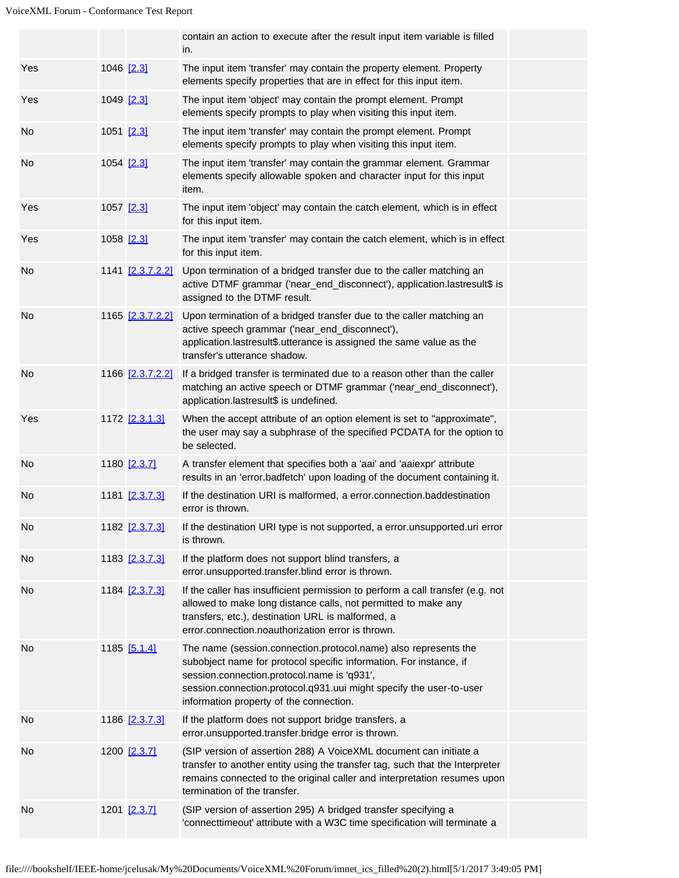| | | | | |
|---|---|---|---|---|
| | | | contain an action to execute after the result input item variable is filled in. | |
| Yes | 1046 | [2.3] | The input item 'transfer' may contain the property element. Property elements specify properties that are in effect for this input item. | |
| Yes | 1049 | [2.3] | The input item 'object' may contain the prompt element. Prompt elements specify prompts to play when visiting this input item. | |
| No | 1051 | [2.3] | The input item 'transfer' may contain the prompt element. Prompt elements specify prompts to play when visiting this input item. | |
| No | 1054 | [2.3] | The input item 'transfer' may contain the grammar element. Grammar elements specify allowable spoken and character input for this input item. | |
| Yes | 1057 | [2.3] | The input item 'object' may contain the catch element, which is in effect for this input item. | |
| Yes | 1058 | [2.3] | The input item 'transfer' may contain the catch element, which is in effect for this input item. | |
| No | 1141 | [2.3.7.2.2] | Upon termination of a bridged transfer due to the caller matching an active DTMF grammar ('near_end_disconnect'), application.lastresult$ is assigned to the DTMF result. | |
| No | 1165 | [2.3.7.2.2] | Upon termination of a bridged transfer due to the caller matching an active speech grammar ('near_end_disconnect'), application.lastresult$.utterance is assigned the same value as the transfer's utterance shadow. | |
| No | 1166 | [2.3.7.2.2] | If a bridged transfer is terminated due to a reason other than the caller matching an active speech or DTMF grammar ('near_end_disconnect'), application.lastresult$ is undefined. | |
| Yes | 1172 | [2.3.1.3] | When the accept attribute of an option element is set to "approximate", the user may say a subphrase of the specified PCDATA for the option to be selected. | |
| No | 1180 | [2.3.7] | A transfer element that specifies both a 'aai' and 'aaiexpr' attribute results in an 'error.badfetch' upon loading of the document containing it. | |
| No | 1181 | [2.3.7.3] | If the destination URI is malformed, a error.connection.baddestination error is thrown. | |
| No | 1182 | [2.3.7.3] | If the destination URI type is not supported, a error.unsupported.uri error is thrown. | |
| No | 1183 | [2.3.7.3] | If the platform does not support blind transfers, a error.unsupported.transfer.blind error is thrown. | |
| No | 1184 | [2.3.7.3] | If the caller has insufficient permission to perform a call transfer (e.g. not allowed to make long distance calls, not permitted to make any transfers, etc.), destination URL is malformed, a error.connection.noauthorization error is thrown. | |
| No | 1185 | [5.1.4] | The name (session.connection.protocol.name) also represents the subobject name for protocol specific information. For instance, if session.connection.protocol.name is 'q931', session.connection.protocol.q931.uui might specify the user-to-user information property of the connection. | |
| No | 1186 | [2.3.7.3] | If the platform does not support bridge transfers, a error.unsupported.transfer.bridge error is thrown. | |
| No | 1200 | [2.3.7] | (SIP version of assertion 288) A VoiceXML document can initiate a transfer to another entity using the transfer tag, such that the Interpreter remains connected to the original caller and interpretation resumes upon termination of the transfer. | |
| No | 1201 | [2.3.7] | (SIP version of assertion 295) A bridged transfer specifying a 'connecttimeout' attribute with a W3C time specification will terminate a | |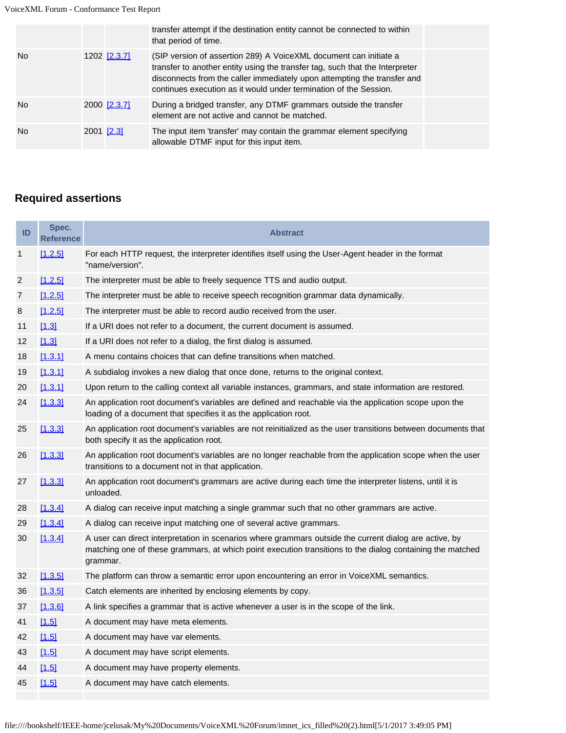| | | | | |
|---|---|---|---|---|
| | | | transfer attempt if the destination entity cannot be connected to within that period of time. | |
| No | 1202 | [2.3.7] | (SIP version of assertion 289) A VoiceXML document can initiate a transfer to another entity using the transfer tag, such that the Interpreter disconnects from the caller immediately upon attempting the transfer and continues execution as it would under termination of the Session. | |
| No | 2000 | [2.3.7] | During a bridged transfer, any DTMF grammars outside the transfer element are not active and cannot be matched. | |
| No | 2001 | [2.3] | The input item 'transfer' may contain the grammar element specifying allowable DTMF input for this input item. | |

## Required assertions

| ID | Spec. Reference | Abstract |
|---|---|---|
| 1 | [1.2.5] | For each HTTP request, the interpreter identifies itself using the User-Agent header in the format "name/version". |
| 2 | [1.2.5] | The interpreter must be able to freely sequence TTS and audio output. |
| 7 | [1.2.5] | The interpreter must be able to receive speech recognition grammar data dynamically. |
| 8 | [1.2.5] | The interpreter must be able to record audio received from the user. |
| 11 | [1.3] | If a URI does not refer to a document, the current document is assumed. |
| 12 | [1.3] | If a URI does not refer to a dialog, the first dialog is assumed. |
| 18 | [1.3.1] | A menu contains choices that can define transitions when matched. |
| 19 | [1.3.1] | A subdialog invokes a new dialog that once done, returns to the original context. |
| 20 | [1.3.1] | Upon return to the calling context all variable instances, grammars, and state information are restored. |
| 24 | [1.3.3] | An application root document's variables are defined and reachable via the application scope upon the loading of a document that specifies it as the application root. |
| 25 | [1.3.3] | An application root document's variables are not reinitialized as the user transitions between documents that both specify it as the application root. |
| 26 | [1.3.3] | An application root document's variables are no longer reachable from the application scope when the user transitions to a document not in that application. |
| 27 | [1.3.3] | An application root document's grammars are active during each time the interpreter listens, until it is unloaded. |
| 28 | [1.3.4] | A dialog can receive input matching a single grammar such that no other grammars are active. |
| 29 | [1.3.4] | A dialog can receive input matching one of several active grammars. |
| 30 | [1.3.4] | A user can direct interpretation in scenarios where grammars outside the current dialog are active, by matching one of these grammars, at which point execution transitions to the dialog containing the matched grammar. |
| 32 | [1.3.5] | The platform can throw a semantic error upon encountering an error in VoiceXML semantics. |
| 36 | [1.3.5] | Catch elements are inherited by enclosing elements by copy. |
| 37 | [1.3.6] | A link specifies a grammar that is active whenever a user is in the scope of the link. |
| 41 | [1.5] | A document may have meta elements. |
| 42 | [1.5] | A document may have var elements. |
| 43 | [1.5] | A document may have script elements. |
| 44 | [1.5] | A document may have property elements. |
| 45 | [1.5] | A document may have catch elements. |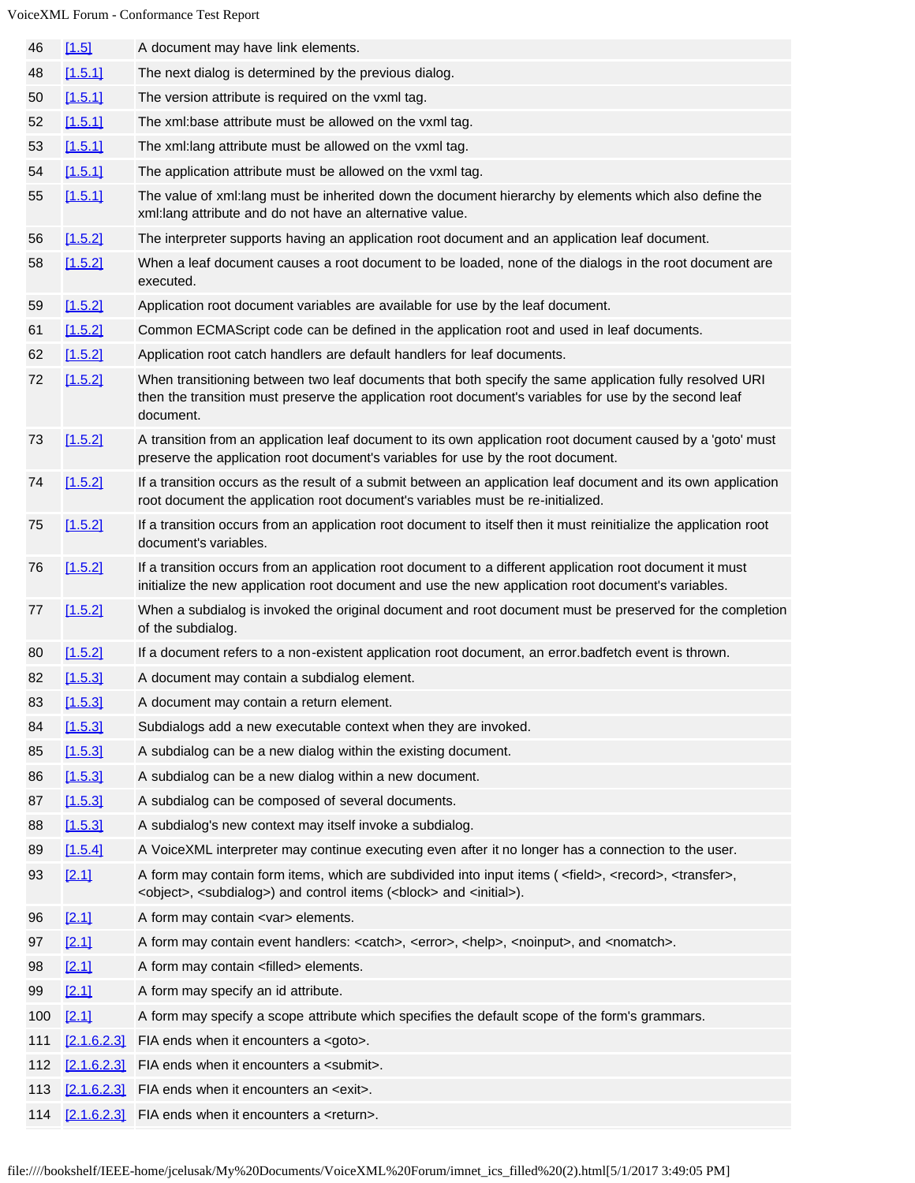| | | |
|---|---|---|
| 46 | [1.5] | A document may have link elements. |
| 48 | [1.5.1] | The next dialog is determined by the previous dialog. |
| 50 | [1.5.1] | The version attribute is required on the vxml tag. |
| 52 | [1.5.1] | The xml:base attribute must be allowed on the vxml tag. |
| 53 | [1.5.1] | The xml:lang attribute must be allowed on the vxml tag. |
| 54 | [1.5.1] | The application attribute must be allowed on the vxml tag. |
| 55 | [1.5.1] | The value of xml:lang must be inherited down the document hierarchy by elements which also define the xml:lang attribute and do not have an alternative value. |
| 56 | [1.5.2] | The interpreter supports having an application root document and an application leaf document. |
| 58 | [1.5.2] | When a leaf document causes a root document to be loaded, none of the dialogs in the root document are executed. |
| 59 | [1.5.2] | Application root document variables are available for use by the leaf document. |
| 61 | [1.5.2] | Common ECMAScript code can be defined in the application root and used in leaf documents. |
| 62 | [1.5.2] | Application root catch handlers are default handlers for leaf documents. |
| 72 | [1.5.2] | When transitioning between two leaf documents that both specify the same application fully resolved URI then the transition must preserve the application root document's variables for use by the second leaf document. |
| 73 | [1.5.2] | A transition from an application leaf document to its own application root document caused by a 'goto' must preserve the application root document's variables for use by the root document. |
| 74 | [1.5.2] | If a transition occurs as the result of a submit between an application leaf document and its own application root document the application root document's variables must be re-initialized. |
| 75 | [1.5.2] | If a transition occurs from an application root document to itself then it must reinitialize the application root document's variables. |
| 76 | [1.5.2] | If a transition occurs from an application root document to a different application root document it must initialize the new application root document and use the new application root document's variables. |
| 77 | [1.5.2] | When a subdialog is invoked the original document and root document must be preserved for the completion of the subdialog. |
| 80 | [1.5.2] | If a document refers to a non-existent application root document, an error.badfetch event is thrown. |
| 82 | [1.5.3] | A document may contain a subdialog element. |
| 83 | [1.5.3] | A document may contain a return element. |
| 84 | [1.5.3] | Subdialogs add a new executable context when they are invoked. |
| 85 | [1.5.3] | A subdialog can be a new dialog within the existing document. |
| 86 | [1.5.3] | A subdialog can be a new dialog within a new document. |
| 87 | [1.5.3] | A subdialog can be composed of several documents. |
| 88 | [1.5.3] | A subdialog's new context may itself invoke a subdialog. |
| 89 | [1.5.4] | A VoiceXML interpreter may continue executing even after it no longer has a connection to the user. |
| 93 | [2.1] | A form may contain form items, which are subdivided into input items ( <field>, <record>, <transfer>, <object>, <subdialog>) and control items (<block> and <initial>). |
| 96 | [2.1] | A form may contain <var> elements. |
| 97 | [2.1] | A form may contain event handlers: <catch>, <error>, <help>, <noinput>, and <nomatch>. |
| 98 | [2.1] | A form may contain <filled> elements. |
| 99 | [2.1] | A form may specify an id attribute. |
| 100 | [2.1] | A form may specify a scope attribute which specifies the default scope of the form's grammars. |
| 111 | [2.1.6.2.3] | FIA ends when it encounters a <goto>. |
| 112 | [2.1.6.2.3] | FIA ends when it encounters a <submit>. |
| 113 | [2.1.6.2.3] | FIA ends when it encounters an <exit>. |
| 114 | [2.1.6.2.3] | FIA ends when it encounters a <return>. |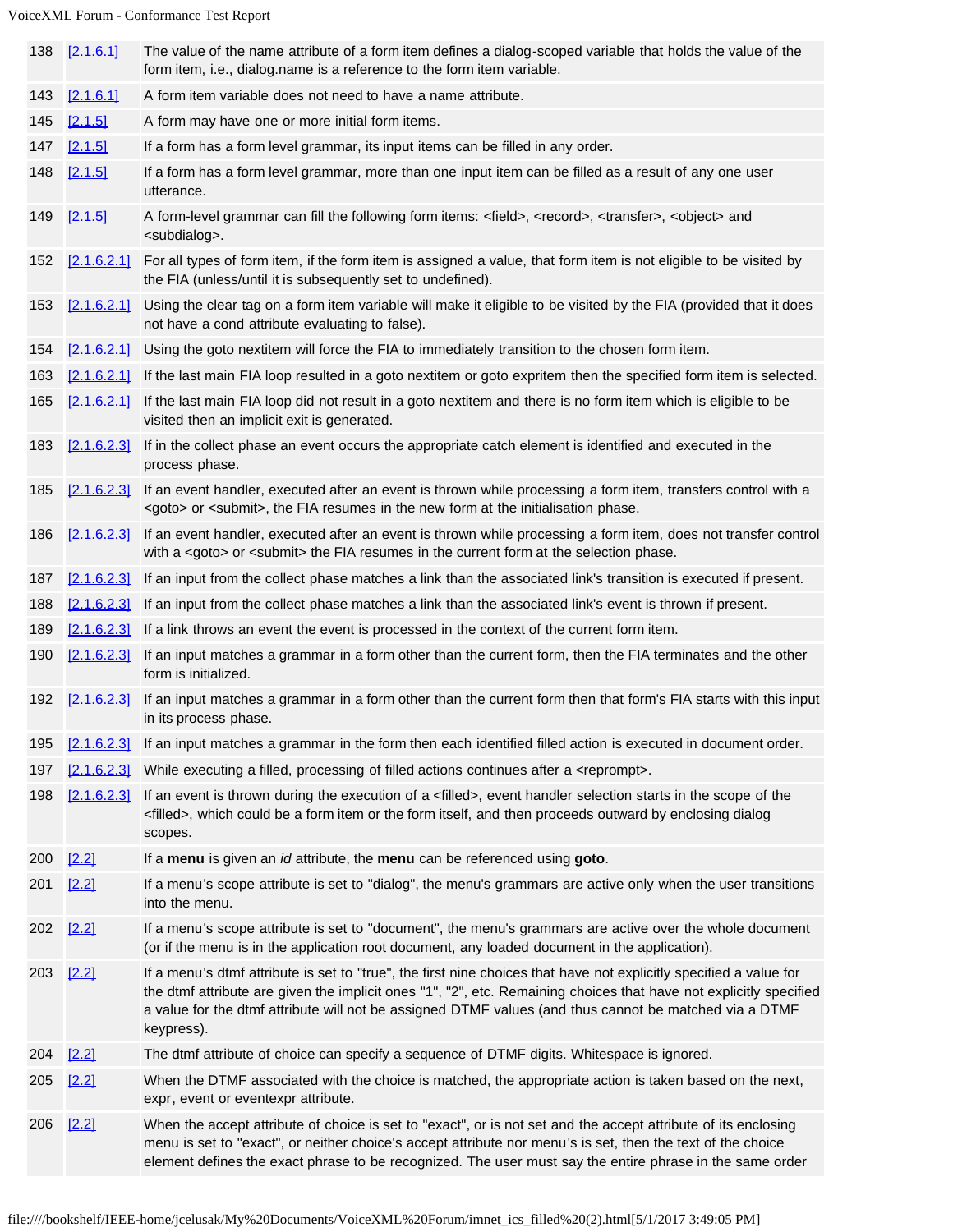| | | |
|---|---|---|
| 138 | [2.1.6.1] | The value of the name attribute of a form item defines a dialog-scoped variable that holds the value of the form item, i.e., dialog.name is a reference to the form item variable. |
| 143 | [2.1.6.1] | A form item variable does not need to have a name attribute. |
| 145 | [2.1.5] | A form may have one or more initial form items. |
| 147 | [2.1.5] | If a form has a form level grammar, its input items can be filled in any order. |
| 148 | [2.1.5] | If a form has a form level grammar, more than one input item can be filled as a result of any one user utterance. |
| 149 | [2.1.5] | A form-level grammar can fill the following form items: <field>, <record>, <transfer>, <object> and <subdialog>. |
| 152 | [2.1.6.2.1] | For all types of form item, if the form item is assigned a value, that form item is not eligible to be visited by the FIA (unless/until it is subsequently set to undefined). |
| 153 | [2.1.6.2.1] | Using the clear tag on a form item variable will make it eligible to be visited by the FIA (provided that it does not have a cond attribute evaluating to false). |
| 154 | [2.1.6.2.1] | Using the goto nextitem will force the FIA to immediately transition to the chosen form item. |
| 163 | [2.1.6.2.1] | If the last main FIA loop resulted in a goto nextitem or goto expritem then the specified form item is selected. |
| 165 | [2.1.6.2.1] | If the last main FIA loop did not result in a goto nextitem and there is no form item which is eligible to be visited then an implicit exit is generated. |
| 183 | [2.1.6.2.3] | If in the collect phase an event occurs the appropriate catch element is identified and executed in the process phase. |
| 185 | [2.1.6.2.3] | If an event handler, executed after an event is thrown while processing a form item, transfers control with a <goto> or <submit>, the FIA resumes in the new form at the initialisation phase. |
| 186 | [2.1.6.2.3] | If an event handler, executed after an event is thrown while processing a form item, does not transfer control with a <goto> or <submit> the FIA resumes in the current form at the selection phase. |
| 187 | [2.1.6.2.3] | If an input from the collect phase matches a link than the associated link's transition is executed if present. |
| 188 | [2.1.6.2.3] | If an input from the collect phase matches a link than the associated link's event is thrown if present. |
| 189 | [2.1.6.2.3] | If a link throws an event the event is processed in the context of the current form item. |
| 190 | [2.1.6.2.3] | If an input matches a grammar in a form other than the current form, then the FIA terminates and the other form is initialized. |
| 192 | [2.1.6.2.3] | If an input matches a grammar in a form other than the current form then that form's FIA starts with this input in its process phase. |
| 195 | [2.1.6.2.3] | If an input matches a grammar in the form then each identified filled action is executed in document order. |
| 197 | [2.1.6.2.3] | While executing a filled, processing of filled actions continues after a <reprompt>. |
| 198 | [2.1.6.2.3] | If an event is thrown during the execution of a <filled>, event handler selection starts in the scope of the <filled>, which could be a form item or the form itself, and then proceeds outward by enclosing dialog scopes. |
| 200 | [2.2] | If a **menu** is given an *id* attribute, the **menu** can be referenced using **goto**. |
| 201 | [2.2] | If a menu's scope attribute is set to "dialog", the menu's grammars are active only when the user transitions into the menu. |
| 202 | [2.2] | If a menu's scope attribute is set to "document", the menu's grammars are active over the whole document (or if the menu is in the application root document, any loaded document in the application). |
| 203 | [2.2] | If a menu's dtmf attribute is set to "true", the first nine choices that have not explicitly specified a value for the dtmf attribute are given the implicit ones "1", "2", etc. Remaining choices that have not explicitly specified a value for the dtmf attribute will not be assigned DTMF values (and thus cannot be matched via a DTMF keypress). |
| 204 | [2.2] | The dtmf attribute of choice can specify a sequence of DTMF digits. Whitespace is ignored. |
| 205 | [2.2] | When the DTMF associated with the choice is matched, the appropriate action is taken based on the next, expr, event or eventexpr attribute. |
| 206 | [2.2] | When the accept attribute of choice is set to "exact", or is not set and the accept attribute of its enclosing menu is set to "exact", or neither choice's accept attribute nor menu's is set, then the text of the choice element defines the exact phrase to be recognized. The user must say the entire phrase in the same order |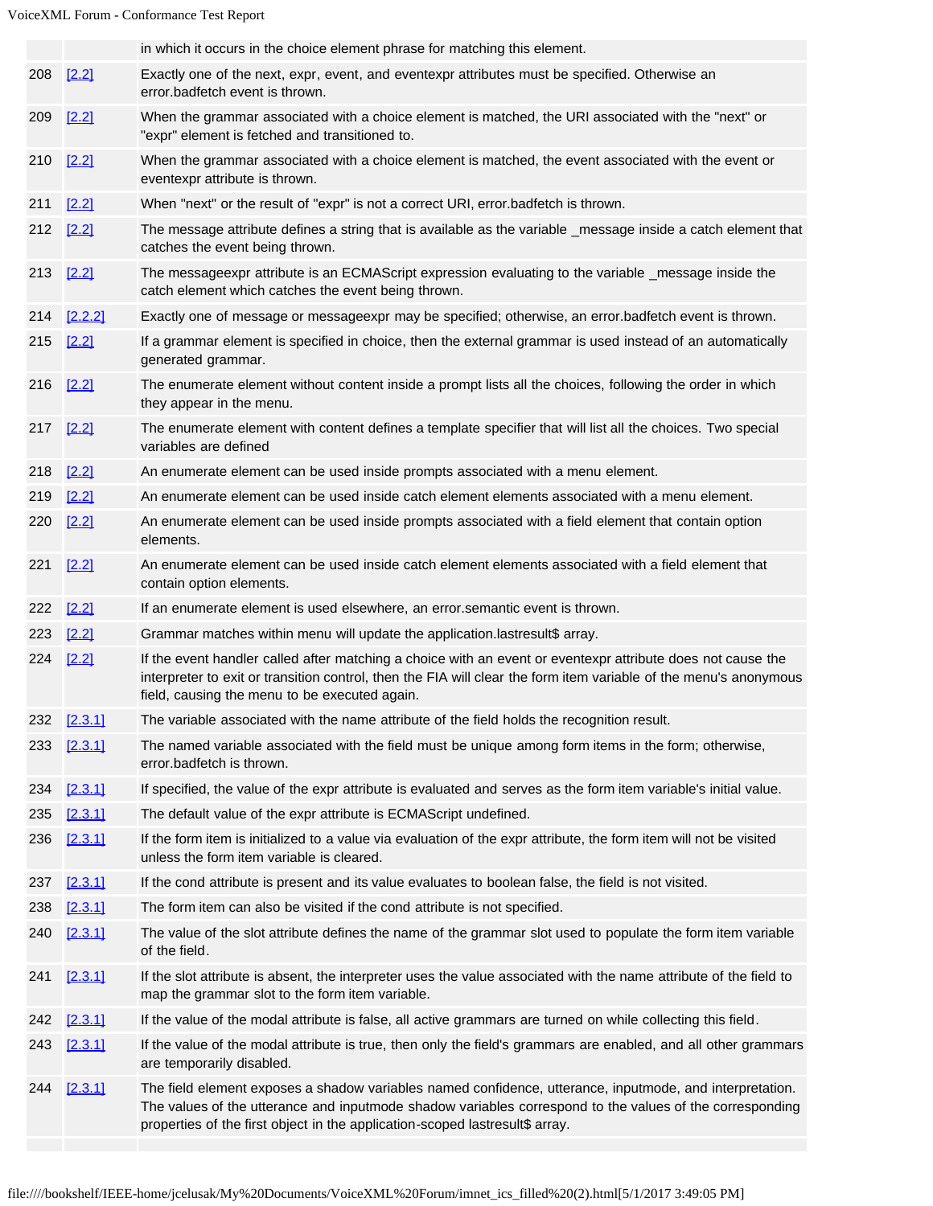|  |  |  |
|---|---|---|
|  |  | in which it occurs in the choice element phrase for matching this element. |
| 208 | [2.2] | Exactly one of the next, expr, event, and eventexpr attributes must be specified. Otherwise an error.badfetch event is thrown. |
| 209 | [2.2] | When the grammar associated with a choice element is matched, the URI associated with the "next" or "expr" element is fetched and transitioned to. |
| 210 | [2.2] | When the grammar associated with a choice element is matched, the event associated with the event or eventexpr attribute is thrown. |
| 211 | [2.2] | When "next" or the result of "expr" is not a correct URI, error.badfetch is thrown. |
| 212 | [2.2] | The message attribute defines a string that is available as the variable _message inside a catch element that catches the event being thrown. |
| 213 | [2.2] | The messageexpr attribute is an ECMAScript expression evaluating to the variable _message inside the catch element which catches the event being thrown. |
| 214 | [2.2.2] | Exactly one of message or messageexpr may be specified; otherwise, an error.badfetch event is thrown. |
| 215 | [2.2] | If a grammar element is specified in choice, then the external grammar is used instead of an automatically generated grammar. |
| 216 | [2.2] | The enumerate element without content inside a prompt lists all the choices, following the order in which they appear in the menu. |
| 217 | [2.2] | The enumerate element with content defines a template specifier that will list all the choices. Two special variables are defined |
| 218 | [2.2] | An enumerate element can be used inside prompts associated with a menu element. |
| 219 | [2.2] | An enumerate element can be used inside catch element elements associated with a menu element. |
| 220 | [2.2] | An enumerate element can be used inside prompts associated with a field element that contain option elements. |
| 221 | [2.2] | An enumerate element can be used inside catch element elements associated with a field element that contain option elements. |
| 222 | [2.2] | If an enumerate element is used elsewhere, an error.semantic event is thrown. |
| 223 | [2.2] | Grammar matches within menu will update the application.lastresult$ array. |
| 224 | [2.2] | If the event handler called after matching a choice with an event or eventexpr attribute does not cause the interpreter to exit or transition control, then the FIA will clear the form item variable of the menu's anonymous field, causing the menu to be executed again. |
| 232 | [2.3.1] | The variable associated with the name attribute of the field holds the recognition result. |
| 233 | [2.3.1] | The named variable associated with the field must be unique among form items in the form; otherwise, error.badfetch is thrown. |
| 234 | [2.3.1] | If specified, the value of the expr attribute is evaluated and serves as the form item variable's initial value. |
| 235 | [2.3.1] | The default value of the expr attribute is ECMAScript undefined. |
| 236 | [2.3.1] | If the form item is initialized to a value via evaluation of the expr attribute, the form item will not be visited unless the form item variable is cleared. |
| 237 | [2.3.1] | If the cond attribute is present and its value evaluates to boolean false, the field is not visited. |
| 238 | [2.3.1] | The form item can also be visited if the cond attribute is not specified. |
| 240 | [2.3.1] | The value of the slot attribute defines the name of the grammar slot used to populate the form item variable of the field. |
| 241 | [2.3.1] | If the slot attribute is absent, the interpreter uses the value associated with the name attribute of the field to map the grammar slot to the form item variable. |
| 242 | [2.3.1] | If the value of the modal attribute is false, all active grammars are turned on while collecting this field. |
| 243 | [2.3.1] | If the value of the modal attribute is true, then only the field's grammars are enabled, and all other grammars are temporarily disabled. |
| 244 | [2.3.1] | The field element exposes a shadow variables named confidence, utterance, inputmode, and interpretation. The values of the utterance and inputmode shadow variables correspond to the values of the corresponding properties of the first object in the application-scoped lastresult$ array. |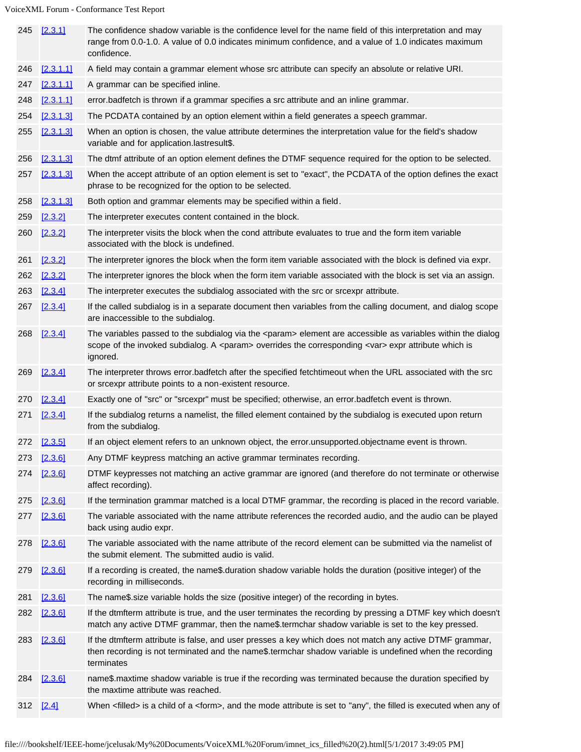| | | |
|---|---|---|
| 245 | [2.3.1] | The confidence shadow variable is the confidence level for the name field of this interpretation and may range from 0.0-1.0. A value of 0.0 indicates minimum confidence, and a value of 1.0 indicates maximum confidence. |
| 246 | [2.3.1.1] | A field may contain a grammar element whose src attribute can specify an absolute or relative URI. |
| 247 | [2.3.1.1] | A grammar can be specified inline. |
| 248 | [2.3.1.1] | error.badfetch is thrown if a grammar specifies a src attribute and an inline grammar. |
| 254 | [2.3.1.3] | The PCDATA contained by an option element within a field generates a speech grammar. |
| 255 | [2.3.1.3] | When an option is chosen, the value attribute determines the interpretation value for the field's shadow variable and for application.lastresult$. |
| 256 | [2.3.1.3] | The dtmf attribute of an option element defines the DTMF sequence required for the option to be selected. |
| 257 | [2.3.1.3] | When the accept attribute of an option element is set to "exact", the PCDATA of the option defines the exact phrase to be recognized for the option to be selected. |
| 258 | [2.3.1.3] | Both option and grammar elements may be specified within a field. |
| 259 | [2.3.2] | The interpreter executes content contained in the block. |
| 260 | [2.3.2] | The interpreter visits the block when the cond attribute evaluates to true and the form item variable associated with the block is undefined. |
| 261 | [2.3.2] | The interpreter ignores the block when the form item variable associated with the block is defined via expr. |
| 262 | [2.3.2] | The interpreter ignores the block when the form item variable associated with the block is set via an assign. |
| 263 | [2.3.4] | The interpreter executes the subdialog associated with the src or srcexpr attribute. |
| 267 | [2.3.4] | If the called subdialog is in a separate document then variables from the calling document, and dialog scope are inaccessible to the subdialog. |
| 268 | [2.3.4] | The variables passed to the subdialog via the <param> element are accessible as variables within the dialog scope of the invoked subdialog. A <param> overrides the corresponding <var> expr attribute which is ignored. |
| 269 | [2.3.4] | The interpreter throws error.badfetch after the specified fetchtimeout when the URL associated with the src or srcexpr attribute points to a non-existent resource. |
| 270 | [2.3.4] | Exactly one of "src" or "srcexpr" must be specified; otherwise, an error.badfetch event is thrown. |
| 271 | [2.3.4] | If the subdialog returns a namelist, the filled element contained by the subdialog is executed upon return from the subdialog. |
| 272 | [2.3.5] | If an object element refers to an unknown object, the error.unsupported.objectname event is thrown. |
| 273 | [2.3.6] | Any DTMF keypress matching an active grammar terminates recording. |
| 274 | [2.3.6] | DTMF keypresses not matching an active grammar are ignored (and therefore do not terminate or otherwise affect recording). |
| 275 | [2.3.6] | If the termination grammar matched is a local DTMF grammar, the recording is placed in the record variable. |
| 277 | [2.3.6] | The variable associated with the name attribute references the recorded audio, and the audio can be played back using audio expr. |
| 278 | [2.3.6] | The variable associated with the name attribute of the record element can be submitted via the namelist of the submit element. The submitted audio is valid. |
| 279 | [2.3.6] | If a recording is created, the name$.duration shadow variable holds the duration (positive integer) of the recording in milliseconds. |
| 281 | [2.3.6] | The name$.size variable holds the size (positive integer) of the recording in bytes. |
| 282 | [2.3.6] | If the dtmfterm attribute is true, and the user terminates the recording by pressing a DTMF key which doesn't match any active DTMF grammar, then the name$.termchar shadow variable is set to the key pressed. |
| 283 | [2.3.6] | If the dtmfterm attribute is false, and user presses a key which does not match any active DTMF grammar, then recording is not terminated and the name$.termchar shadow variable is undefined when the recording terminates |
| 284 | [2.3.6] | name$.maxtime shadow variable is true if the recording was terminated because the duration specified by the maxtime attribute was reached. |
| 312 | [2.4] | When <filled> is a child of a <form>, and the mode attribute is set to "any", the filled is executed when any of |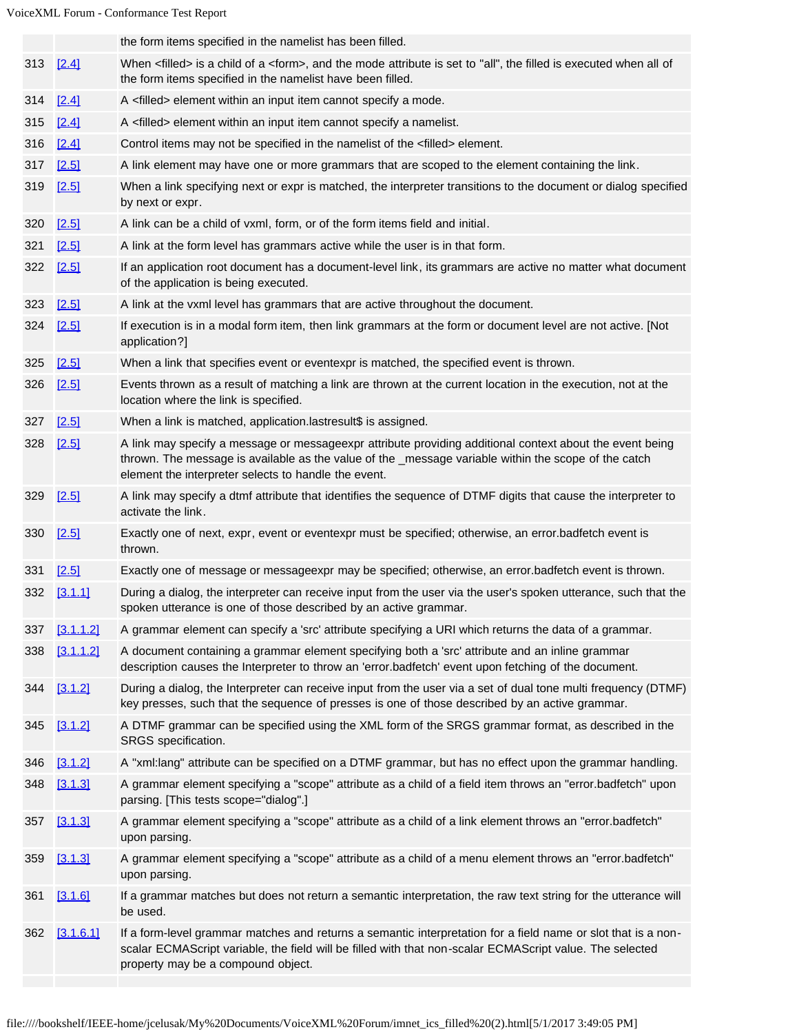|  |  | the form items specified in the namelist has been filled. |
|---|---|---|
| 313 | [2.4] | When <filled> is a child of a <form>, and the mode attribute is set to "all", the filled is executed when all of the form items specified in the namelist have been filled. |
| 314 | [2.4] | A <filled> element within an input item cannot specify a mode. |
| 315 | [2.4] | A <filled> element within an input item cannot specify a namelist. |
| 316 | [2.4] | Control items may not be specified in the namelist of the <filled> element. |
| 317 | [2.5] | A link element may have one or more grammars that are scoped to the element containing the link. |
| 319 | [2.5] | When a link specifying next or expr is matched, the interpreter transitions to the document or dialog specified by next or expr. |
| 320 | [2.5] | A link can be a child of vxml, form, or of the form items field and initial. |
| 321 | [2.5] | A link at the form level has grammars active while the user is in that form. |
| 322 | [2.5] | If an application root document has a document-level link, its grammars are active no matter what document of the application is being executed. |
| 323 | [2.5] | A link at the vxml level has grammars that are active throughout the document. |
| 324 | [2.5] | If execution is in a modal form item, then link grammars at the form or document level are not active. [Not application?] |
| 325 | [2.5] | When a link that specifies event or eventexpr is matched, the specified event is thrown. |
| 326 | [2.5] | Events thrown as a result of matching a link are thrown at the current location in the execution, not at the location where the link is specified. |
| 327 | [2.5] | When a link is matched, application.lastresult$ is assigned. |
| 328 | [2.5] | A link may specify a message or messageexpr attribute providing additional context about the event being thrown. The message is available as the value of the _message variable within the scope of the catch element the interpreter selects to handle the event. |
| 329 | [2.5] | A link may specify a dtmf attribute that identifies the sequence of DTMF digits that cause the interpreter to activate the link. |
| 330 | [2.5] | Exactly one of next, expr, event or eventexpr must be specified; otherwise, an error.badfetch event is thrown. |
| 331 | [2.5] | Exactly one of message or messageexpr may be specified; otherwise, an error.badfetch event is thrown. |
| 332 | [3.1.1] | During a dialog, the interpreter can receive input from the user via the user's spoken utterance, such that the spoken utterance is one of those described by an active grammar. |
| 337 | [3.1.1.2] | A grammar element can specify a 'src' attribute specifying a URI which returns the data of a grammar. |
| 338 | [3.1.1.2] | A document containing a grammar element specifying both a 'src' attribute and an inline grammar description causes the Interpreter to throw an 'error.badfetch' event upon fetching of the document. |
| 344 | [3.1.2] | During a dialog, the Interpreter can receive input from the user via a set of dual tone multi frequency (DTMF) key presses, such that the sequence of presses is one of those described by an active grammar. |
| 345 | [3.1.2] | A DTMF grammar can be specified using the XML form of the SRGS grammar format, as described in the SRGS specification. |
| 346 | [3.1.2] | A "xml:lang" attribute can be specified on a DTMF grammar, but has no effect upon the grammar handling. |
| 348 | [3.1.3] | A grammar element specifying a "scope" attribute as a child of a field item throws an "error.badfetch" upon parsing. [This tests scope="dialog".] |
| 357 | [3.1.3] | A grammar element specifying a "scope" attribute as a child of a link element throws an "error.badfetch" upon parsing. |
| 359 | [3.1.3] | A grammar element specifying a "scope" attribute as a child of a menu element throws an "error.badfetch" upon parsing. |
| 361 | [3.1.6] | If a grammar matches but does not return a semantic interpretation, the raw text string for the utterance will be used. |
| 362 | [3.1.6.1] | If a form-level grammar matches and returns a semantic interpretation for a field name or slot that is a non-scalar ECMAScript variable, the field will be filled with that non-scalar ECMAScript value. The selected property may be a compound object. |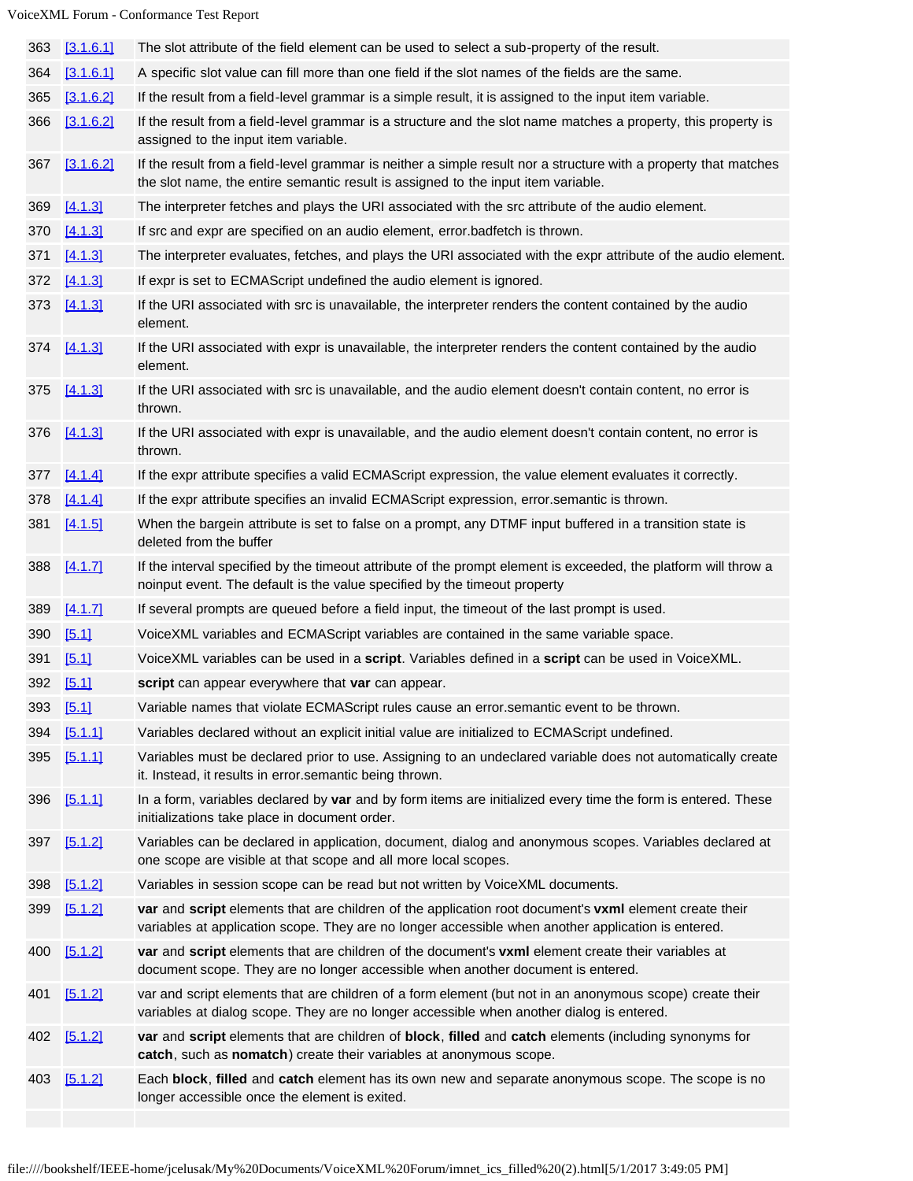| | | |
|---|---|---|
| 363 | [3.1.6.1] | The slot attribute of the field element can be used to select a sub-property of the result. |
| 364 | [3.1.6.1] | A specific slot value can fill more than one field if the slot names of the fields are the same. |
| 365 | [3.1.6.2] | If the result from a field-level grammar is a simple result, it is assigned to the input item variable. |
| 366 | [3.1.6.2] | If the result from a field-level grammar is a structure and the slot name matches a property, this property is assigned to the input item variable. |
| 367 | [3.1.6.2] | If the result from a field-level grammar is neither a simple result nor a structure with a property that matches the slot name, the entire semantic result is assigned to the input item variable. |
| 369 | [4.1.3] | The interpreter fetches and plays the URI associated with the src attribute of the audio element. |
| 370 | [4.1.3] | If src and expr are specified on an audio element, error.badfetch is thrown. |
| 371 | [4.1.3] | The interpreter evaluates, fetches, and plays the URI associated with the expr attribute of the audio element. |
| 372 | [4.1.3] | If expr is set to ECMAScript undefined the audio element is ignored. |
| 373 | [4.1.3] | If the URI associated with src is unavailable, the interpreter renders the content contained by the audio element. |
| 374 | [4.1.3] | If the URI associated with expr is unavailable, the interpreter renders the content contained by the audio element. |
| 375 | [4.1.3] | If the URI associated with src is unavailable, and the audio element doesn't contain content, no error is thrown. |
| 376 | [4.1.3] | If the URI associated with expr is unavailable, and the audio element doesn't contain content, no error is thrown. |
| 377 | [4.1.4] | If the expr attribute specifies a valid ECMAScript expression, the value element evaluates it correctly. |
| 378 | [4.1.4] | If the expr attribute specifies an invalid ECMAScript expression, error.semantic is thrown. |
| 381 | [4.1.5] | When the bargein attribute is set to false on a prompt, any DTMF input buffered in a transition state is deleted from the buffer |
| 388 | [4.1.7] | If the interval specified by the timeout attribute of the prompt element is exceeded, the platform will throw a noinput event. The default is the value specified by the timeout property |
| 389 | [4.1.7] | If several prompts are queued before a field input, the timeout of the last prompt is used. |
| 390 | [5.1] | VoiceXML variables and ECMAScript variables are contained in the same variable space. |
| 391 | [5.1] | VoiceXML variables can be used in a **script**. Variables defined in a **script** can be used in VoiceXML. |
| 392 | [5.1] | **script** can appear everywhere that **var** can appear. |
| 393 | [5.1] | Variable names that violate ECMAScript rules cause an error.semantic event to be thrown. |
| 394 | [5.1.1] | Variables declared without an explicit initial value are initialized to ECMAScript undefined. |
| 395 | [5.1.1] | Variables must be declared prior to use. Assigning to an undeclared variable does not automatically create it. Instead, it results in error.semantic being thrown. |
| 396 | [5.1.1] | In a form, variables declared by **var** and by form items are initialized every time the form is entered. These initializations take place in document order. |
| 397 | [5.1.2] | Variables can be declared in application, document, dialog and anonymous scopes. Variables declared at one scope are visible at that scope and all more local scopes. |
| 398 | [5.1.2] | Variables in session scope can be read but not written by VoiceXML documents. |
| 399 | [5.1.2] | **var** and **script** elements that are children of the application root document's **vxml** element create their variables at application scope. They are no longer accessible when another application is entered. |
| 400 | [5.1.2] | **var** and **script** elements that are children of the document's **vxml** element create their variables at document scope. They are no longer accessible when another document is entered. |
| 401 | [5.1.2] | var and script elements that are children of a form element (but not in an anonymous scope) create their variables at dialog scope. They are no longer accessible when another dialog is entered. |
| 402 | [5.1.2] | **var** and **script** elements that are children of **block**, **filled** and **catch** elements (including synonyms for **catch**, such as **nomatch**) create their variables at anonymous scope. |
| 403 | [5.1.2] | Each **block**, **filled** and **catch** element has its own new and separate anonymous scope. The scope is no longer accessible once the element is exited. |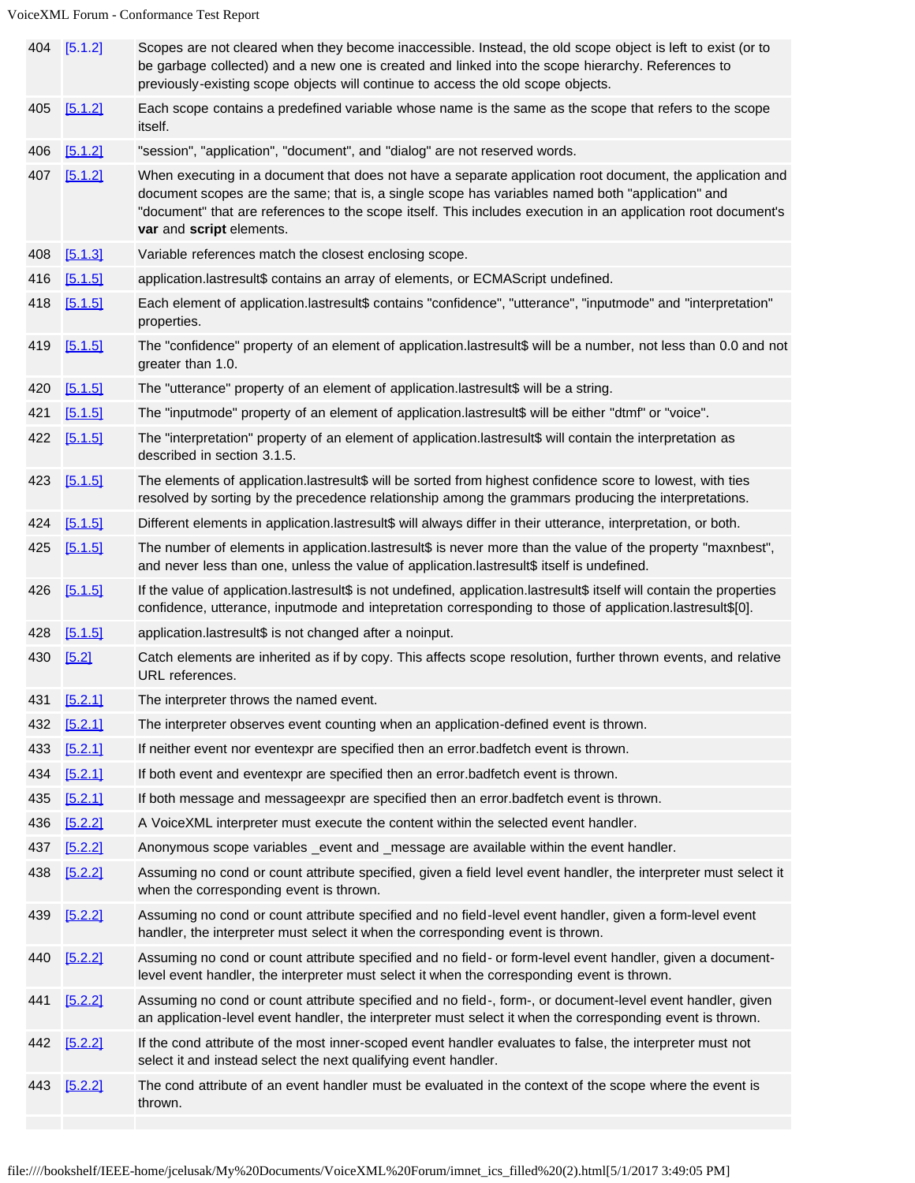| | | |
|---|---|---|
| 404 | [5.1.2] | Scopes are not cleared when they become inaccessible. Instead, the old scope object is left to exist (or to be garbage collected) and a new one is created and linked into the scope hierarchy. References to previously-existing scope objects will continue to access the old scope objects. |
| 405 | [5.1.2] | Each scope contains a predefined variable whose name is the same as the scope that refers to the scope itself. |
| 406 | [5.1.2] | "session", "application", "document", and "dialog" are not reserved words. |
| 407 | [5.1.2] | When executing in a document that does not have a separate application root document, the application and document scopes are the same; that is, a single scope has variables named both "application" and "document" that are references to the scope itself. This includes execution in an application root document's **var** and **script** elements. |
| 408 | [5.1.3] | Variable references match the closest enclosing scope. |
| 416 | [5.1.5] | application.lastresult$ contains an array of elements, or ECMAScript undefined. |
| 418 | [5.1.5] | Each element of application.lastresult$ contains "confidence", "utterance", "inputmode" and "interpretation" properties. |
| 419 | [5.1.5] | The "confidence" property of an element of application.lastresult$ will be a number, not less than 0.0 and not greater than 1.0. |
| 420 | [5.1.5] | The "utterance" property of an element of application.lastresult$ will be a string. |
| 421 | [5.1.5] | The "inputmode" property of an element of application.lastresult$ will be either "dtmf" or "voice". |
| 422 | [5.1.5] | The "interpretation" property of an element of application.lastresult$ will contain the interpretation as described in section 3.1.5. |
| 423 | [5.1.5] | The elements of application.lastresult$ will be sorted from highest confidence score to lowest, with ties resolved by sorting by the precedence relationship among the grammars producing the interpretations. |
| 424 | [5.1.5] | Different elements in application.lastresult$ will always differ in their utterance, interpretation, or both. |
| 425 | [5.1.5] | The number of elements in application.lastresult$ is never more than the value of the property "maxnbest", and never less than one, unless the value of application.lastresult$ itself is undefined. |
| 426 | [5.1.5] | If the value of application.lastresult$ is not undefined, application.lastresult$ itself will contain the properties confidence, utterance, inputmode and intepretation corresponding to those of application.lastresult$[0]. |
| 428 | [5.1.5] | application.lastresult$ is not changed after a noinput. |
| 430 | [5.2] | Catch elements are inherited as if by copy. This affects scope resolution, further thrown events, and relative URL references. |
| 431 | [5.2.1] | The interpreter throws the named event. |
| 432 | [5.2.1] | The interpreter observes event counting when an application-defined event is thrown. |
| 433 | [5.2.1] | If neither event nor eventexpr are specified then an error.badfetch event is thrown. |
| 434 | [5.2.1] | If both event and eventexpr are specified then an error.badfetch event is thrown. |
| 435 | [5.2.1] | If both message and messageexpr are specified then an error.badfetch event is thrown. |
| 436 | [5.2.2] | A VoiceXML interpreter must execute the content within the selected event handler. |
| 437 | [5.2.2] | Anonymous scope variables _event and _message are available within the event handler. |
| 438 | [5.2.2] | Assuming no cond or count attribute specified, given a field level event handler, the interpreter must select it when the corresponding event is thrown. |
| 439 | [5.2.2] | Assuming no cond or count attribute specified and no field-level event handler, given a form-level event handler, the interpreter must select it when the corresponding event is thrown. |
| 440 | [5.2.2] | Assuming no cond or count attribute specified and no field- or form-level event handler, given a document-level event handler, the interpreter must select it when the corresponding event is thrown. |
| 441 | [5.2.2] | Assuming no cond or count attribute specified and no field-, form-, or document-level event handler, given an application-level event handler, the interpreter must select it when the corresponding event is thrown. |
| 442 | [5.2.2] | If the cond attribute of the most inner-scoped event handler evaluates to false, the interpreter must not select it and instead select the next qualifying event handler. |
| 443 | [5.2.2] | The cond attribute of an event handler must be evaluated in the context of the scope where the event is thrown. |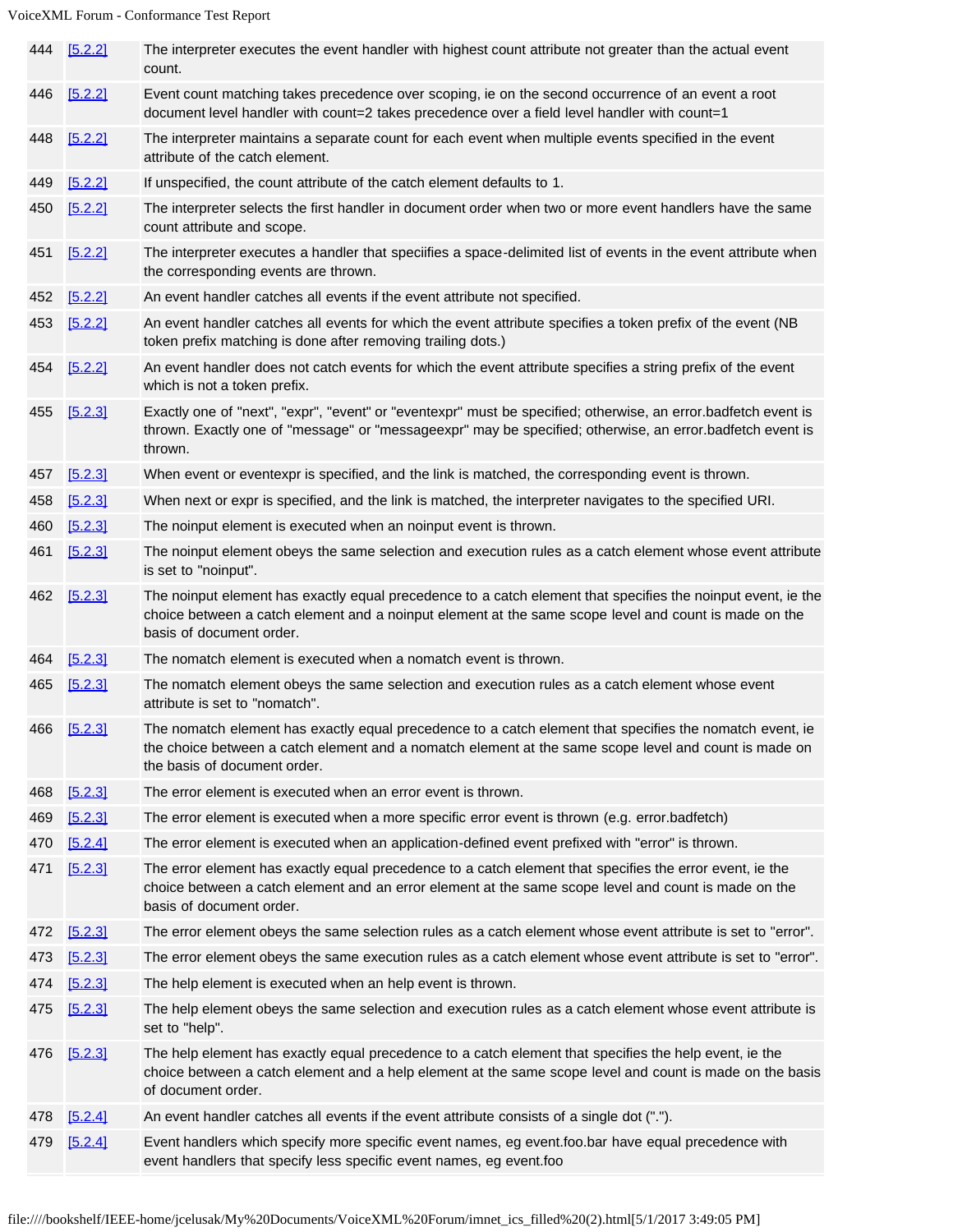| | | |
|---|---|---|
| 444 | [5.2.2] | The interpreter executes the event handler with highest count attribute not greater than the actual event count. |
| 446 | [5.2.2] | Event count matching takes precedence over scoping, ie on the second occurrence of an event a root document level handler with count=2 takes precedence over a field level handler with count=1 |
| 448 | [5.2.2] | The interpreter maintains a separate count for each event when multiple events specified in the event attribute of the catch element. |
| 449 | [5.2.2] | If unspecified, the count attribute of the catch element defaults to 1. |
| 450 | [5.2.2] | The interpreter selects the first handler in document order when two or more event handlers have the same count attribute and scope. |
| 451 | [5.2.2] | The interpreter executes a handler that speciifies a space-delimited list of events in the event attribute when the corresponding events are thrown. |
| 452 | [5.2.2] | An event handler catches all events if the event attribute not specified. |
| 453 | [5.2.2] | An event handler catches all events for which the event attribute specifies a token prefix of the event (NB token prefix matching is done after removing trailing dots.) |
| 454 | [5.2.2] | An event handler does not catch events for which the event attribute specifies a string prefix of the event which is not a token prefix. |
| 455 | [5.2.3] | Exactly one of "next", "expr", "event" or "eventexpr" must be specified; otherwise, an error.badfetch event is thrown. Exactly one of "message" or "messageexpr" may be specified; otherwise, an error.badfetch event is thrown. |
| 457 | [5.2.3] | When event or eventexpr is specified, and the link is matched, the corresponding event is thrown. |
| 458 | [5.2.3] | When next or expr is specified, and the link is matched, the interpreter navigates to the specified URI. |
| 460 | [5.2.3] | The noinput element is executed when an noinput event is thrown. |
| 461 | [5.2.3] | The noinput element obeys the same selection and execution rules as a catch element whose event attribute is set to "noinput". |
| 462 | [5.2.3] | The noinput element has exactly equal precedence to a catch element that specifies the noinput event, ie the choice between a catch element and a noinput element at the same scope level and count is made on the basis of document order. |
| 464 | [5.2.3] | The nomatch element is executed when a nomatch event is thrown. |
| 465 | [5.2.3] | The nomatch element obeys the same selection and execution rules as a catch element whose event attribute is set to "nomatch". |
| 466 | [5.2.3] | The nomatch element has exactly equal precedence to a catch element that specifies the nomatch event, ie the choice between a catch element and a nomatch element at the same scope level and count is made on the basis of document order. |
| 468 | [5.2.3] | The error element is executed when an error event is thrown. |
| 469 | [5.2.3] | The error element is executed when a more specific error event is thrown (e.g. error.badfetch) |
| 470 | [5.2.4] | The error element is executed when an application-defined event prefixed with "error" is thrown. |
| 471 | [5.2.3] | The error element has exactly equal precedence to a catch element that specifies the error event, ie the choice between a catch element and an error element at the same scope level and count is made on the basis of document order. |
| 472 | [5.2.3] | The error element obeys the same selection rules as a catch element whose event attribute is set to "error". |
| 473 | [5.2.3] | The error element obeys the same execution rules as a catch element whose event attribute is set to "error". |
| 474 | [5.2.3] | The help element is executed when an help event is thrown. |
| 475 | [5.2.3] | The help element obeys the same selection and execution rules as a catch element whose event attribute is set to "help". |
| 476 | [5.2.3] | The help element has exactly equal precedence to a catch element that specifies the help event, ie the choice between a catch element and a help element at the same scope level and count is made on the basis of document order. |
| 478 | [5.2.4] | An event handler catches all events if the event attribute consists of a single dot ("."). |
| 479 | [5.2.4] | Event handlers which specify more specific event names, eg event.foo.bar have equal precedence with event handlers that specify less specific event names, eg event.foo |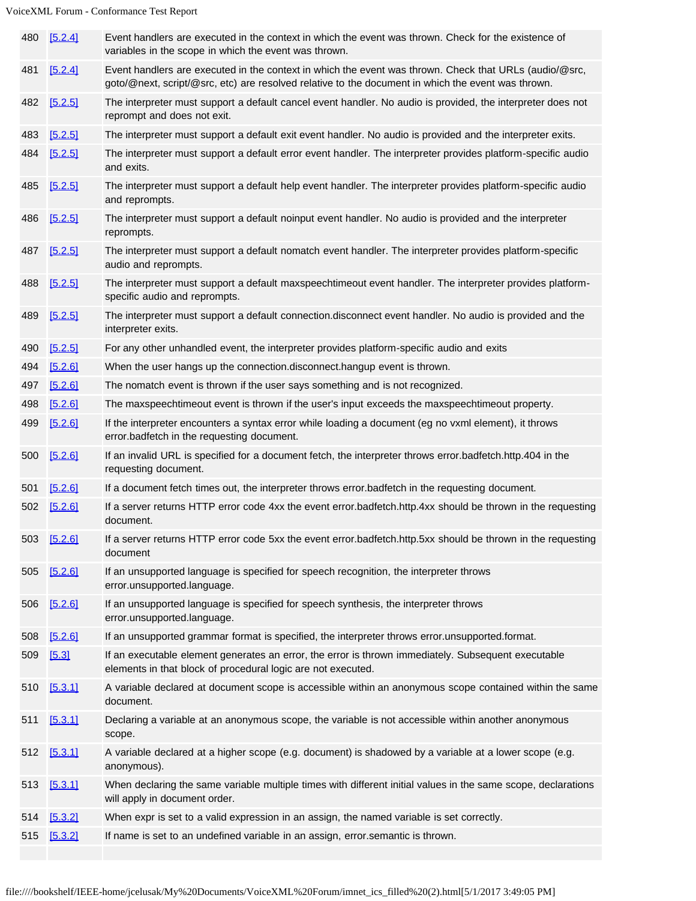| | | |
|---|---|---|
| 480 | [5.2.4] | Event handlers are executed in the context in which the event was thrown. Check for the existence of variables in the scope in which the event was thrown. |
| 481 | [5.2.4] | Event handlers are executed in the context in which the event was thrown. Check that URLs (audio/@src, goto/@next, script/@src, etc) are resolved relative to the document in which the event was thrown. |
| 482 | [5.2.5] | The interpreter must support a default cancel event handler. No audio is provided, the interpreter does not reprompt and does not exit. |
| 483 | [5.2.5] | The interpreter must support a default exit event handler. No audio is provided and the interpreter exits. |
| 484 | [5.2.5] | The interpreter must support a default error event handler. The interpreter provides platform-specific audio and exits. |
| 485 | [5.2.5] | The interpreter must support a default help event handler. The interpreter provides platform-specific audio and reprompts. |
| 486 | [5.2.5] | The interpreter must support a default noinput event handler. No audio is provided and the interpreter reprompts. |
| 487 | [5.2.5] | The interpreter must support a default nomatch event handler. The interpreter provides platform-specific audio and reprompts. |
| 488 | [5.2.5] | The interpreter must support a default maxspeechtimeout event handler. The interpreter provides platform-specific audio and reprompts. |
| 489 | [5.2.5] | The interpreter must support a default connection.disconnect event handler. No audio is provided and the interpreter exits. |
| 490 | [5.2.5] | For any other unhandled event, the interpreter provides platform-specific audio and exits |
| 494 | [5.2.6] | When the user hangs up the connection.disconnect.hangup event is thrown. |
| 497 | [5.2.6] | The nomatch event is thrown if the user says something and is not recognized. |
| 498 | [5.2.6] | The maxspeechtimeout event is thrown if the user's input exceeds the maxspeechtimeout property. |
| 499 | [5.2.6] | If the interpreter encounters a syntax error while loading a document (eg no vxml element), it throws error.badfetch in the requesting document. |
| 500 | [5.2.6] | If an invalid URL is specified for a document fetch, the interpreter throws error.badfetch.http.404 in the requesting document. |
| 501 | [5.2.6] | If a document fetch times out, the interpreter throws error.badfetch in the requesting document. |
| 502 | [5.2.6] | If a server returns HTTP error code 4xx the event error.badfetch.http.4xx should be thrown in the requesting document. |
| 503 | [5.2.6] | If a server returns HTTP error code 5xx the event error.badfetch.http.5xx should be thrown in the requesting document |
| 505 | [5.2.6] | If an unsupported language is specified for speech recognition, the interpreter throws error.unsupported.language. |
| 506 | [5.2.6] | If an unsupported language is specified for speech synthesis, the interpreter throws error.unsupported.language. |
| 508 | [5.2.6] | If an unsupported grammar format is specified, the interpreter throws error.unsupported.format. |
| 509 | [5.3] | If an executable element generates an error, the error is thrown immediately. Subsequent executable elements in that block of procedural logic are not executed. |
| 510 | [5.3.1] | A variable declared at document scope is accessible within an anonymous scope contained within the same document. |
| 511 | [5.3.1] | Declaring a variable at an anonymous scope, the variable is not accessible within another anonymous scope. |
| 512 | [5.3.1] | A variable declared at a higher scope (e.g. document) is shadowed by a variable at a lower scope (e.g. anonymous). |
| 513 | [5.3.1] | When declaring the same variable multiple times with different initial values in the same scope, declarations will apply in document order. |
| 514 | [5.3.2] | When expr is set to a valid expression in an assign, the named variable is set correctly. |
| 515 | [5.3.2] | If name is set to an undefined variable in an assign, error.semantic is thrown. |
| | | |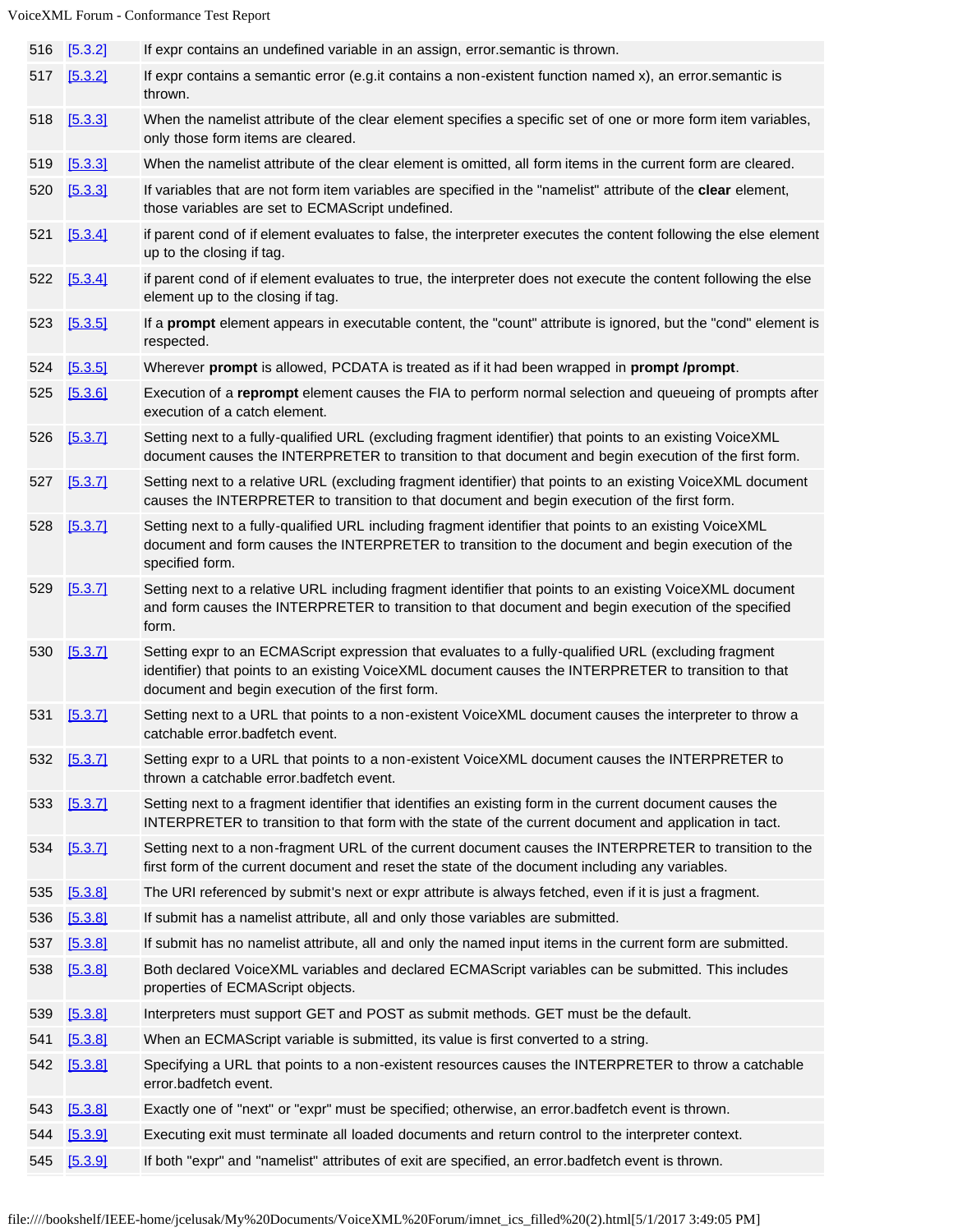| | | |
|---|---|---|
| 516 | [5.3.2] | If expr contains an undefined variable in an assign, error.semantic is thrown. |
| 517 | [5.3.2] | If expr contains a semantic error (e.g.it contains a non-existent function named x), an error.semantic is thrown. |
| 518 | [5.3.3] | When the namelist attribute of the clear element specifies a specific set of one or more form item variables, only those form items are cleared. |
| 519 | [5.3.3] | When the namelist attribute of the clear element is omitted, all form items in the current form are cleared. |
| 520 | [5.3.3] | If variables that are not form item variables are specified in the "namelist" attribute of the **clear** element, those variables are set to ECMAScript undefined. |
| 521 | [5.3.4] | if parent cond of if element evaluates to false, the interpreter executes the content following the else element up to the closing if tag. |
| 522 | [5.3.4] | if parent cond of if element evaluates to true, the interpreter does not execute the content following the else element up to the closing if tag. |
| 523 | [5.3.5] | If a **prompt** element appears in executable content, the "count" attribute is ignored, but the "cond" element is respected. |
| 524 | [5.3.5] | Wherever **prompt** is allowed, PCDATA is treated as if it had been wrapped in **prompt /prompt**. |
| 525 | [5.3.6] | Execution of a **reprompt** element causes the FIA to perform normal selection and queueing of prompts after execution of a catch element. |
| 526 | [5.3.7] | Setting next to a fully-qualified URL (excluding fragment identifier) that points to an existing VoiceXML document causes the INTERPRETER to transition to that document and begin execution of the first form. |
| 527 | [5.3.7] | Setting next to a relative URL (excluding fragment identifier) that points to an existing VoiceXML document causes the INTERPRETER to transition to that document and begin execution of the first form. |
| 528 | [5.3.7] | Setting next to a fully-qualified URL including fragment identifier that points to an existing VoiceXML document and form causes the INTERPRETER to transition to the document and begin execution of the specified form. |
| 529 | [5.3.7] | Setting next to a relative URL including fragment identifier that points to an existing VoiceXML document and form causes the INTERPRETER to transition to that document and begin execution of the specified form. |
| 530 | [5.3.7] | Setting expr to an ECMAScript expression that evaluates to a fully-qualified URL (excluding fragment identifier) that points to an existing VoiceXML document causes the INTERPRETER to transition to that document and begin execution of the first form. |
| 531 | [5.3.7] | Setting next to a URL that points to a non-existent VoiceXML document causes the interpreter to throw a catchable error.badfetch event. |
| 532 | [5.3.7] | Setting expr to a URL that points to a non-existent VoiceXML document causes the INTERPRETER to thrown a catchable error.badfetch event. |
| 533 | [5.3.7] | Setting next to a fragment identifier that identifies an existing form in the current document causes the INTERPRETER to transition to that form with the state of the current document and application in tact. |
| 534 | [5.3.7] | Setting next to a non-fragment URL of the current document causes the INTERPRETER to transition to the first form of the current document and reset the state of the document including any variables. |
| 535 | [5.3.8] | The URI referenced by submit's next or expr attribute is always fetched, even if it is just a fragment. |
| 536 | [5.3.8] | If submit has a namelist attribute, all and only those variables are submitted. |
| 537 | [5.3.8] | If submit has no namelist attribute, all and only the named input items in the current form are submitted. |
| 538 | [5.3.8] | Both declared VoiceXML variables and declared ECMAScript variables can be submitted. This includes properties of ECMAScript objects. |
| 539 | [5.3.8] | Interpreters must support GET and POST as submit methods. GET must be the default. |
| 541 | [5.3.8] | When an ECMAScript variable is submitted, its value is first converted to a string. |
| 542 | [5.3.8] | Specifying a URL that points to a non-existent resources causes the INTERPRETER to throw a catchable error.badfetch event. |
| 543 | [5.3.8] | Exactly one of "next" or "expr" must be specified; otherwise, an error.badfetch event is thrown. |
| 544 | [5.3.9] | Executing exit must terminate all loaded documents and return control to the interpreter context. |
| 545 | [5.3.9] | If both "expr" and "namelist" attributes of exit are specified, an error.badfetch event is thrown. |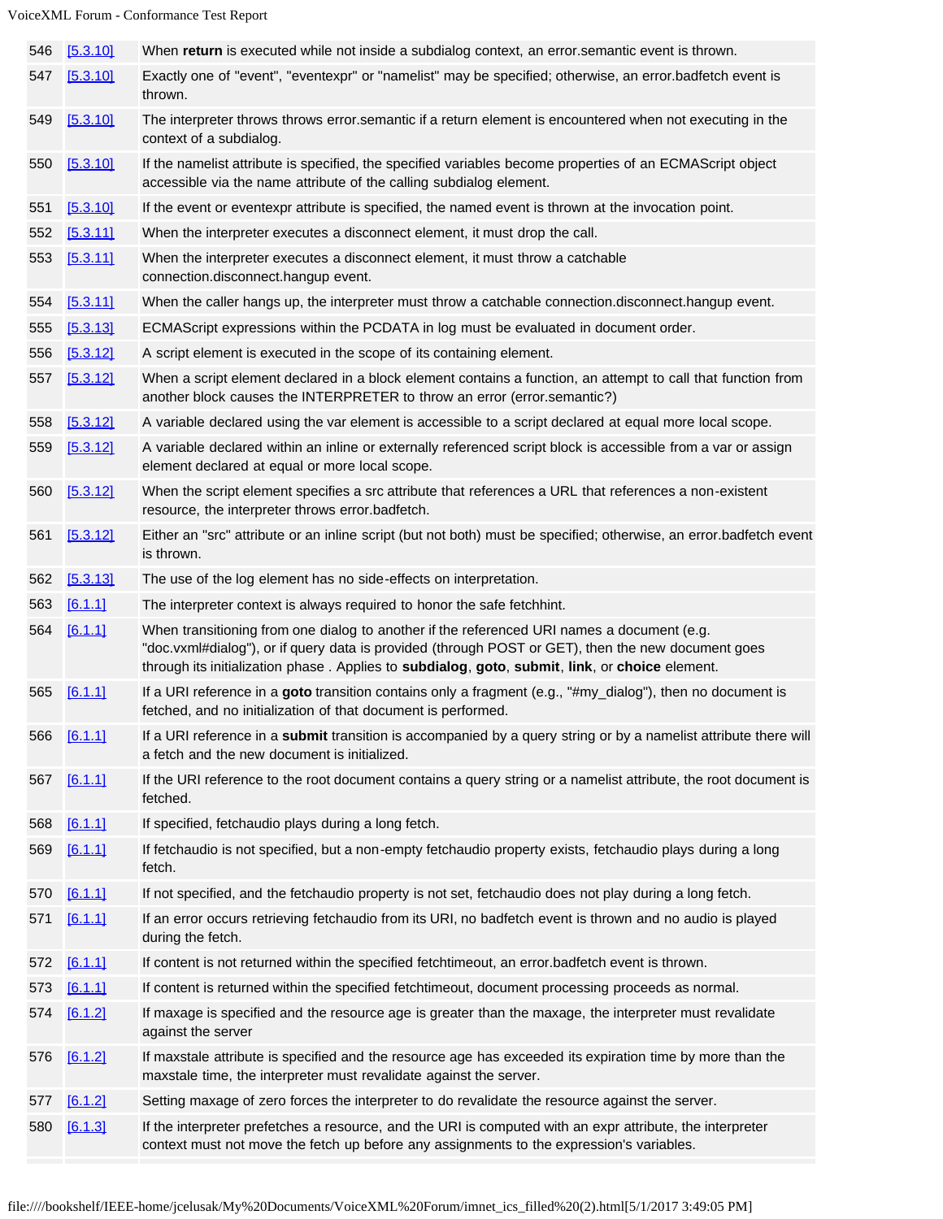| | | |
|---|---|---|
| 546 | [5.3.10] | When **return** is executed while not inside a subdialog context, an error.semantic event is thrown. |
| 547 | [5.3.10] | Exactly one of "event", "eventexpr" or "namelist" may be specified; otherwise, an error.badfetch event is thrown. |
| 549 | [5.3.10] | The interpreter throws throws error.semantic if a return element is encountered when not executing in the context of a subdialog. |
| 550 | [5.3.10] | If the namelist attribute is specified, the specified variables become properties of an ECMAScript object accessible via the name attribute of the calling subdialog element. |
| 551 | [5.3.10] | If the event or eventexpr attribute is specified, the named event is thrown at the invocation point. |
| 552 | [5.3.11] | When the interpreter executes a disconnect element, it must drop the call. |
| 553 | [5.3.11] | When the interpreter executes a disconnect element, it must throw a catchable connection.disconnect.hangup event. |
| 554 | [5.3.11] | When the caller hangs up, the interpreter must throw a catchable connection.disconnect.hangup event. |
| 555 | [5.3.13] | ECMAScript expressions within the PCDATA in log must be evaluated in document order. |
| 556 | [5.3.12] | A script element is executed in the scope of its containing element. |
| 557 | [5.3.12] | When a script element declared in a block element contains a function, an attempt to call that function from another block causes the INTERPRETER to throw an error (error.semantic?) |
| 558 | [5.3.12] | A variable declared using the var element is accessible to a script declared at equal more local scope. |
| 559 | [5.3.12] | A variable declared within an inline or externally referenced script block is accessible from a var or assign element declared at equal or more local scope. |
| 560 | [5.3.12] | When the script element specifes a src attribute that references a URL that references a non-existent resource, the interpreter throws error.badfetch. |
| 561 | [5.3.12] | Either an "src" attribute or an inline script (but not both) must be specified; otherwise, an error.badfetch event is thrown. |
| 562 | [5.3.13] | The use of the log element has no side-effects on interpretation. |
| 563 | [6.1.1] | The interpreter context is always required to honor the safe fetchhint. |
| 564 | [6.1.1] | When transitioning from one dialog to another if the referenced URI names a document (e.g. "doc.vxml#dialog"), or if query data is provided (through POST or GET), then the new document goes through its initialization phase . Applies to **subdialog**, **goto**, **submit**, **link**, or **choice** element. |
| 565 | [6.1.1] | If a URI reference in a **goto** transition contains only a fragment (e.g., "#my_dialog"), then no document is fetched, and no initialization of that document is performed. |
| 566 | [6.1.1] | If a URI reference in a **submit** transition is accompanied by a query string or by a namelist attribute there will a fetch and the new document is initialized. |
| 567 | [6.1.1] | If the URI reference to the root document contains a query string or a namelist attribute, the root document is fetched. |
| 568 | [6.1.1] | If specified, fetchaudio plays during a long fetch. |
| 569 | [6.1.1] | If fetchaudio is not specified, but a non-empty fetchaudio property exists, fetchaudio plays during a long fetch. |
| 570 | [6.1.1] | If not specified, and the fetchaudio property is not set, fetchaudio does not play during a long fetch. |
| 571 | [6.1.1] | If an error occurs retrieving fetchaudio from its URI, no badfetch event is thrown and no audio is played during the fetch. |
| 572 | [6.1.1] | If content is not returned within the specified fetchtimeout, an error.badfetch event is thrown. |
| 573 | [6.1.1] | If content is returned within the specified fetchtimeout, document processing proceeds as normal. |
| 574 | [6.1.2] | If maxage is specified and the resource age is greater than the maxage, the interpreter must revalidate against the server |
| 576 | [6.1.2] | If maxstale attribute is specified and the resource age has exceeded its expiration time by more than the maxstale time, the interpreter must revalidate against the server. |
| 577 | [6.1.2] | Setting maxage of zero forces the interpreter to do revalidate the resource against the server. |
| 580 | [6.1.3] | If the interpreter prefetches a resource, and the URI is computed with an expr attribute, the interpreter context must not move the fetch up before any assignments to the expression's variables. |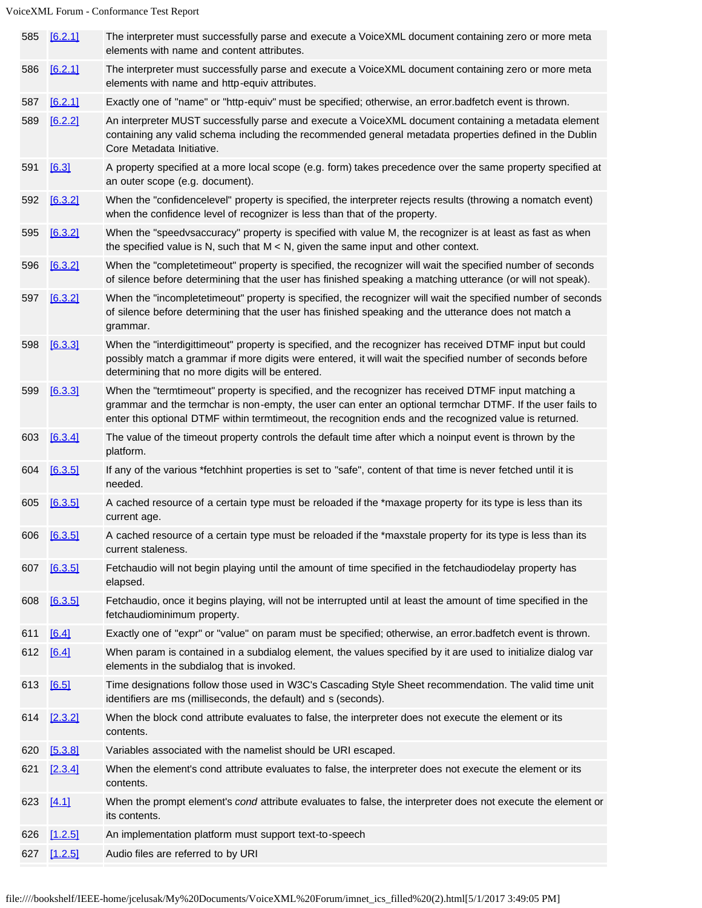| | | |
|---|---|---|
| 585 | [6.2.1] | The interpreter must successfully parse and execute a VoiceXML document containing zero or more meta elements with name and content attributes. |
| 586 | [6.2.1] | The interpreter must successfully parse and execute a VoiceXML document containing zero or more meta elements with name and http-equiv attributes. |
| 587 | [6.2.1] | Exactly one of "name" or "http-equiv" must be specified; otherwise, an error.badfetch event is thrown. |
| 589 | [6.2.2] | An interpreter MUST successfully parse and execute a VoiceXML document containing a metadata element containing any valid schema including the recommended general metadata properties defined in the Dublin Core Metadata Initiative. |
| 591 | [6.3] | A property specified at a more local scope (e.g. form) takes precedence over the same property specified at an outer scope (e.g. document). |
| 592 | [6.3.2] | When the "confidencelevel" property is specified, the interpreter rejects results (throwing a nomatch event) when the confidence level of recognizer is less than that of the property. |
| 595 | [6.3.2] | When the "speedvsaccuracy" property is specified with value M, the recognizer is at least as fast as when the specified value is N, such that M < N, given the same input and other context. |
| 596 | [6.3.2] | When the "completetimeout" property is specified, the recognizer will wait the specified number of seconds of silence before determining that the user has finished speaking a matching utterance (or will not speak). |
| 597 | [6.3.2] | When the "incompletetimeout" property is specified, the recognizer will wait the specified number of seconds of silence before determining that the user has finished speaking and the utterance does not match a grammar. |
| 598 | [6.3.3] | When the "interdigittimeout" property is specified, and the recognizer has received DTMF input but could possibly match a grammar if more digits were entered, it will wait the specified number of seconds before determining that no more digits will be entered. |
| 599 | [6.3.3] | When the "termtimeout" property is specified, and the recognizer has received DTMF input matching a grammar and the termchar is non-empty, the user can enter an optional termchar DTMF. If the user fails to enter this optional DTMF within termtimeout, the recognition ends and the recognized value is returned. |
| 603 | [6.3.4] | The value of the timeout property controls the default time after which a noinput event is thrown by the platform. |
| 604 | [6.3.5] | If any of the various *fetchhint properties is set to "safe", content of that time is never fetched until it is needed. |
| 605 | [6.3.5] | A cached resource of a certain type must be reloaded if the *maxage property for its type is less than its current age. |
| 606 | [6.3.5] | A cached resource of a certain type must be reloaded if the *maxstale property for its type is less than its current staleness. |
| 607 | [6.3.5] | Fetchaudio will not begin playing until the amount of time specified in the fetchaudiodelay property has elapsed. |
| 608 | [6.3.5] | Fetchaudio, once it begins playing, will not be interrupted until at least the amount of time specified in the fetchaudiominimum property. |
| 611 | [6.4] | Exactly one of "expr" or "value" on param must be specified; otherwise, an error.badfetch event is thrown. |
| 612 | [6.4] | When param is contained in a subdialog element, the values specified by it are used to initialize dialog var elements in the subdialog that is invoked. |
| 613 | [6.5] | Time designations follow those used in W3C's Cascading Style Sheet recommendation. The valid time unit identifiers are ms (milliseconds, the default) and s (seconds). |
| 614 | [2.3.2] | When the block cond attribute evaluates to false, the interpreter does not execute the element or its contents. |
| 620 | [5.3.8] | Variables associated with the namelist should be URI escaped. |
| 621 | [2.3.4] | When the element's cond attribute evaluates to false, the interpreter does not execute the element or its contents. |
| 623 | [4.1] | When the prompt element's *cond* attribute evaluates to false, the interpreter does not execute the element or its contents. |
| 626 | [1.2.5] | An implementation platform must support text-to-speech |
| 627 | [1.2.5] | Audio files are referred to by URI |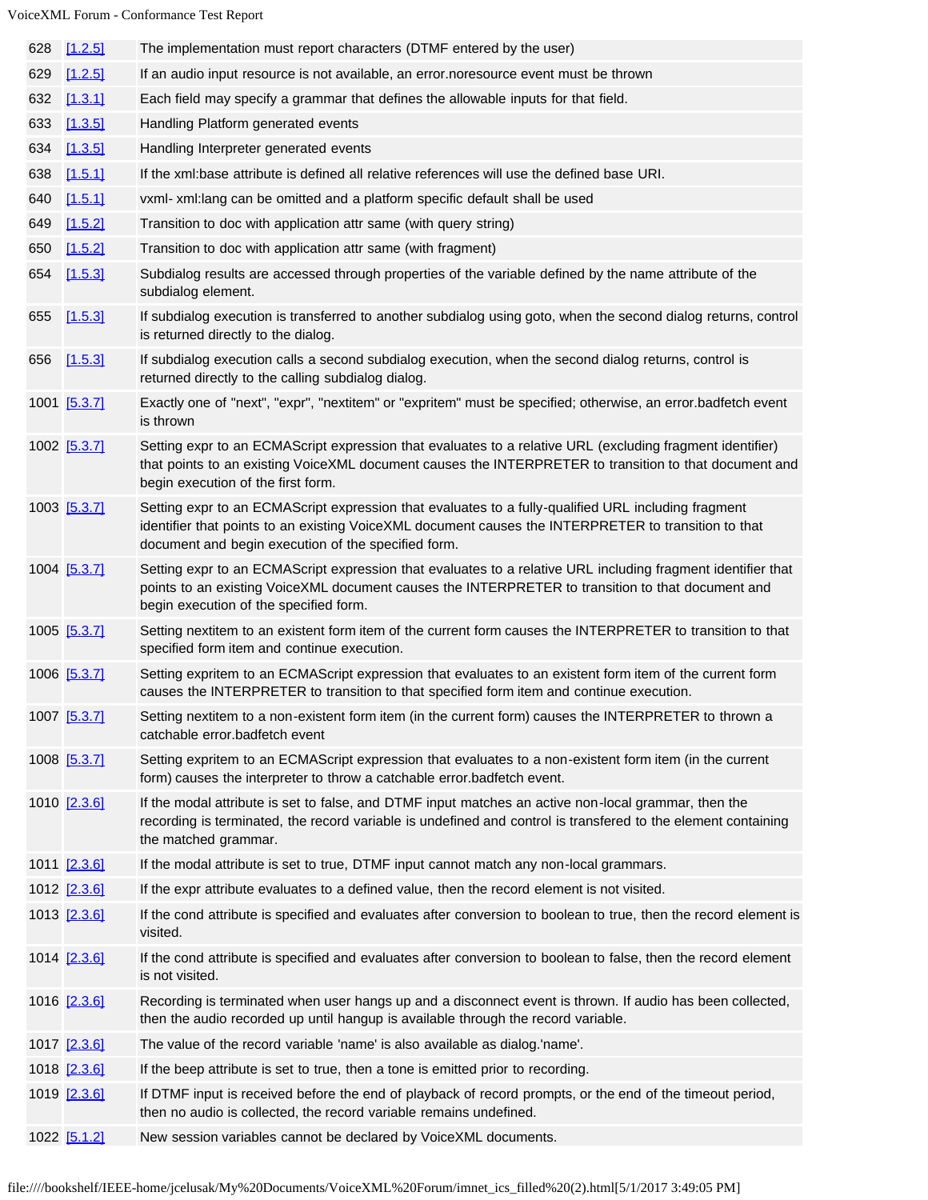| | | |
|---|---|---|
| 628 | [1.2.5] | The implementation must report characters (DTMF entered by the user) |
| 629 | [1.2.5] | If an audio input resource is not available, an error.noresource event must be thrown |
| 632 | [1.3.1] | Each field may specify a grammar that defines the allowable inputs for that field. |
| 633 | [1.3.5] | Handling Platform generated events |
| 634 | [1.3.5] | Handling Interpreter generated events |
| 638 | [1.5.1] | If the xml:base attribute is defined all relative references will use the defined base URI. |
| 640 | [1.5.1] | vxml- xml:lang can be omitted and a platform specific default shall be used |
| 649 | [1.5.2] | Transition to doc with application attr same (with query string) |
| 650 | [1.5.2] | Transition to doc with application attr same (with fragment) |
| 654 | [1.5.3] | Subdialog results are accessed through properties of the variable defined by the name attribute of the subdialog element. |
| 655 | [1.5.3] | If subdialog execution is transferred to another subdialog using goto, when the second dialog returns, control is returned directly to the dialog. |
| 656 | [1.5.3] | If subdialog execution calls a second subdialog execution, when the second dialog returns, control is returned directly to the calling subdialog dialog. |
| 1001 | [5.3.7] | Exactly one of "next", "expr", "nextitem" or "expritem" must be specified; otherwise, an error.badfetch event is thrown |
| 1002 | [5.3.7] | Setting expr to an ECMAScript expression that evaluates to a relative URL (excluding fragment identifier) that points to an existing VoiceXML document causes the INTERPRETER to transition to that document and begin execution of the first form. |
| 1003 | [5.3.7] | Setting expr to an ECMAScript expression that evaluates to a fully-qualified URL including fragment identifier that points to an existing VoiceXML document causes the INTERPRETER to transition to that document and begin execution of the specified form. |
| 1004 | [5.3.7] | Setting expr to an ECMAScript expression that evaluates to a relative URL including fragment identifier that points to an existing VoiceXML document causes the INTERPRETER to transition to that document and begin execution of the specified form. |
| 1005 | [5.3.7] | Setting nextitem to an existent form item of the current form causes the INTERPRETER to transition to that specified form item and continue execution. |
| 1006 | [5.3.7] | Setting expritem to an ECMAScript expression that evaluates to an existent form item of the current form causes the INTERPRETER to transition to that specified form item and continue execution. |
| 1007 | [5.3.7] | Setting nextitem to a non-existent form item (in the current form) causes the INTERPRETER to thrown a catchable error.badfetch event |
| 1008 | [5.3.7] | Setting expritem to an ECMAScript expression that evaluates to a non-existent form item (in the current form) causes the interpreter to throw a catchable error.badfetch event. |
| 1010 | [2.3.6] | If the modal attribute is set to false, and DTMF input matches an active non-local grammar, then the recording is terminated, the record variable is undefined and control is transfered to the element containing the matched grammar. |
| 1011 | [2.3.6] | If the modal attribute is set to true, DTMF input cannot match any non-local grammars. |
| 1012 | [2.3.6] | If the expr attribute evaluates to a defined value, then the record element is not visited. |
| 1013 | [2.3.6] | If the cond attribute is specified and evaluates after conversion to boolean to true, then the record element is visited. |
| 1014 | [2.3.6] | If the cond attribute is specified and evaluates after conversion to boolean to false, then the record element is not visited. |
| 1016 | [2.3.6] | Recording is terminated when user hangs up and a disconnect event is thrown. If audio has been collected, then the audio recorded up until hangup is available through the record variable. |
| 1017 | [2.3.6] | The value of the record variable 'name' is also available as dialog.'name'. |
| 1018 | [2.3.6] | If the beep attribute is set to true, then a tone is emitted prior to recording. |
| 1019 | [2.3.6] | If DTMF input is received before the end of playback of record prompts, or the end of the timeout period, then no audio is collected, the record variable remains undefined. |
| 1022 | [5.1.2] | New session variables cannot be declared by VoiceXML documents. |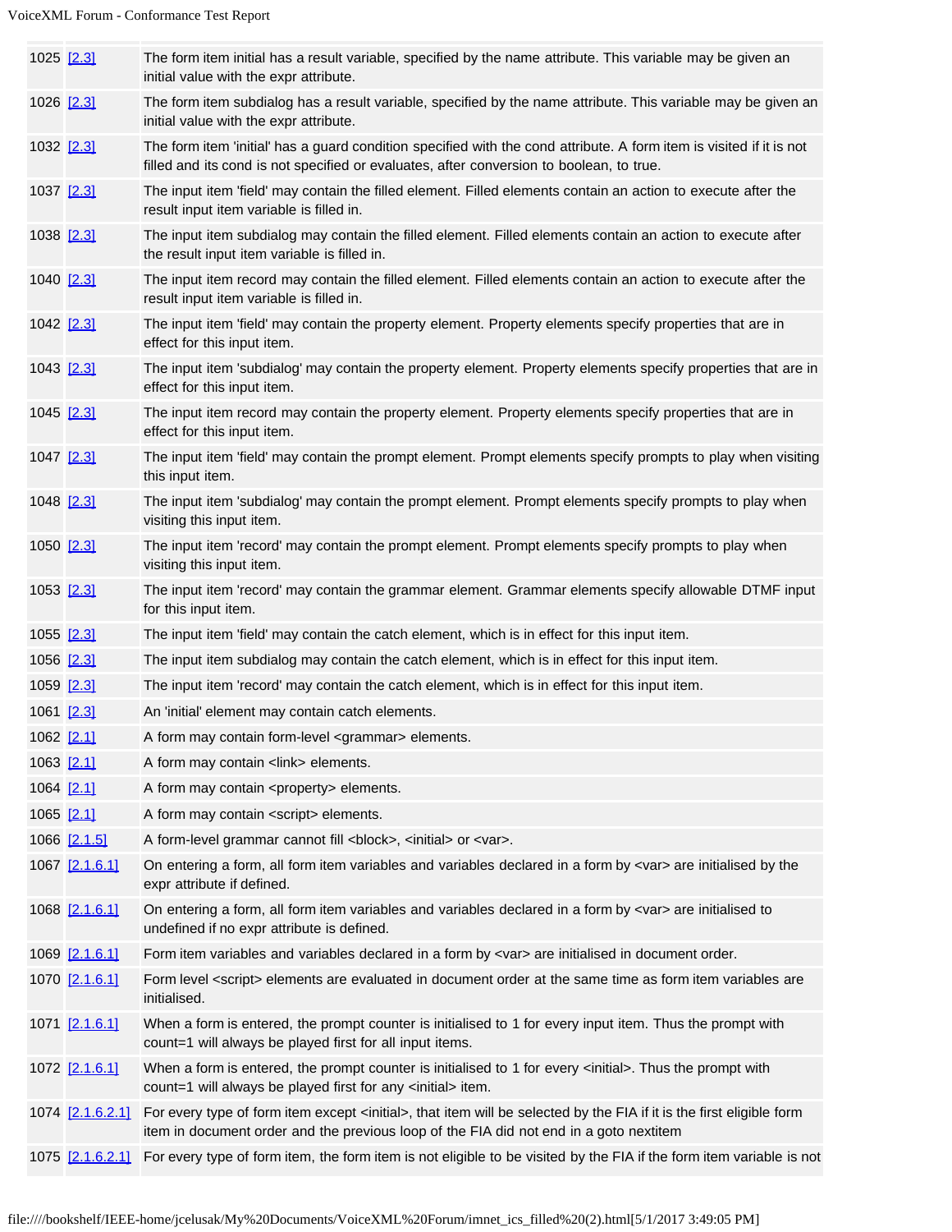| | | |
|---|---|---|
| 1025 | [2.3] | The form item initial has a result variable, specified by the name attribute. This variable may be given an initial value with the expr attribute. |
| 1026 | [2.3] | The form item subdialog has a result variable, specified by the name attribute. This variable may be given an initial value with the expr attribute. |
| 1032 | [2.3] | The form item 'initial' has a guard condition specified with the cond attribute. A form item is visited if it is not filled and its cond is not specified or evaluates, after conversion to boolean, to true. |
| 1037 | [2.3] | The input item 'field' may contain the filled element. Filled elements contain an action to execute after the result input item variable is filled in. |
| 1038 | [2.3] | The input item subdialog may contain the filled element. Filled elements contain an action to execute after the result input item variable is filled in. |
| 1040 | [2.3] | The input item record may contain the filled element. Filled elements contain an action to execute after the result input item variable is filled in. |
| 1042 | [2.3] | The input item 'field' may contain the property element. Property elements specify properties that are in effect for this input item. |
| 1043 | [2.3] | The input item 'subdialog' may contain the property element. Property elements specify properties that are in effect for this input item. |
| 1045 | [2.3] | The input item record may contain the property element. Property elements specify properties that are in effect for this input item. |
| 1047 | [2.3] | The input item 'field' may contain the prompt element. Prompt elements specify prompts to play when visiting this input item. |
| 1048 | [2.3] | The input item 'subdialog' may contain the prompt element. Prompt elements specify prompts to play when visiting this input item. |
| 1050 | [2.3] | The input item 'record' may contain the prompt element. Prompt elements specify prompts to play when visiting this input item. |
| 1053 | [2.3] | The input item 'record' may contain the grammar element. Grammar elements specify allowable DTMF input for this input item. |
| 1055 | [2.3] | The input item 'field' may contain the catch element, which is in effect for this input item. |
| 1056 | [2.3] | The input item subdialog may contain the catch element, which is in effect for this input item. |
| 1059 | [2.3] | The input item 'record' may contain the catch element, which is in effect for this input item. |
| 1061 | [2.3] | An 'initial' element may contain catch elements. |
| 1062 | [2.1] | A form may contain form-level <grammar> elements. |
| 1063 | [2.1] | A form may contain <link> elements. |
| 1064 | [2.1] | A form may contain <property> elements. |
| 1065 | [2.1] | A form may contain <script> elements. |
| 1066 | [2.1.5] | A form-level grammar cannot fill <block>, <initial> or <var>. |
| 1067 | [2.1.6.1] | On entering a form, all form item variables and variables declared in a form by <var> are initialised by the expr attribute if defined. |
| 1068 | [2.1.6.1] | On entering a form, all form item variables and variables declared in a form by <var> are initialised to undefined if no expr attribute is defined. |
| 1069 | [2.1.6.1] | Form item variables and variables declared in a form by <var> are initialised in document order. |
| 1070 | [2.1.6.1] | Form level <script> elements are evaluated in document order at the same time as form item variables are initialised. |
| 1071 | [2.1.6.1] | When a form is entered, the prompt counter is initialised to 1 for every input item. Thus the prompt with count=1 will always be played first for all input items. |
| 1072 | [2.1.6.1] | When a form is entered, the prompt counter is initialised to 1 for every <initial>. Thus the prompt with count=1 will always be played first for any <initial> item. |
| 1074 | [2.1.6.2.1] | For every type of form item except <initial>, that item will be selected by the FIA if it is the first eligible form item in document order and the previous loop of the FIA did not end in a goto nextitem |
| 1075 | [2.1.6.2.1] | For every type of form item, the form item is not eligible to be visited by the FIA if the form item variable is not |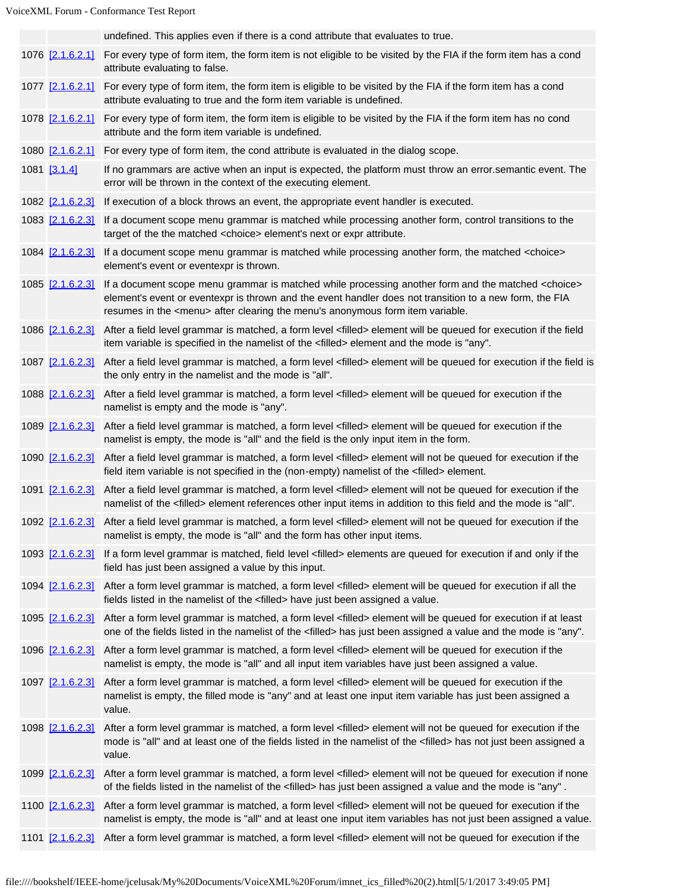|  |  |  |
|---|---|---|
|  |  | undefined. This applies even if there is a cond attribute that evaluates to true. |
| 1076 | [2.1.6.2.1] | For every type of form item, the form item is not eligible to be visited by the FIA if the form item has a cond attribute evaluating to false. |
| 1077 | [2.1.6.2.1] | For every type of form item, the form item is eligible to be visited by the FIA if the form item has a cond attribute evaluating to true and the form item variable is undefined. |
| 1078 | [2.1.6.2.1] | For every type of form item, the form item is eligible to be visited by the FIA if the form item has no cond attribute and the form item variable is undefined. |
| 1080 | [2.1.6.2.1] | For every type of form item, the cond attribute is evaluated in the dialog scope. |
| 1081 | [3.1.4] | If no grammars are active when an input is expected, the platform must throw an error.semantic event. The error will be thrown in the context of the executing element. |
| 1082 | [2.1.6.2.3] | If execution of a block throws an event, the appropriate event handler is executed. |
| 1083 | [2.1.6.2.3] | If a document scope menu grammar is matched while processing another form, control transitions to the target of the the matched <choice> element's next or expr attribute. |
| 1084 | [2.1.6.2.3] | If a document scope menu grammar is matched while processing another form, the matched <choice> element's event or eventexpr is thrown. |
| 1085 | [2.1.6.2.3] | If a document scope menu grammar is matched while processing another form and the matched <choice> element's event or eventexpr is thrown and the event handler does not transition to a new form, the FIA resumes in the <menu> after clearing the menu's anonymous form item variable. |
| 1086 | [2.1.6.2.3] | After a field level grammar is matched, a form level <filled> element will be queued for execution if the field item variable is specified in the namelist of the <filled> element and the mode is "any". |
| 1087 | [2.1.6.2.3] | After a field level grammar is matched, a form level <filled> element will be queued for execution if the field is the only entry in the namelist and the mode is "all". |
| 1088 | [2.1.6.2.3] | After a field level grammar is matched, a form level <filled> element will be queued for execution if the namelist is empty and the mode is "any". |
| 1089 | [2.1.6.2.3] | After a field level grammar is matched, a form level <filled> element will be queued for execution if the namelist is empty, the mode is "all" and the field is the only input item in the form. |
| 1090 | [2.1.6.2.3] | After a field level grammar is matched, a form level <filled> element will not be queued for execution if the field item variable is not specified in the (non-empty) namelist of the <filled> element. |
| 1091 | [2.1.6.2.3] | After a field level grammar is matched, a form level <filled> element will not be queued for execution if the namelist of the <filled> element references other input items in addition to this field and the mode is "all". |
| 1092 | [2.1.6.2.3] | After a field level grammar is matched, a form level <filled> element will not be queued for execution if the namelist is empty, the mode is "all" and the form has other input items. |
| 1093 | [2.1.6.2.3] | If a form level grammar is matched, field level <filled> elements are queued for execution if and only if the field has just been assigned a value by this input. |
| 1094 | [2.1.6.2.3] | After a form level grammar is matched, a form level <filled> element will be queued for execution if all the fields listed in the namelist of the <filled> have just been assigned a value. |
| 1095 | [2.1.6.2.3] | After a form level grammar is matched, a form level <filled> element will be queued for execution if at least one of the fields listed in the namelist of the <filled> has just been assigned a value and the mode is "any". |
| 1096 | [2.1.6.2.3] | After a form level grammar is matched, a form level <filled> element will be queued for execution if the namelist is empty, the mode is "all" and all input item variables have just been assigned a value. |
| 1097 | [2.1.6.2.3] | After a form level grammar is matched, a form level <filled> element will be queued for execution if the namelist is empty, the filled mode is "any" and at least one input item variable has just been assigned a value. |
| 1098 | [2.1.6.2.3] | After a form level grammar is matched, a form level <filled> element will not be queued for execution if the mode is "all" and at least one of the fields listed in the namelist of the <filled> has not just been assigned a value. |
| 1099 | [2.1.6.2.3] | After a form level grammar is matched, a form level <filled> element will not be queued for execution if none of the fields listed in the namelist of the <filled> has just been assigned a value and the mode is "any" . |
| 1100 | [2.1.6.2.3] | After a form level grammar is matched, a form level <filled> element will not be queued for execution if the namelist is empty, the mode is "all" and at least one input item variables has not just been assigned a value. |
| 1101 | [2.1.6.2.3] | After a form level grammar is matched, a form level <filled> element will not be queued for execution if the |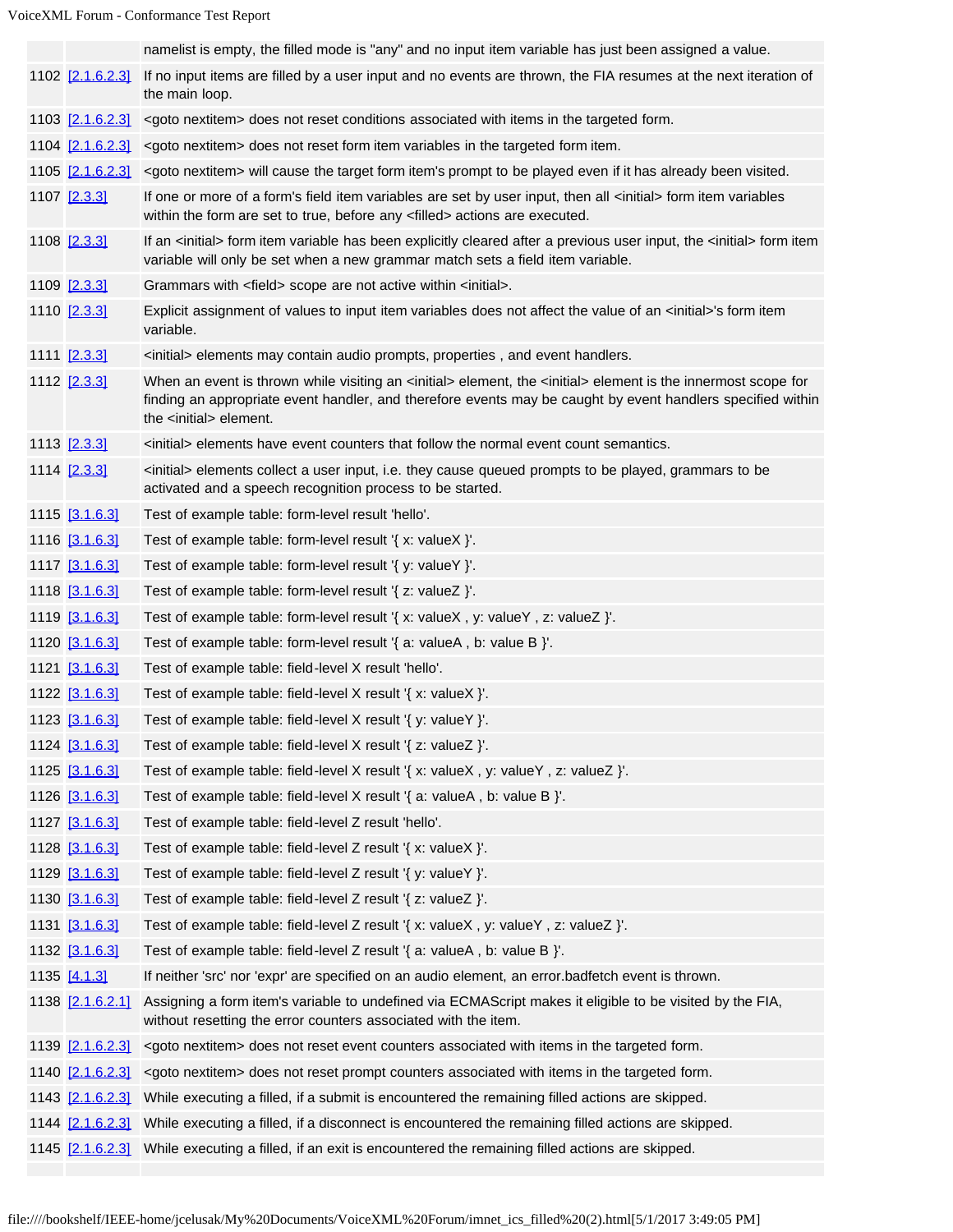| | | |
|---|---|---|
| | | namelist is empty, the filled mode is "any" and no input item variable has just been assigned a value. |
| 1102 | [2.1.6.2.3] | If no input items are filled by a user input and no events are thrown, the FIA resumes at the next iteration of the main loop. |
| 1103 | [2.1.6.2.3] | <goto nextitem> does not reset conditions associated with items in the targeted form. |
| 1104 | [2.1.6.2.3] | <goto nextitem> does not reset form item variables in the targeted form item. |
| 1105 | [2.1.6.2.3] | <goto nextitem> will cause the target form item's prompt to be played even if it has already been visited. |
| 1107 | [2.3.3] | If one or more of a form's field item variables are set by user input, then all <initial> form item variables within the form are set to true, before any <filled> actions are executed. |
| 1108 | [2.3.3] | If an <initial> form item variable has been explicitly cleared after a previous user input, the <initial> form item variable will only be set when a new grammar match sets a field item variable. |
| 1109 | [2.3.3] | Grammars with <field> scope are not active within <initial>. |
| 1110 | [2.3.3] | Explicit assignment of values to input item variables does not affect the value of an <initial>'s form item variable. |
| 1111 | [2.3.3] | <initial> elements may contain audio prompts, properties , and event handlers. |
| 1112 | [2.3.3] | When an event is thrown while visiting an <initial> element, the <initial> element is the innermost scope for finding an appropriate event handler, and therefore events may be caught by event handlers specified within the <initial> element. |
| 1113 | [2.3.3] | <initial> elements have event counters that follow the normal event count semantics. |
| 1114 | [2.3.3] | <initial> elements collect a user input, i.e. they cause queued prompts to be played, grammars to be activated and a speech recognition process to be started. |
| 1115 | [3.1.6.3] | Test of example table: form-level result 'hello'. |
| 1116 | [3.1.6.3] | Test of example table: form-level result '{ x: valueX }'. |
| 1117 | [3.1.6.3] | Test of example table: form-level result '{ y: valueY }'. |
| 1118 | [3.1.6.3] | Test of example table: form-level result '{ z: valueZ }'. |
| 1119 | [3.1.6.3] | Test of example table: form-level result '{ x: valueX , y: valueY , z: valueZ }'. |
| 1120 | [3.1.6.3] | Test of example table: form-level result '{ a: valueA , b: value B }'. |
| 1121 | [3.1.6.3] | Test of example table: field-level X result 'hello'. |
| 1122 | [3.1.6.3] | Test of example table: field-level X result '{ x: valueX }'. |
| 1123 | [3.1.6.3] | Test of example table: field-level X result '{ y: valueY }'. |
| 1124 | [3.1.6.3] | Test of example table: field-level X result '{ z: valueZ }'. |
| 1125 | [3.1.6.3] | Test of example table: field-level X result '{ x: valueX , y: valueY , z: valueZ }'. |
| 1126 | [3.1.6.3] | Test of example table: field-level X result '{ a: valueA , b: value B }'. |
| 1127 | [3.1.6.3] | Test of example table: field-level Z result 'hello'. |
| 1128 | [3.1.6.3] | Test of example table: field-level Z result '{ x: valueX }'. |
| 1129 | [3.1.6.3] | Test of example table: field-level Z result '{ y: valueY }'. |
| 1130 | [3.1.6.3] | Test of example table: field-level Z result '{ z: valueZ }'. |
| 1131 | [3.1.6.3] | Test of example table: field-level Z result '{ x: valueX , y: valueY , z: valueZ }'. |
| 1132 | [3.1.6.3] | Test of example table: field-level Z result '{ a: valueA , b: value B }'. |
| 1135 | [4.1.3] | If neither 'src' nor 'expr' are specified on an audio element, an error.badfetch event is thrown. |
| 1138 | [2.1.6.2.1] | Assigning a form item's variable to undefined via ECMAScript makes it eligible to be visited by the FIA, without resetting the error counters associated with the item. |
| 1139 | [2.1.6.2.3] | <goto nextitem> does not reset event counters associated with items in the targeted form. |
| 1140 | [2.1.6.2.3] | <goto nextitem> does not reset prompt counters associated with items in the targeted form. |
| 1143 | [2.1.6.2.3] | While executing a filled, if a submit is encountered the remaining filled actions are skipped. |
| 1144 | [2.1.6.2.3] | While executing a filled, if a disconnect is encountered the remaining filled actions are skipped. |
| 1145 | [2.1.6.2.3] | While executing a filled, if an exit is encountered the remaining filled actions are skipped. |
| | | |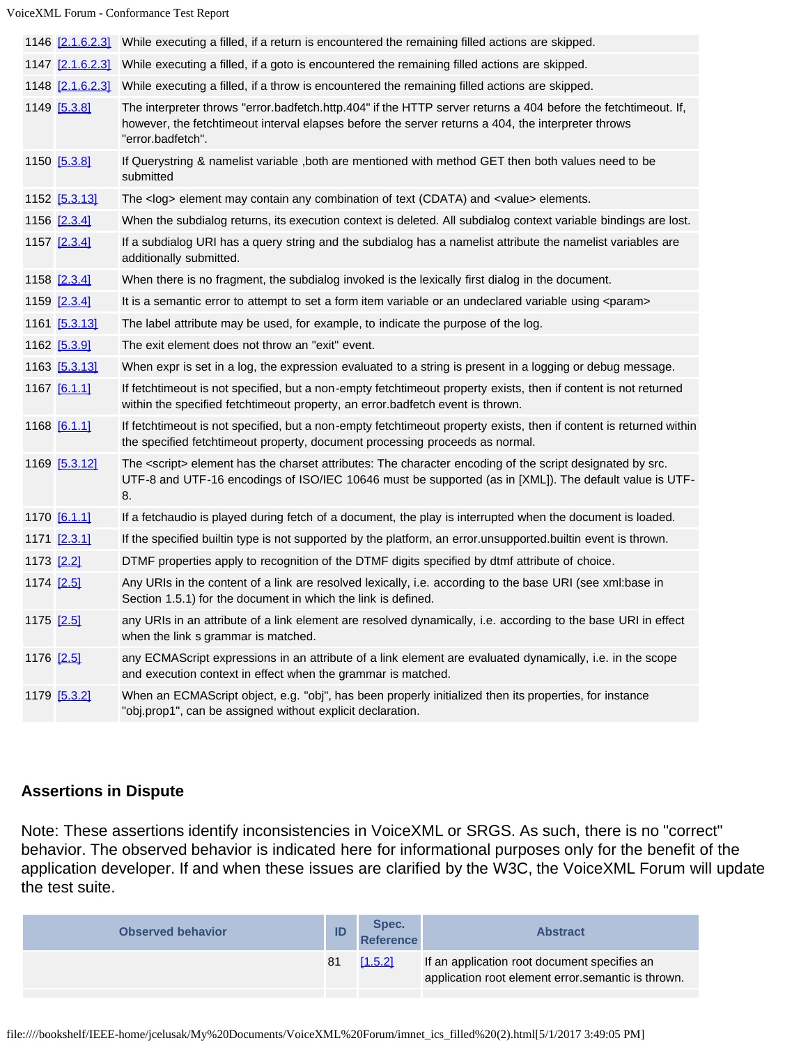| | | |
|---|---|---|
| 1146 | [2.1.6.2.3] | While executing a filled, if a return is encountered the remaining filled actions are skipped. |
| 1147 | [2.1.6.2.3] | While executing a filled, if a goto is encountered the remaining filled actions are skipped. |
| 1148 | [2.1.6.2.3] | While executing a filled, if a throw is encountered the remaining filled actions are skipped. |
| 1149 | [5.3.8] | The interpreter throws "error.badfetch.http.404" if the HTTP server returns a 404 before the fetchtimeout. If, however, the fetchtimeout interval elapses before the server returns a 404, the interpreter throws "error.badfetch". |
| 1150 | [5.3.8] | If Querystring & namelist variable ,both are mentioned with method GET then both values need to be submitted |
| 1152 | [5.3.13] | The <log> element may contain any combination of text (CDATA) and <value> elements. |
| 1156 | [2.3.4] | When the subdialog returns, its execution context is deleted. All subdialog context variable bindings are lost. |
| 1157 | [2.3.4] | If a subdialog URI has a query string and the subdialog has a namelist attribute the namelist variables are additionally submitted. |
| 1158 | [2.3.4] | When there is no fragment, the subdialog invoked is the lexically first dialog in the document. |
| 1159 | [2.3.4] | It is a semantic error to attempt to set a form item variable or an undeclared variable using <param> |
| 1161 | [5.3.13] | The label attribute may be used, for example, to indicate the purpose of the log. |
| 1162 | [5.3.9] | The exit element does not throw an "exit" event. |
| 1163 | [5.3.13] | When expr is set in a log, the expression evaluated to a string is present in a logging or debug message. |
| 1167 | [6.1.1] | If fetchtimeout is not specified, but a non-empty fetchtimeout property exists, then if content is not returned within the specified fetchtimeout property, an error.badfetch event is thrown. |
| 1168 | [6.1.1] | If fetchtimeout is not specified, but a non-empty fetchtimeout property exists, then if content is returned within the specified fetchtimeout property, document processing proceeds as normal. |
| 1169 | [5.3.12] | The <script> element has the charset attributes: The character encoding of the script designated by src. UTF-8 and UTF-16 encodings of ISO/IEC 10646 must be supported (as in [XML]). The default value is UTF-8. |
| 1170 | [6.1.1] | If a fetchaudio is played during fetch of a document, the play is interrupted when the document is loaded. |
| 1171 | [2.3.1] | If the specified builtin type is not supported by the platform, an error.unsupported.builtin event is thrown. |
| 1173 | [2.2] | DTMF properties apply to recognition of the DTMF digits specified by dtmf attribute of choice. |
| 1174 | [2.5] | Any URIs in the content of a link are resolved lexically, i.e. according to the base URI (see xml:base in Section 1.5.1) for the document in which the link is defined. |
| 1175 | [2.5] | any URIs in an attribute of a link element are resolved dynamically, i.e. according to the base URI in effect when the link s grammar is matched. |
| 1176 | [2.5] | any ECMAScript expressions in an attribute of a link element are evaluated dynamically, i.e. in the scope and execution context in effect when the grammar is matched. |
| 1179 | [5.3.2] | When an ECMAScript object, e.g. "obj", has been properly initialized then its properties, for instance "obj.prop1", can be assigned without explicit declaration. |

## Assertions in Dispute

Note: These assertions identify inconsistencies in VoiceXML or SRGS. As such, there is no "correct" behavior. The observed behavior is indicated here for informational purposes only for the benefit of the application developer. If and when these issues are clarified by the W3C, the VoiceXML Forum will update the test suite.

| Observed behavior | ID | Spec. Reference | Abstract |
|---|---|---|---|
| | 81 | [1.5.2] | If an application root document specifies an application root element error.semantic is thrown. |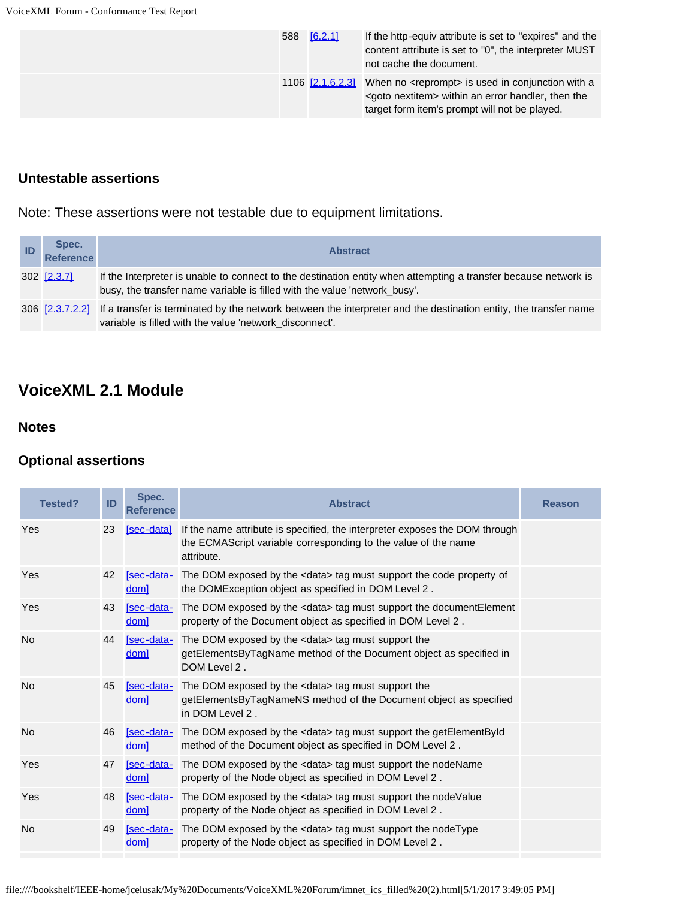| | ID | Spec. Reference | Abstract |
|---|---|---|---|
| | 588 | [6.2.1] | If the http-equiv attribute is set to "expires" and the content attribute is set to "0", the interpreter MUST not cache the document. |
| | 1106 | [2.1.6.2.3] | When no <reprompt> is used in conjunction with a <goto nextitem> within an error handler, then the target form item's prompt will not be played. |

### Untestable assertions

Note: These assertions were not testable due to equipment limitations.

| ID | Spec. Reference | Abstract |
|---|---|---|
| 302 | [2.3.7] | If the Interpreter is unable to connect to the destination entity when attempting a transfer because network is busy, the transfer name variable is filled with the value 'network_busy'. |
| 306 | [2.3.7.2.2] | If a transfer is terminated by the network between the interpreter and the destination entity, the transfer name variable is filled with the value 'network_disconnect'. |

## VoiceXML 2.1 Module

### Notes

### Optional assertions

| Tested? | ID | Spec. Reference | Abstract | Reason |
|---|---|---|---|---|
| Yes | 23 | [sec-data] | If the name attribute is specified, the interpreter exposes the DOM through the ECMAScript variable corresponding to the value of the name attribute. | |
| Yes | 42 | [sec-data-dom] | The DOM exposed by the <data> tag must support the code property of the DOMException object as specified in DOM Level 2 . | |
| Yes | 43 | [sec-data-dom] | The DOM exposed by the <data> tag must support the documentElement property of the Document object as specified in DOM Level 2 . | |
| No | 44 | [sec-data-dom] | The DOM exposed by the <data> tag must support the getElementsByTagName method of the Document object as specified in DOM Level 2 . | |
| No | 45 | [sec-data-dom] | The DOM exposed by the <data> tag must support the getElementsByTagNameNS method of the Document object as specified in DOM Level 2 . | |
| No | 46 | [sec-data-dom] | The DOM exposed by the <data> tag must support the getElementById method of the Document object as specified in DOM Level 2 . | |
| Yes | 47 | [sec-data-dom] | The DOM exposed by the <data> tag must support the nodeName property of the Node object as specified in DOM Level 2 . | |
| Yes | 48 | [sec-data-dom] | The DOM exposed by the <data> tag must support the nodeValue property of the Node object as specified in DOM Level 2 . | |
| No | 49 | [sec-data-dom] | The DOM exposed by the <data> tag must support the nodeType property of the Node object as specified in DOM Level 2 . | |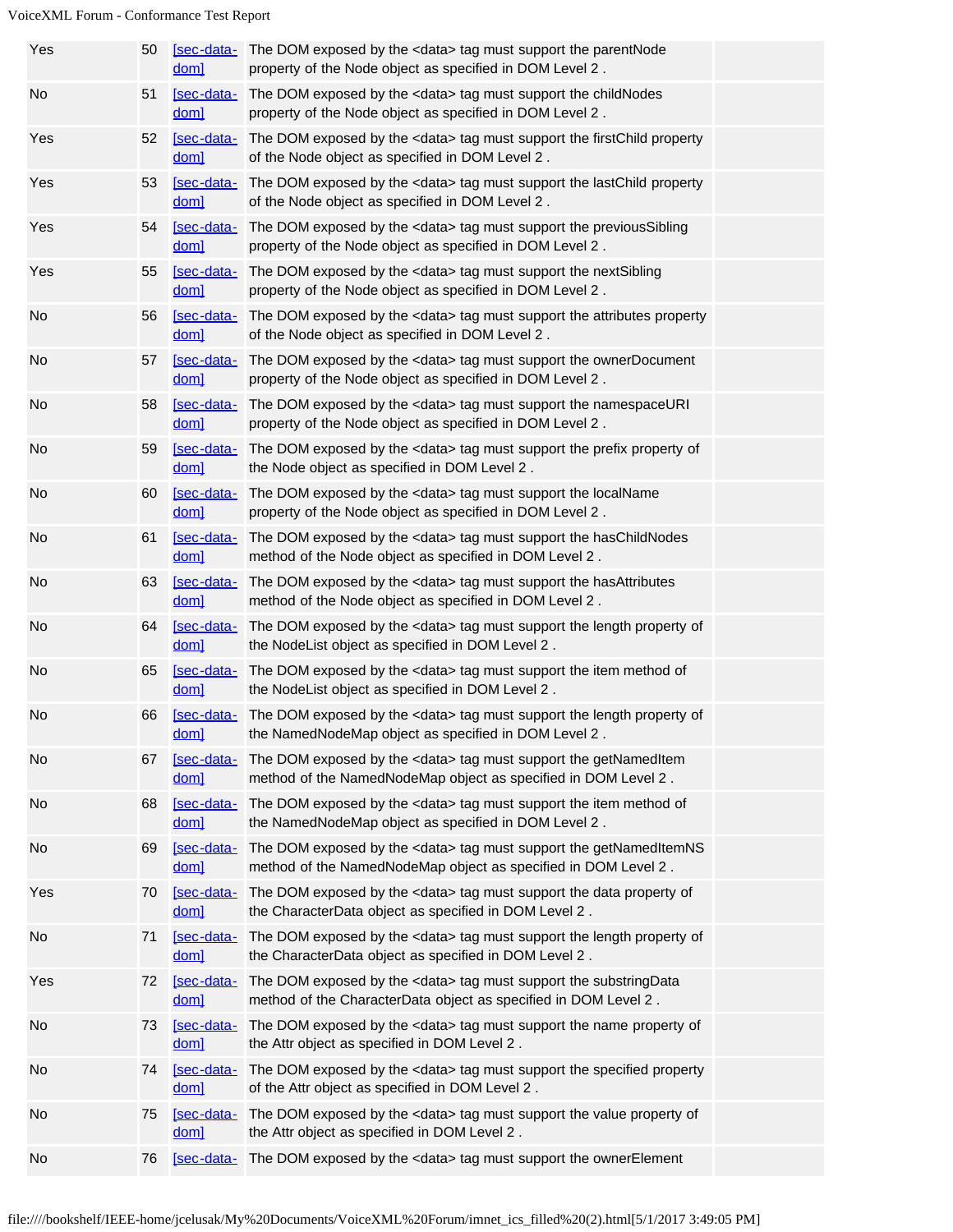| | | | | |
|---|---|---|---|---|
| Yes | 50 | [sec-data-dom] | The DOM exposed by the <data> tag must support the parentNode property of the Node object as specified in DOM Level 2 . | |
| No | 51 | [sec-data-dom] | The DOM exposed by the <data> tag must support the childNodes property of the Node object as specified in DOM Level 2 . | |
| Yes | 52 | [sec-data-dom] | The DOM exposed by the <data> tag must support the firstChild property of the Node object as specified in DOM Level 2 . | |
| Yes | 53 | [sec-data-dom] | The DOM exposed by the <data> tag must support the lastChild property of the Node object as specified in DOM Level 2 . | |
| Yes | 54 | [sec-data-dom] | The DOM exposed by the <data> tag must support the previousSibling property of the Node object as specified in DOM Level 2 . | |
| Yes | 55 | [sec-data-dom] | The DOM exposed by the <data> tag must support the nextSibling property of the Node object as specified in DOM Level 2 . | |
| No | 56 | [sec-data-dom] | The DOM exposed by the <data> tag must support the attributes property of the Node object as specified in DOM Level 2 . | |
| No | 57 | [sec-data-dom] | The DOM exposed by the <data> tag must support the ownerDocument property of the Node object as specified in DOM Level 2 . | |
| No | 58 | [sec-data-dom] | The DOM exposed by the <data> tag must support the namespaceURI property of the Node object as specified in DOM Level 2 . | |
| No | 59 | [sec-data-dom] | The DOM exposed by the <data> tag must support the prefix property of the Node object as specified in DOM Level 2 . | |
| No | 60 | [sec-data-dom] | The DOM exposed by the <data> tag must support the localName property of the Node object as specified in DOM Level 2 . | |
| No | 61 | [sec-data-dom] | The DOM exposed by the <data> tag must support the hasChildNodes method of the Node object as specified in DOM Level 2 . | |
| No | 63 | [sec-data-dom] | The DOM exposed by the <data> tag must support the hasAttributes method of the Node object as specified in DOM Level 2 . | |
| No | 64 | [sec-data-dom] | The DOM exposed by the <data> tag must support the length property of the NodeList object as specified in DOM Level 2 . | |
| No | 65 | [sec-data-dom] | The DOM exposed by the <data> tag must support the item method of the NodeList object as specified in DOM Level 2 . | |
| No | 66 | [sec-data-dom] | The DOM exposed by the <data> tag must support the length property of the NamedNodeMap object as specified in DOM Level 2 . | |
| No | 67 | [sec-data-dom] | The DOM exposed by the <data> tag must support the getNamedItem method of the NamedNodeMap object as specified in DOM Level 2 . | |
| No | 68 | [sec-data-dom] | The DOM exposed by the <data> tag must support the item method of the NamedNodeMap object as specified in DOM Level 2 . | |
| No | 69 | [sec-data-dom] | The DOM exposed by the <data> tag must support the getNamedItemNS method of the NamedNodeMap object as specified in DOM Level 2 . | |
| Yes | 70 | [sec-data-dom] | The DOM exposed by the <data> tag must support the data property of the CharacterData object as specified in DOM Level 2 . | |
| No | 71 | [sec-data-dom] | The DOM exposed by the <data> tag must support the length property of the CharacterData object as specified in DOM Level 2 . | |
| Yes | 72 | [sec-data-dom] | The DOM exposed by the <data> tag must support the substringData method of the CharacterData object as specified in DOM Level 2 . | |
| No | 73 | [sec-data-dom] | The DOM exposed by the <data> tag must support the name property of the Attr object as specified in DOM Level 2 . | |
| No | 74 | [sec-data-dom] | The DOM exposed by the <data> tag must support the specified property of the Attr object as specified in DOM Level 2 . | |
| No | 75 | [sec-data-dom] | The DOM exposed by the <data> tag must support the value property of the Attr object as specified in DOM Level 2 . | |
| No | 76 | [sec-data- | The DOM exposed by the <data> tag must support the ownerElement | |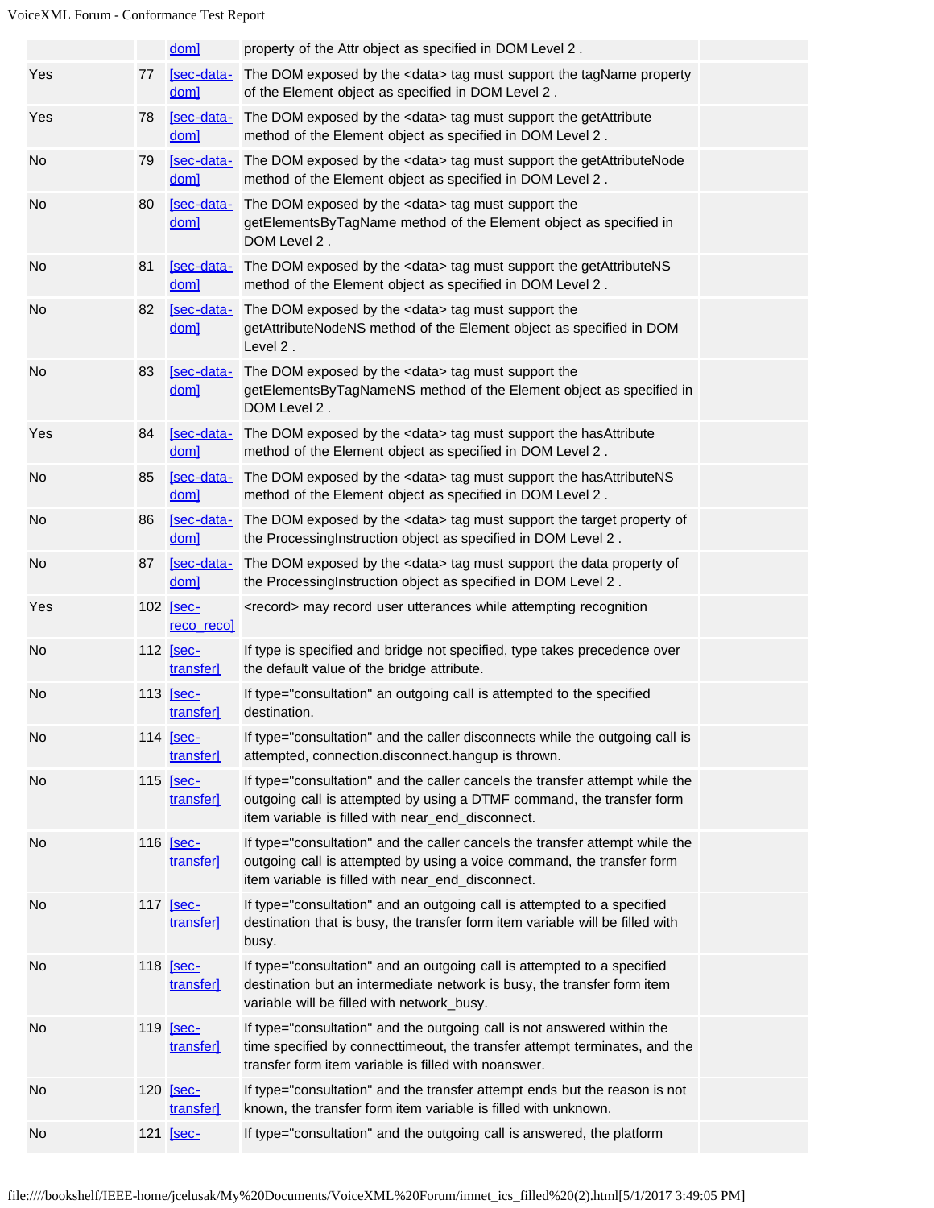|  |  | [sec-data-dom] | property of the Attr object as specified in DOM Level 2 . |  |
|---|---|---|---|---|
| Yes | 77 | [sec-data-dom] | The DOM exposed by the <data> tag must support the tagName property of the Element object as specified in DOM Level 2 . |  |
| Yes | 78 | [sec-data-dom] | The DOM exposed by the <data> tag must support the getAttribute method of the Element object as specified in DOM Level 2 . |  |
| No | 79 | [sec-data-dom] | The DOM exposed by the <data> tag must support the getAttributeNode method of the Element object as specified in DOM Level 2 . |  |
| No | 80 | [sec-data-dom] | The DOM exposed by the <data> tag must support the getElementsByTagName method of the Element object as specified in DOM Level 2 . |  |
| No | 81 | [sec-data-dom] | The DOM exposed by the <data> tag must support the getAttributeNS method of the Element object as specified in DOM Level 2 . |  |
| No | 82 | [sec-data-dom] | The DOM exposed by the <data> tag must support the getAttributeNodeNS method of the Element object as specified in DOM Level 2 . |  |
| No | 83 | [sec-data-dom] | The DOM exposed by the <data> tag must support the getElementsByTagNameNS method of the Element object as specified in DOM Level 2 . |  |
| Yes | 84 | [sec-data-dom] | The DOM exposed by the <data> tag must support the hasAttribute method of the Element object as specified in DOM Level 2 . |  |
| No | 85 | [sec-data-dom] | The DOM exposed by the <data> tag must support the hasAttributeNS method of the Element object as specified in DOM Level 2 . |  |
| No | 86 | [sec-data-dom] | The DOM exposed by the <data> tag must support the target property of the ProcessingInstruction object as specified in DOM Level 2 . |  |
| No | 87 | [sec-data-dom] | The DOM exposed by the <data> tag must support the data property of the ProcessingInstruction object as specified in DOM Level 2 . |  |
| Yes | 102 | [sec-reco_reco] | <record> may record user utterances while attempting recognition |  |
| No | 112 | [sec-transfer] | If type is specified and bridge not specified, type takes precedence over the default value of the bridge attribute. |  |
| No | 113 | [sec-transfer] | If type="consultation" an outgoing call is attempted to the specified destination. |  |
| No | 114 | [sec-transfer] | If type="consultation" and the caller disconnects while the outgoing call is attempted, connection.disconnect.hangup is thrown. |  |
| No | 115 | [sec-transfer] | If type="consultation" and the caller cancels the transfer attempt while the outgoing call is attempted by using a DTMF command, the transfer form item variable is filled with near_end_disconnect. |  |
| No | 116 | [sec-transfer] | If type="consultation" and the caller cancels the transfer attempt while the outgoing call is attempted by using a voice command, the transfer form item variable is filled with near_end_disconnect. |  |
| No | 117 | [sec-transfer] | If type="consultation" and an outgoing call is attempted to a specified destination that is busy, the transfer form item variable will be filled with busy. |  |
| No | 118 | [sec-transfer] | If type="consultation" and an outgoing call is attempted to a specified destination but an intermediate network is busy, the transfer form item variable will be filled with network_busy. |  |
| No | 119 | [sec-transfer] | If type="consultation" and the outgoing call is not answered within the time specified by connecttimeout, the transfer attempt terminates, and the transfer form item variable is filled with noanswer. |  |
| No | 120 | [sec-transfer] | If type="consultation" and the transfer attempt ends but the reason is not known, the transfer form item variable is filled with unknown. |  |
| No | 121 | [sec- | If type="consultation" and the outgoing call is answered, the platform |  |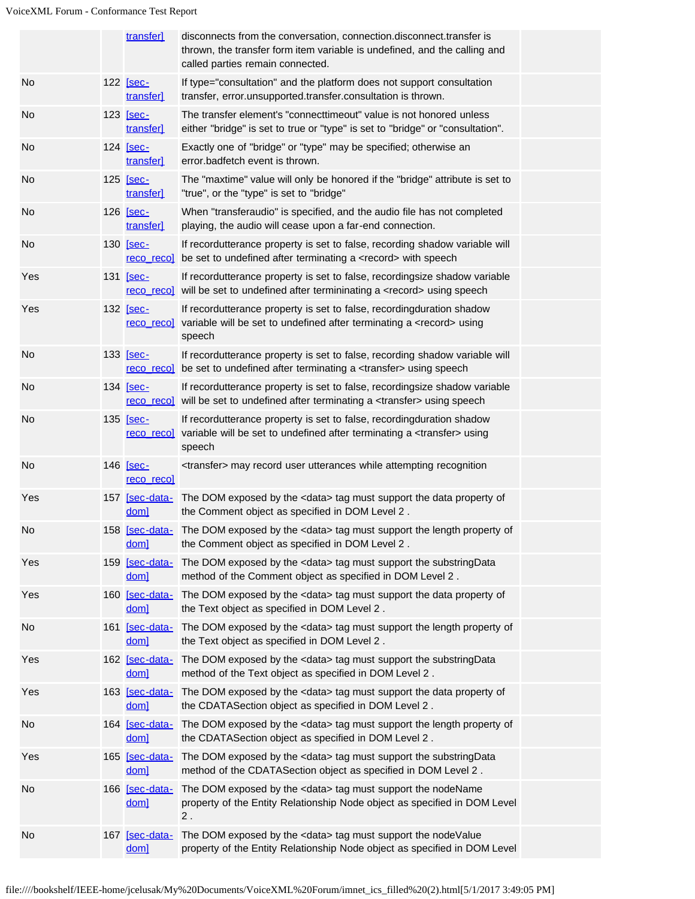| | | | | |
|---|---|---|---|---|
| | | [sec-transfer] | disconnects from the conversation, connection.disconnect.transfer is thrown, the transfer form item variable is undefined, and the calling and called parties remain connected. | |
| No | 122 | [sec-transfer] | If type="consultation" and the platform does not support consultation transfer, error.unsupported.transfer.consultation is thrown. | |
| No | 123 | [sec-transfer] | The transfer element's "connecttimeout" value is not honored unless either "bridge" is set to true or "type" is set to "bridge" or "consultation". | |
| No | 124 | [sec-transfer] | Exactly one of "bridge" or "type" may be specified; otherwise an error.badfetch event is thrown. | |
| No | 125 | [sec-transfer] | The "maxtime" value will only be honored if the "bridge" attribute is set to "true", or the "type" is set to "bridge" | |
| No | 126 | [sec-transfer] | When "transferaudio" is specified, and the audio file has not completed playing, the audio will cease upon a far-end connection. | |
| No | 130 | [sec-reco_reco] | If recordutterance property is set to false, recording shadow variable will be set to undefined after terminating a <record> with speech | |
| Yes | 131 | [sec-reco_reco] | If recordutterance property is set to false, recordingsize shadow variable will be set to undefined after termininating a <record> using speech | |
| Yes | 132 | [sec-reco_reco] | If recordutterance property is set to false, recordingduration shadow variable will be set to undefined after terminating a <record> using speech | |
| No | 133 | [sec-reco_reco] | If recordutterance property is set to false, recording shadow variable will be set to undefined after terminating a <transfer> using speech | |
| No | 134 | [sec-reco_reco] | If recordutterance property is set to false, recordingsize shadow variable will be set to undefined after terminating a <transfer> using speech | |
| No | 135 | [sec-reco_reco] | If recordutterance property is set to false, recordingduration shadow variable will be set to undefined after terminating a <transfer> using speech | |
| No | 146 | [sec-reco_reco] | <transfer> may record user utterances while attempting recognition | |
| Yes | 157 | [sec-data-dom] | The DOM exposed by the <data> tag must support the data property of the Comment object as specified in DOM Level 2 . | |
| No | 158 | [sec-data-dom] | The DOM exposed by the <data> tag must support the length property of the Comment object as specified in DOM Level 2 . | |
| Yes | 159 | [sec-data-dom] | The DOM exposed by the <data> tag must support the substringData method of the Comment object as specified in DOM Level 2 . | |
| Yes | 160 | [sec-data-dom] | The DOM exposed by the <data> tag must support the data property of the Text object as specified in DOM Level 2 . | |
| No | 161 | [sec-data-dom] | The DOM exposed by the <data> tag must support the length property of the Text object as specified in DOM Level 2 . | |
| Yes | 162 | [sec-data-dom] | The DOM exposed by the <data> tag must support the substringData method of the Text object as specified in DOM Level 2 . | |
| Yes | 163 | [sec-data-dom] | The DOM exposed by the <data> tag must support the data property of the CDATASection object as specified in DOM Level 2 . | |
| No | 164 | [sec-data-dom] | The DOM exposed by the <data> tag must support the length property of the CDATASection object as specified in DOM Level 2 . | |
| Yes | 165 | [sec-data-dom] | The DOM exposed by the <data> tag must support the substringData method of the CDATASection object as specified in DOM Level 2 . | |
| No | 166 | [sec-data-dom] | The DOM exposed by the <data> tag must support the nodeName property of the Entity Relationship Node object as specified in DOM Level 2 . | |
| No | 167 | [sec-data-dom] | The DOM exposed by the <data> tag must support the nodeValue property of the Entity Relationship Node object as specified in DOM Level | |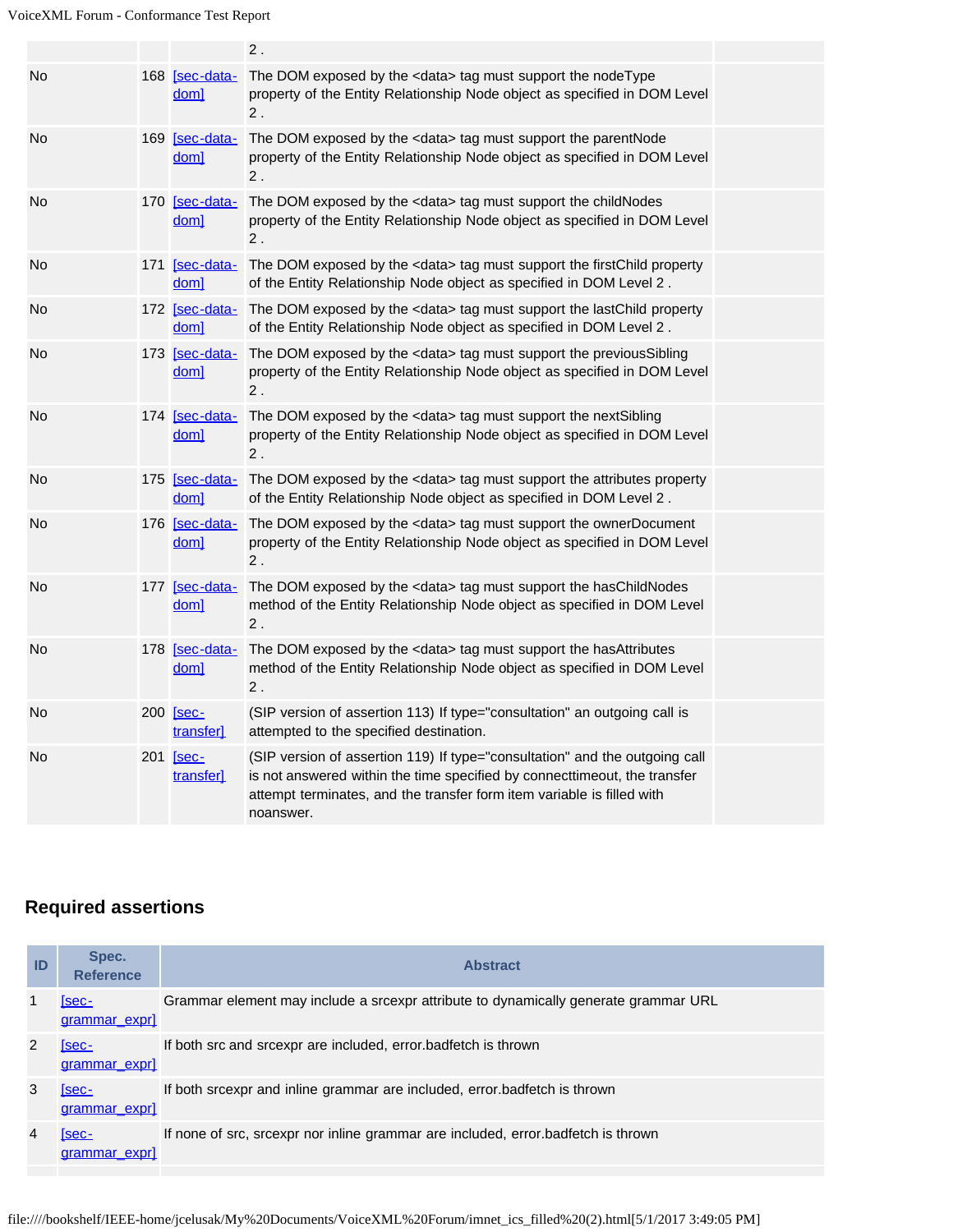| | | | | |
|---|---|---|---|---|
| | | | 2 . | |
| No | 168 | [sec-data-dom] | The DOM exposed by the <data> tag must support the nodeType property of the Entity Relationship Node object as specified in DOM Level 2 . | |
| No | 169 | [sec-data-dom] | The DOM exposed by the <data> tag must support the parentNode property of the Entity Relationship Node object as specified in DOM Level 2 . | |
| No | 170 | [sec-data-dom] | The DOM exposed by the <data> tag must support the childNodes property of the Entity Relationship Node object as specified in DOM Level 2 . | |
| No | 171 | [sec-data-dom] | The DOM exposed by the <data> tag must support the firstChild property of the Entity Relationship Node object as specified in DOM Level 2 . | |
| No | 172 | [sec-data-dom] | The DOM exposed by the <data> tag must support the lastChild property of the Entity Relationship Node object as specified in DOM Level 2 . | |
| No | 173 | [sec-data-dom] | The DOM exposed by the <data> tag must support the previousSibling property of the Entity Relationship Node object as specified in DOM Level 2 . | |
| No | 174 | [sec-data-dom] | The DOM exposed by the <data> tag must support the nextSibling property of the Entity Relationship Node object as specified in DOM Level 2 . | |
| No | 175 | [sec-data-dom] | The DOM exposed by the <data> tag must support the attributes property of the Entity Relationship Node object as specified in DOM Level 2 . | |
| No | 176 | [sec-data-dom] | The DOM exposed by the <data> tag must support the ownerDocument property of the Entity Relationship Node object as specified in DOM Level 2 . | |
| No | 177 | [sec-data-dom] | The DOM exposed by the <data> tag must support the hasChildNodes method of the Entity Relationship Node object as specified in DOM Level 2 . | |
| No | 178 | [sec-data-dom] | The DOM exposed by the <data> tag must support the hasAttributes method of the Entity Relationship Node object as specified in DOM Level 2 . | |
| No | 200 | [sec-transfer] | (SIP version of assertion 113) If type="consultation" an outgoing call is attempted to the specified destination. | |
| No | 201 | [sec-transfer] | (SIP version of assertion 119) If type="consultation" and the outgoing call is not answered within the time specified by connecttimeout, the transfer attempt terminates, and the transfer form item variable is filled with noanswer. | |

### Required assertions

| ID | Spec. Reference | Abstract |
|---|---|---|
| 1 | [sec-grammar_expr] | Grammar element may include a srcexpr attribute to dynamically generate grammar URL |
| 2 | [sec-grammar_expr] | If both src and srcexpr are included, error.badfetch is thrown |
| 3 | [sec-grammar_expr] | If both srcexpr and inline grammar are included, error.badfetch is thrown |
| 4 | [sec-grammar_expr] | If none of src, srcexpr nor inline grammar are included, error.badfetch is thrown |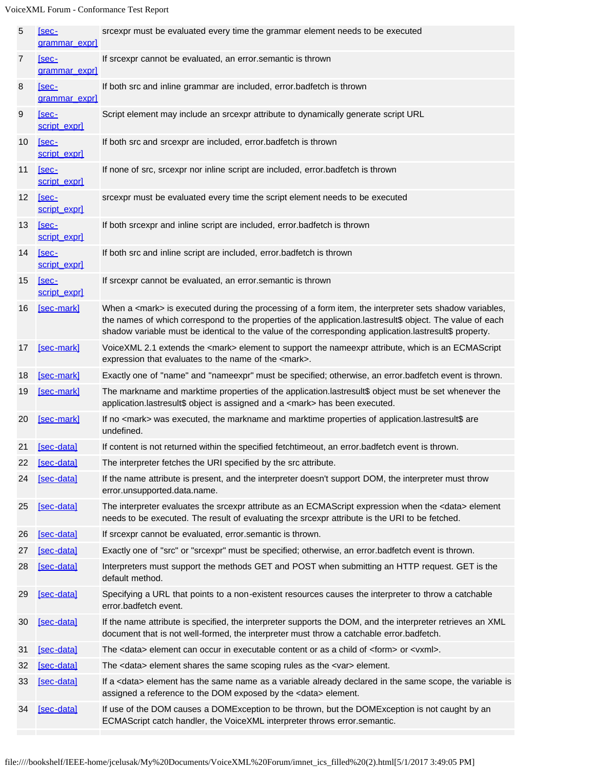| | | |
|---|---|---|
| 5 | [sec-grammar_expr] | srcexpr must be evaluated every time the grammar element needs to be executed |
| 7 | [sec-grammar_expr] | If srcexpr cannot be evaluated, an error.semantic is thrown |
| 8 | [sec-grammar_expr] | If both src and inline grammar are included, error.badfetch is thrown |
| 9 | [sec-script_expr] | Script element may include an srcexpr attribute to dynamically generate script URL |
| 10 | [sec-script_expr] | If both src and srcexpr are included, error.badfetch is thrown |
| 11 | [sec-script_expr] | If none of src, srcexpr nor inline script are included, error.badfetch is thrown |
| 12 | [sec-script_expr] | srcexpr must be evaluated every time the script element needs to be executed |
| 13 | [sec-script_expr] | If both srcexpr and inline script are included, error.badfetch is thrown |
| 14 | [sec-script_expr] | If both src and inline script are included, error.badfetch is thrown |
| 15 | [sec-script_expr] | If srcexpr cannot be evaluated, an error.semantic is thrown |
| 16 | [sec-mark] | When a <mark> is executed during the processing of a form item, the interpreter sets shadow variables, the names of which correspond to the properties of the application.lastresult$ object. The value of each shadow variable must be identical to the value of the corresponding application.lastresult$ property. |
| 17 | [sec-mark] | VoiceXML 2.1 extends the <mark> element to support the nameexpr attribute, which is an ECMAScript expression that evaluates to the name of the <mark>. |
| 18 | [sec-mark] | Exactly one of "name" and "nameexpr" must be specified; otherwise, an error.badfetch event is thrown. |
| 19 | [sec-mark] | The markname and marktime properties of the application.lastresult$ object must be set whenever the application.lastresult$ object is assigned and a <mark> has been executed. |
| 20 | [sec-mark] | If no <mark> was executed, the markname and marktime properties of application.lastresult$ are undefined. |
| 21 | [sec-data] | If content is not returned within the specified fetchtimeout, an error.badfetch event is thrown. |
| 22 | [sec-data] | The interpreter fetches the URI specified by the src attribute. |
| 24 | [sec-data] | If the name attribute is present, and the interpreter doesn't support DOM, the interpreter must throw error.unsupported.data.name. |
| 25 | [sec-data] | The interpreter evaluates the srcexpr attribute as an ECMAScript expression when the <data> element needs to be executed. The result of evaluating the srcexpr attribute is the URI to be fetched. |
| 26 | [sec-data] | If srcexpr cannot be evaluated, error.semantic is thrown. |
| 27 | [sec-data] | Exactly one of "src" or "srcexpr" must be specified; otherwise, an error.badfetch event is thrown. |
| 28 | [sec-data] | Interpreters must support the methods GET and POST when submitting an HTTP request. GET is the default method. |
| 29 | [sec-data] | Specifying a URL that points to a non-existent resources causes the interpreter to throw a catchable error.badfetch event. |
| 30 | [sec-data] | If the name attribute is specified, the interpreter supports the DOM, and the interpreter retrieves an XML document that is not well-formed, the interpreter must throw a catchable error.badfetch. |
| 31 | [sec-data] | The <data> element can occur in executable content or as a child of <form> or <vxml>. |
| 32 | [sec-data] | The <data> element shares the same scoping rules as the <var> element. |
| 33 | [sec-data] | If a <data> element has the same name as a variable already declared in the same scope, the variable is assigned a reference to the DOM exposed by the <data> element. |
| 34 | [sec-data] | If use of the DOM causes a DOMException to be thrown, but the DOMException is not caught by an ECMAScript catch handler, the VoiceXML interpreter throws error.semantic. |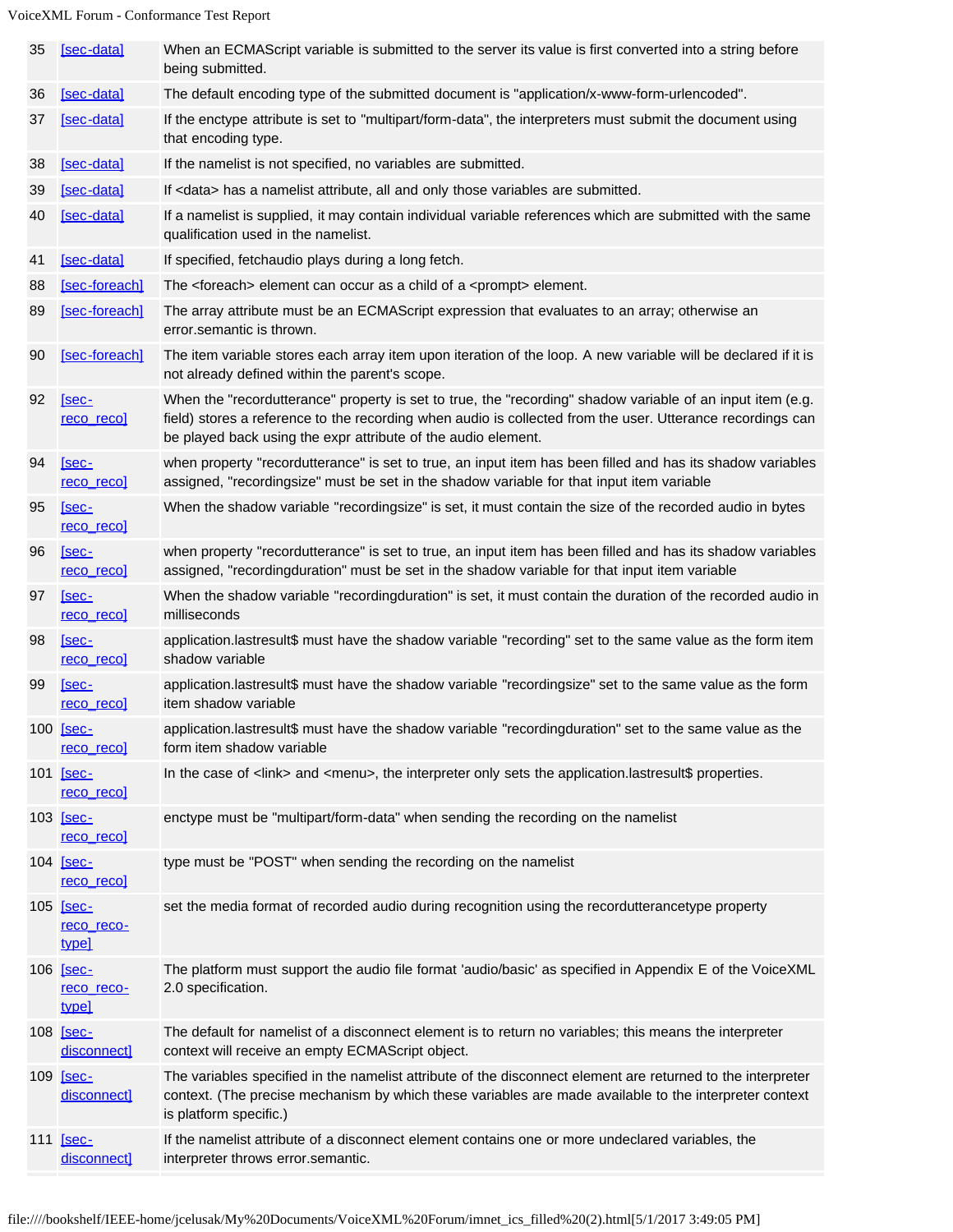| | | |
|---|---|---|
| 35 | [sec-data] | When an ECMAScript variable is submitted to the server its value is first converted into a string before being submitted. |
| 36 | [sec-data] | The default encoding type of the submitted document is "application/x-www-form-urlencoded". |
| 37 | [sec-data] | If the enctype attribute is set to "multipart/form-data", the interpreters must submit the document using that encoding type. |
| 38 | [sec-data] | If the namelist is not specified, no variables are submitted. |
| 39 | [sec-data] | If <data> has a namelist attribute, all and only those variables are submitted. |
| 40 | [sec-data] | If a namelist is supplied, it may contain individual variable references which are submitted with the same qualification used in the namelist. |
| 41 | [sec-data] | If specified, fetchaudio plays during a long fetch. |
| 88 | [sec-foreach] | The <foreach> element can occur as a child of a <prompt> element. |
| 89 | [sec-foreach] | The array attribute must be an ECMAScript expression that evaluates to an array; otherwise an error.semantic is thrown. |
| 90 | [sec-foreach] | The item variable stores each array item upon iteration of the loop. A new variable will be declared if it is not already defined within the parent's scope. |
| 92 | [sec-reco_reco] | When the "recordutterance" property is set to true, the "recording" shadow variable of an input item (e.g. field) stores a reference to the recording when audio is collected from the user. Utterance recordings can be played back using the expr attribute of the audio element. |
| 94 | [sec-reco_reco] | when property "recordutterance" is set to true, an input item has been filled and has its shadow variables assigned, "recordingsize" must be set in the shadow variable for that input item variable |
| 95 | [sec-reco_reco] | When the shadow variable "recordingsize" is set, it must contain the size of the recorded audio in bytes |
| 96 | [sec-reco_reco] | when property "recordutterance" is set to true, an input item has been filled and has its shadow variables assigned, "recordingduration" must be set in the shadow variable for that input item variable |
| 97 | [sec-reco_reco] | When the shadow variable "recordingduration" is set, it must contain the duration of the recorded audio in milliseconds |
| 98 | [sec-reco_reco] | application.lastresult$ must have the shadow variable "recording" set to the same value as the form item shadow variable |
| 99 | [sec-reco_reco] | application.lastresult$ must have the shadow variable "recordingsize" set to the same value as the form item shadow variable |
| 100 | [sec-reco_reco] | application.lastresult$ must have the shadow variable "recordingduration" set to the same value as the form item shadow variable |
| 101 | [sec-reco_reco] | In the case of <link> and <menu>, the interpreter only sets the application.lastresult$ properties. |
| 103 | [sec-reco_reco] | enctype must be "multipart/form-data" when sending the recording on the namelist |
| 104 | [sec-reco_reco] | type must be "POST" when sending the recording on the namelist |
| 105 | [sec-reco_reco-type] | set the media format of recorded audio during recognition using the recordutterancetype property |
| 106 | [sec-reco_reco-type] | The platform must support the audio file format 'audio/basic' as specified in Appendix E of the VoiceXML 2.0 specification. |
| 108 | [sec-disconnect] | The default for namelist of a disconnect element is to return no variables; this means the interpreter context will receive an empty ECMAScript object. |
| 109 | [sec-disconnect] | The variables specified in the namelist attribute of the disconnect element are returned to the interpreter context. (The precise mechanism by which these variables are made available to the interpreter context is platform specific.) |
| 111 | [sec-disconnect] | If the namelist attribute of a disconnect element contains one or more undeclared variables, the interpreter throws error.semantic. |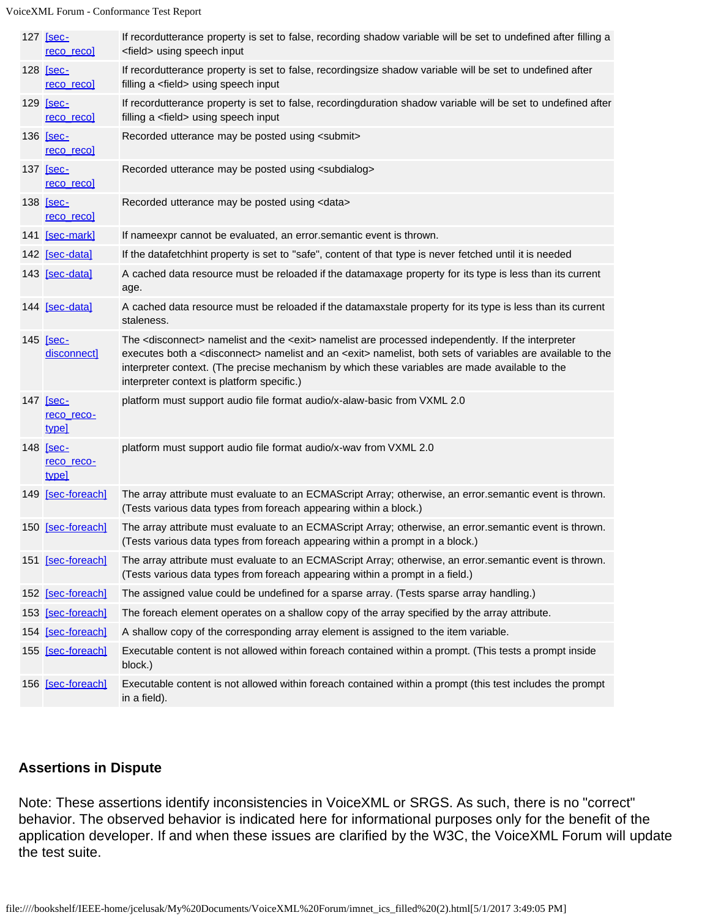| | | |
|---|---|---|
| 127 | [sec-reco_reco] | If recordutterance property is set to false, recording shadow variable will be set to undefined after filling a <field> using speech input |
| 128 | [sec-reco_reco] | If recordutterance property is set to false, recordingsize shadow variable will be set to undefined after filling a <field> using speech input |
| 129 | [sec-reco_reco] | If recordutterance property is set to false, recordingduration shadow variable will be set to undefined after filling a <field> using speech input |
| 136 | [sec-reco_reco] | Recorded utterance may be posted using <submit> |
| 137 | [sec-reco_reco] | Recorded utterance may be posted using <subdialog> |
| 138 | [sec-reco_reco] | Recorded utterance may be posted using <data> |
| 141 | [sec-mark] | If nameexpr cannot be evaluated, an error.semantic event is thrown. |
| 142 | [sec-data] | If the datafetchhint property is set to "safe", content of that type is never fetched until it is needed |
| 143 | [sec-data] | A cached data resource must be reloaded if the datamaxage property for its type is less than its current age. |
| 144 | [sec-data] | A cached data resource must be reloaded if the datamaxstale property for its type is less than its current staleness. |
| 145 | [sec-disconnect] | The <disconnect> namelist and the <exit> namelist are processed independently. If the interpreter executes both a <disconnect> namelist and an <exit> namelist, both sets of variables are available to the interpreter context. (The precise mechanism by which these variables are made available to the interpreter context is platform specific.) |
| 147 | [sec-reco_reco-type] | platform must support audio file format audio/x-alaw-basic from VXML 2.0 |
| 148 | [sec-reco_reco-type] | platform must support audio file format audio/x-wav from VXML 2.0 |
| 149 | [sec-foreach] | The array attribute must evaluate to an ECMAScript Array; otherwise, an error.semantic event is thrown. (Tests various data types from foreach appearing within a block.) |
| 150 | [sec-foreach] | The array attribute must evaluate to an ECMAScript Array; otherwise, an error.semantic event is thrown. (Tests various data types from foreach appearing within a prompt in a block.) |
| 151 | [sec-foreach] | The array attribute must evaluate to an ECMAScript Array; otherwise, an error.semantic event is thrown. (Tests various data types from foreach appearing within a prompt in a field.) |
| 152 | [sec-foreach] | The assigned value could be undefined for a sparse array. (Tests sparse array handling.) |
| 153 | [sec-foreach] | The foreach element operates on a shallow copy of the array specified by the array attribute. |
| 154 | [sec-foreach] | A shallow copy of the corresponding array element is assigned to the item variable. |
| 155 | [sec-foreach] | Executable content is not allowed within foreach contained within a prompt. (This tests a prompt inside block.) |
| 156 | [sec-foreach] | Executable content is not allowed within foreach contained within a prompt (this test includes the prompt in a field). |

### Assertions in Dispute

Note: These assertions identify inconsistencies in VoiceXML or SRGS. As such, there is no "correct" behavior. The observed behavior is indicated here for informational purposes only for the benefit of the application developer. If and when these issues are clarified by the W3C, the VoiceXML Forum will update the test suite.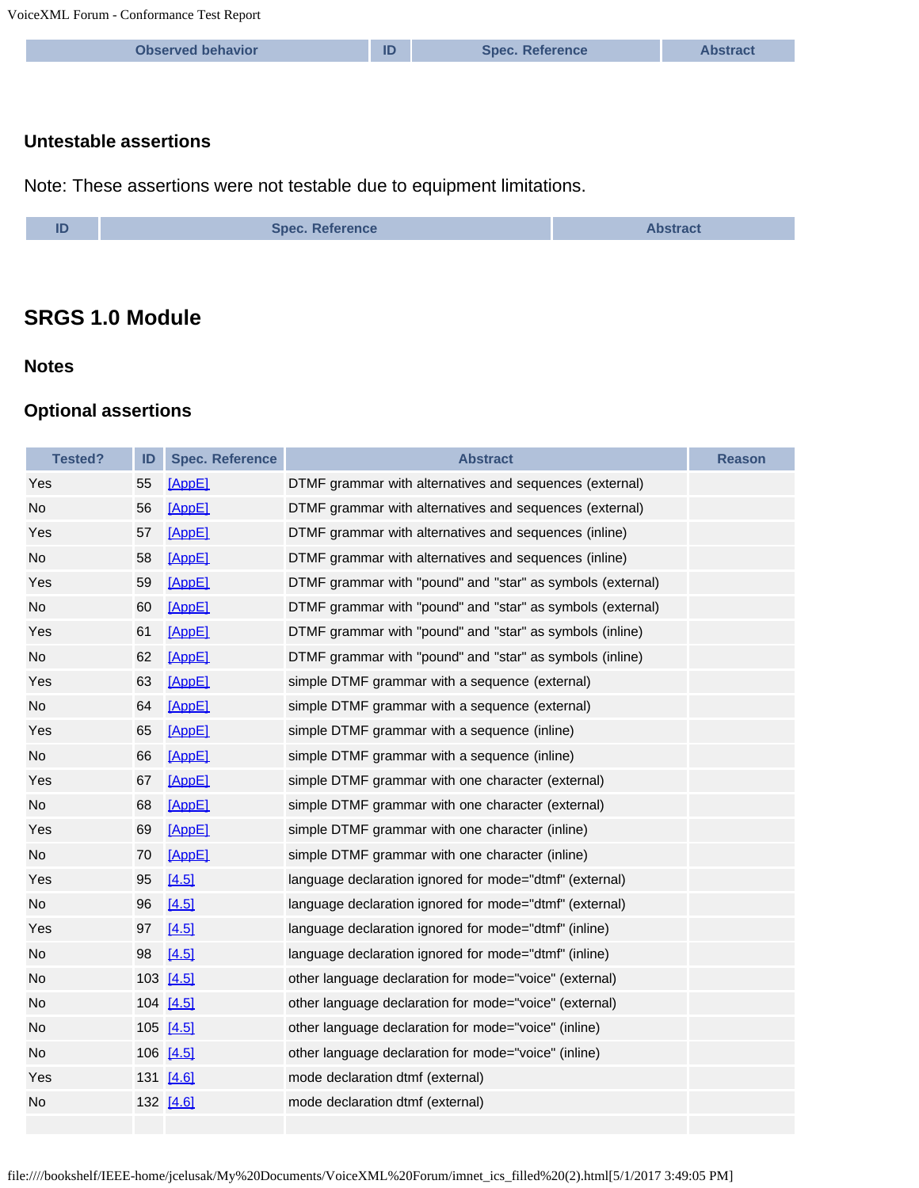| Observed behavior | ID | Spec. Reference | Abstract |
|---|---|---|---|

### Untestable assertions

Note: These assertions were not testable due to equipment limitations.

| ID | Spec. Reference | Abstract |
|---|---|---|

## SRGS 1.0 Module

### Notes

### Optional assertions

| Tested? | ID | Spec. Reference | Abstract | Reason |
|---|---|---|---|---|
| Yes | 55 | [AppE] | DTMF grammar with alternatives and sequences (external) | |
| No | 56 | [AppE] | DTMF grammar with alternatives and sequences (external) | |
| Yes | 57 | [AppE] | DTMF grammar with alternatives and sequences (inline) | |
| No | 58 | [AppE] | DTMF grammar with alternatives and sequences (inline) | |
| Yes | 59 | [AppE] | DTMF grammar with "pound" and "star" as symbols (external) | |
| No | 60 | [AppE] | DTMF grammar with "pound" and "star" as symbols (external) | |
| Yes | 61 | [AppE] | DTMF grammar with "pound" and "star" as symbols (inline) | |
| No | 62 | [AppE] | DTMF grammar with "pound" and "star" as symbols (inline) | |
| Yes | 63 | [AppE] | simple DTMF grammar with a sequence (external) | |
| No | 64 | [AppE] | simple DTMF grammar with a sequence (external) | |
| Yes | 65 | [AppE] | simple DTMF grammar with a sequence (inline) | |
| No | 66 | [AppE] | simple DTMF grammar with a sequence (inline) | |
| Yes | 67 | [AppE] | simple DTMF grammar with one character (external) | |
| No | 68 | [AppE] | simple DTMF grammar with one character (external) | |
| Yes | 69 | [AppE] | simple DTMF grammar with one character (inline) | |
| No | 70 | [AppE] | simple DTMF grammar with one character (inline) | |
| Yes | 95 | [4.5] | language declaration ignored for mode="dtmf" (external) | |
| No | 96 | [4.5] | language declaration ignored for mode="dtmf" (external) | |
| Yes | 97 | [4.5] | language declaration ignored for mode="dtmf" (inline) | |
| No | 98 | [4.5] | language declaration ignored for mode="dtmf" (inline) | |
| No | 103 | [4.5] | other language declaration for mode="voice" (external) | |
| No | 104 | [4.5] | other language declaration for mode="voice" (external) | |
| No | 105 | [4.5] | other language declaration for mode="voice" (inline) | |
| No | 106 | [4.5] | other language declaration for mode="voice" (inline) | |
| Yes | 131 | [4.6] | mode declaration dtmf (external) | |
| No | 132 | [4.6] | mode declaration dtmf (external) | |
| | | | | |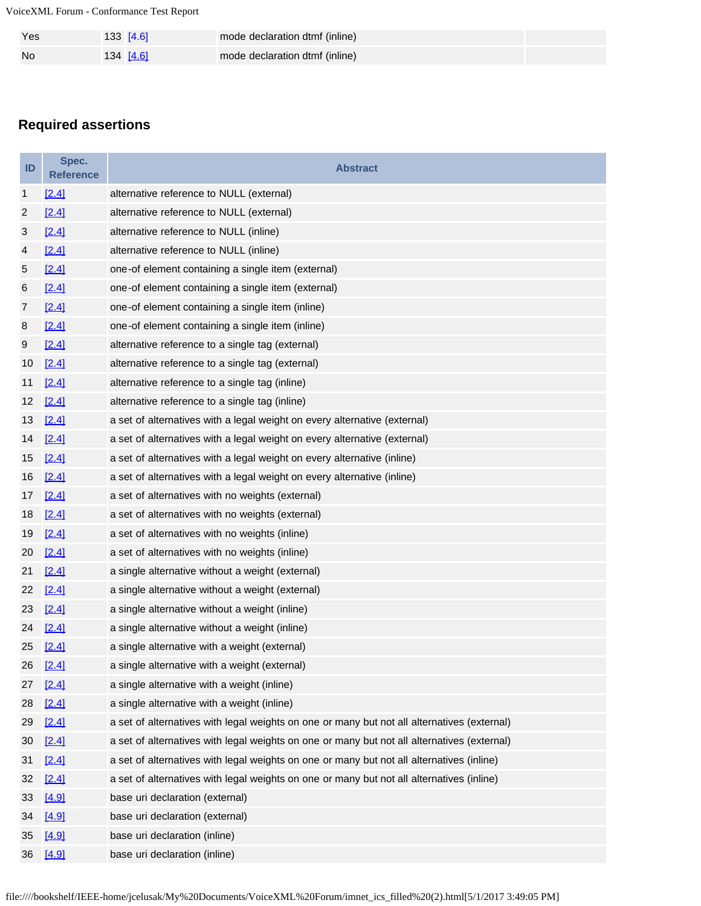| Yes | 133 | [4.6] | mode declaration dtmf (inline) | |
|---|---|---|---|---|
| No | 134 | [4.6] | mode declaration dtmf (inline) | |

### Required assertions

| ID | Spec. Reference | Abstract |
|---|---|---|
| 1 | [2.4] | alternative reference to NULL (external) |
| 2 | [2.4] | alternative reference to NULL (external) |
| 3 | [2.4] | alternative reference to NULL (inline) |
| 4 | [2.4] | alternative reference to NULL (inline) |
| 5 | [2.4] | one-of element containing a single item (external) |
| 6 | [2.4] | one-of element containing a single item (external) |
| 7 | [2.4] | one-of element containing a single item (inline) |
| 8 | [2.4] | one-of element containing a single item (inline) |
| 9 | [2.4] | alternative reference to a single tag (external) |
| 10 | [2.4] | alternative reference to a single tag (external) |
| 11 | [2.4] | alternative reference to a single tag (inline) |
| 12 | [2.4] | alternative reference to a single tag (inline) |
| 13 | [2.4] | a set of alternatives with a legal weight on every alternative (external) |
| 14 | [2.4] | a set of alternatives with a legal weight on every alternative (external) |
| 15 | [2.4] | a set of alternatives with a legal weight on every alternative (inline) |
| 16 | [2.4] | a set of alternatives with a legal weight on every alternative (inline) |
| 17 | [2.4] | a set of alternatives with no weights (external) |
| 18 | [2.4] | a set of alternatives with no weights (external) |
| 19 | [2.4] | a set of alternatives with no weights (inline) |
| 20 | [2.4] | a set of alternatives with no weights (inline) |
| 21 | [2.4] | a single alternative without a weight (external) |
| 22 | [2.4] | a single alternative without a weight (external) |
| 23 | [2.4] | a single alternative without a weight (inline) |
| 24 | [2.4] | a single alternative without a weight (inline) |
| 25 | [2.4] | a single alternative with a weight (external) |
| 26 | [2.4] | a single alternative with a weight (external) |
| 27 | [2.4] | a single alternative with a weight (inline) |
| 28 | [2.4] | a single alternative with a weight (inline) |
| 29 | [2.4] | a set of alternatives with legal weights on one or many but not all alternatives (external) |
| 30 | [2.4] | a set of alternatives with legal weights on one or many but not all alternatives (external) |
| 31 | [2.4] | a set of alternatives with legal weights on one or many but not all alternatives (inline) |
| 32 | [2.4] | a set of alternatives with legal weights on one or many but not all alternatives (inline) |
| 33 | [4.9] | base uri declaration (external) |
| 34 | [4.9] | base uri declaration (external) |
| 35 | [4.9] | base uri declaration (inline) |
| 36 | [4.9] | base uri declaration (inline) |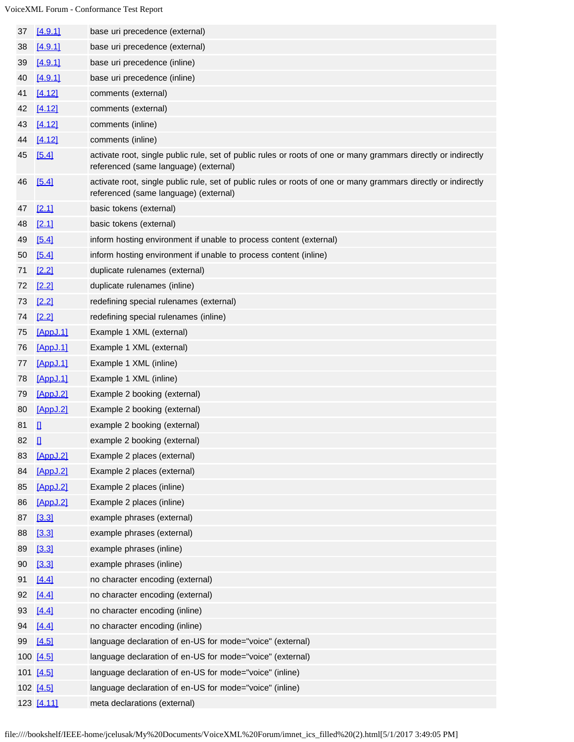| | | |
|---|---|---|
| 37 | [4.9.1] | base uri precedence (external) |
| 38 | [4.9.1] | base uri precedence (external) |
| 39 | [4.9.1] | base uri precedence (inline) |
| 40 | [4.9.1] | base uri precedence (inline) |
| 41 | [4.12] | comments (external) |
| 42 | [4.12] | comments (external) |
| 43 | [4.12] | comments (inline) |
| 44 | [4.12] | comments (inline) |
| 45 | [5.4] | activate root, single public rule, set of public rules or roots of one or many grammars directly or indirectly referenced (same language) (external) |
| 46 | [5.4] | activate root, single public rule, set of public rules or roots of one or many grammars directly or indirectly referenced (same language) (external) |
| 47 | [2.1] | basic tokens (external) |
| 48 | [2.1] | basic tokens (external) |
| 49 | [5.4] | inform hosting environment if unable to process content (external) |
| 50 | [5.4] | inform hosting environment if unable to process content (inline) |
| 71 | [2.2] | duplicate rulenames (external) |
| 72 | [2.2] | duplicate rulenames (inline) |
| 73 | [2.2] | redefining special rulenames (external) |
| 74 | [2.2] | redefining special rulenames (inline) |
| 75 | [AppJ.1] | Example 1 XML (external) |
| 76 | [AppJ.1] | Example 1 XML (external) |
| 77 | [AppJ.1] | Example 1 XML (inline) |
| 78 | [AppJ.1] | Example 1 XML (inline) |
| 79 | [AppJ.2] | Example 2 booking (external) |
| 80 | [AppJ.2] | Example 2 booking (external) |
| 81 | [] | example 2 booking (external) |
| 82 | [] | example 2 booking (external) |
| 83 | [AppJ.2] | Example 2 places (external) |
| 84 | [AppJ.2] | Example 2 places (external) |
| 85 | [AppJ.2] | Example 2 places (inline) |
| 86 | [AppJ.2] | Example 2 places (inline) |
| 87 | [3.3] | example phrases (external) |
| 88 | [3.3] | example phrases (external) |
| 89 | [3.3] | example phrases (inline) |
| 90 | [3.3] | example phrases (inline) |
| 91 | [4.4] | no character encoding (external) |
| 92 | [4.4] | no character encoding (external) |
| 93 | [4.4] | no character encoding (inline) |
| 94 | [4.4] | no character encoding (inline) |
| 99 | [4.5] | language declaration of en-US for mode="voice" (external) |
| 100 | [4.5] | language declaration of en-US for mode="voice" (external) |
| 101 | [4.5] | language declaration of en-US for mode="voice" (inline) |
| 102 | [4.5] | language declaration of en-US for mode="voice" (inline) |
| 123 | [4.11] | meta declarations (external) |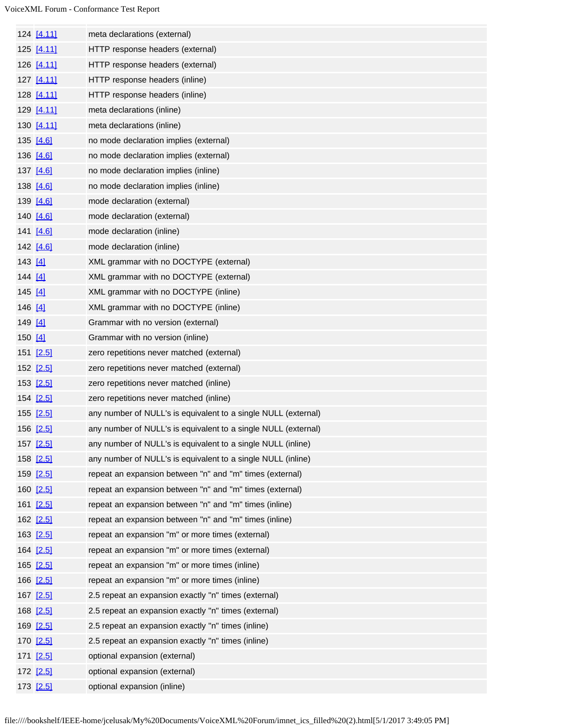| | | |
|---|---|---|
| 124 | [4.11] | meta declarations (external) |
| 125 | [4.11] | HTTP response headers (external) |
| 126 | [4.11] | HTTP response headers (external) |
| 127 | [4.11] | HTTP response headers (inline) |
| 128 | [4.11] | HTTP response headers (inline) |
| 129 | [4.11] | meta declarations (inline) |
| 130 | [4.11] | meta declarations (inline) |
| 135 | [4.6] | no mode declaration implies (external) |
| 136 | [4.6] | no mode declaration implies (external) |
| 137 | [4.6] | no mode declaration implies (inline) |
| 138 | [4.6] | no mode declaration implies (inline) |
| 139 | [4.6] | mode declaration (external) |
| 140 | [4.6] | mode declaration (external) |
| 141 | [4.6] | mode declaration (inline) |
| 142 | [4.6] | mode declaration (inline) |
| 143 | [4] | XML grammar with no DOCTYPE (external) |
| 144 | [4] | XML grammar with no DOCTYPE (external) |
| 145 | [4] | XML grammar with no DOCTYPE (inline) |
| 146 | [4] | XML grammar with no DOCTYPE (inline) |
| 149 | [4] | Grammar with no version (external) |
| 150 | [4] | Grammar with no version (inline) |
| 151 | [2.5] | zero repetitions never matched (external) |
| 152 | [2.5] | zero repetitions never matched (external) |
| 153 | [2.5] | zero repetitions never matched (inline) |
| 154 | [2.5] | zero repetitions never matched (inline) |
| 155 | [2.5] | any number of NULL's is equivalent to a single NULL (external) |
| 156 | [2.5] | any number of NULL's is equivalent to a single NULL (external) |
| 157 | [2.5] | any number of NULL's is equivalent to a single NULL (inline) |
| 158 | [2.5] | any number of NULL's is equivalent to a single NULL (inline) |
| 159 | [2.5] | repeat an expansion between "n" and "m" times (external) |
| 160 | [2.5] | repeat an expansion between "n" and "m" times (external) |
| 161 | [2.5] | repeat an expansion between "n" and "m" times (inline) |
| 162 | [2.5] | repeat an expansion between "n" and "m" times (inline) |
| 163 | [2.5] | repeat an expansion "m" or more times (external) |
| 164 | [2.5] | repeat an expansion "m" or more times (external) |
| 165 | [2.5] | repeat an expansion "m" or more times (inline) |
| 166 | [2.5] | repeat an expansion "m" or more times (inline) |
| 167 | [2.5] | 2.5 repeat an expansion exactly "n" times (external) |
| 168 | [2.5] | 2.5 repeat an expansion exactly "n" times (external) |
| 169 | [2.5] | 2.5 repeat an expansion exactly "n" times (inline) |
| 170 | [2.5] | 2.5 repeat an expansion exactly "n" times (inline) |
| 171 | [2.5] | optional expansion (external) |
| 172 | [2.5] | optional expansion (external) |
| 173 | [2.5] | optional expansion (inline) |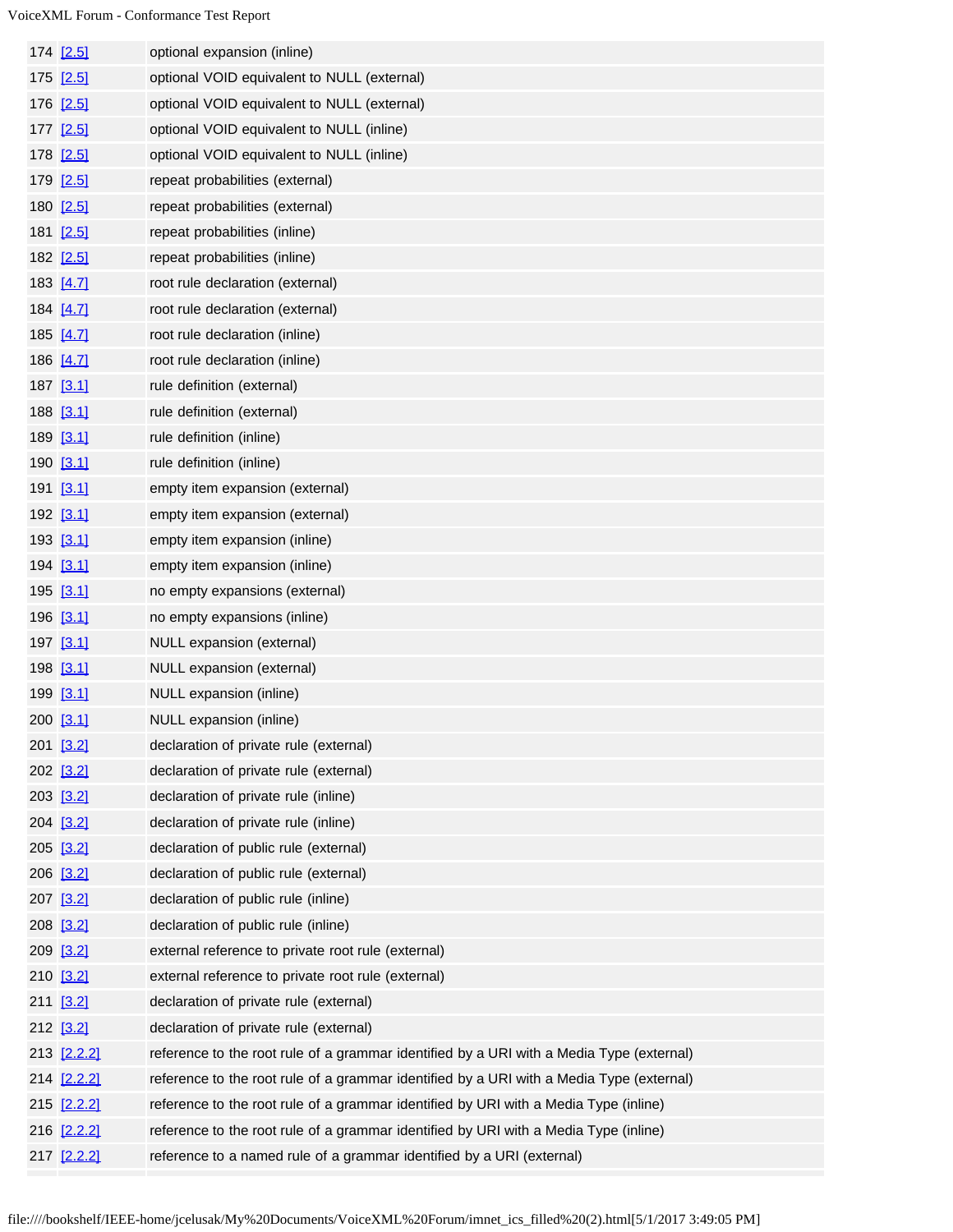| | | |
|---|---|---|
| 174 | [2.5] | optional expansion (inline) |
| 175 | [2.5] | optional VOID equivalent to NULL (external) |
| 176 | [2.5] | optional VOID equivalent to NULL (external) |
| 177 | [2.5] | optional VOID equivalent to NULL (inline) |
| 178 | [2.5] | optional VOID equivalent to NULL (inline) |
| 179 | [2.5] | repeat probabilities (external) |
| 180 | [2.5] | repeat probabilities (external) |
| 181 | [2.5] | repeat probabilities (inline) |
| 182 | [2.5] | repeat probabilities (inline) |
| 183 | [4.7] | root rule declaration (external) |
| 184 | [4.7] | root rule declaration (external) |
| 185 | [4.7] | root rule declaration (inline) |
| 186 | [4.7] | root rule declaration (inline) |
| 187 | [3.1] | rule definition (external) |
| 188 | [3.1] | rule definition (external) |
| 189 | [3.1] | rule definition (inline) |
| 190 | [3.1] | rule definition (inline) |
| 191 | [3.1] | empty item expansion (external) |
| 192 | [3.1] | empty item expansion (external) |
| 193 | [3.1] | empty item expansion (inline) |
| 194 | [3.1] | empty item expansion (inline) |
| 195 | [3.1] | no empty expansions (external) |
| 196 | [3.1] | no empty expansions (inline) |
| 197 | [3.1] | NULL expansion (external) |
| 198 | [3.1] | NULL expansion (external) |
| 199 | [3.1] | NULL expansion (inline) |
| 200 | [3.1] | NULL expansion (inline) |
| 201 | [3.2] | declaration of private rule (external) |
| 202 | [3.2] | declaration of private rule (external) |
| 203 | [3.2] | declaration of private rule (inline) |
| 204 | [3.2] | declaration of private rule (inline) |
| 205 | [3.2] | declaration of public rule (external) |
| 206 | [3.2] | declaration of public rule (external) |
| 207 | [3.2] | declaration of public rule (inline) |
| 208 | [3.2] | declaration of public rule (inline) |
| 209 | [3.2] | external reference to private root rule (external) |
| 210 | [3.2] | external reference to private root rule (external) |
| 211 | [3.2] | declaration of private rule (external) |
| 212 | [3.2] | declaration of private rule (external) |
| 213 | [2.2.2] | reference to the root rule of a grammar identified by a URI with a Media Type (external) |
| 214 | [2.2.2] | reference to the root rule of a grammar identified by a URI with a Media Type (external) |
| 215 | [2.2.2] | reference to the root rule of a grammar identified by URI with a Media Type (inline) |
| 216 | [2.2.2] | reference to the root rule of a grammar identified by URI with a Media Type (inline) |
| 217 | [2.2.2] | reference to a named rule of a grammar identified by a URI (external) |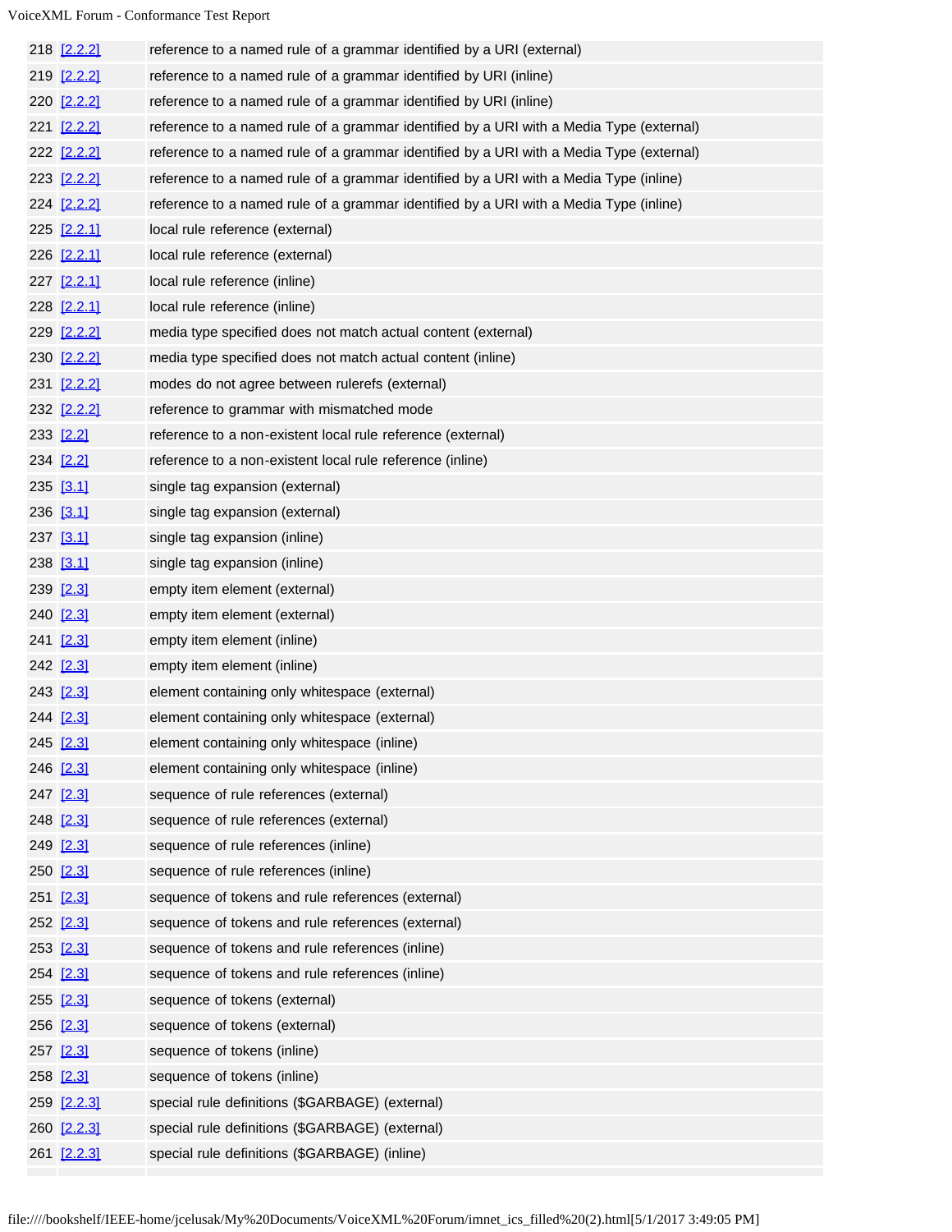| | | |
|---|---|---|
| 218 | [2.2.2] | reference to a named rule of a grammar identified by a URI (external) |
| 219 | [2.2.2] | reference to a named rule of a grammar identified by URI (inline) |
| 220 | [2.2.2] | reference to a named rule of a grammar identified by URI (inline) |
| 221 | [2.2.2] | reference to a named rule of a grammar identified by a URI with a Media Type (external) |
| 222 | [2.2.2] | reference to a named rule of a grammar identified by a URI with a Media Type (external) |
| 223 | [2.2.2] | reference to a named rule of a grammar identified by a URI with a Media Type (inline) |
| 224 | [2.2.2] | reference to a named rule of a grammar identified by a URI with a Media Type (inline) |
| 225 | [2.2.1] | local rule reference (external) |
| 226 | [2.2.1] | local rule reference (external) |
| 227 | [2.2.1] | local rule reference (inline) |
| 228 | [2.2.1] | local rule reference (inline) |
| 229 | [2.2.2] | media type specified does not match actual content (external) |
| 230 | [2.2.2] | media type specified does not match actual content (inline) |
| 231 | [2.2.2] | modes do not agree between rulerefs (external) |
| 232 | [2.2.2] | reference to grammar with mismatched mode |
| 233 | [2.2] | reference to a non-existent local rule reference (external) |
| 234 | [2.2] | reference to a non-existent local rule reference (inline) |
| 235 | [3.1] | single tag expansion (external) |
| 236 | [3.1] | single tag expansion (external) |
| 237 | [3.1] | single tag expansion (inline) |
| 238 | [3.1] | single tag expansion (inline) |
| 239 | [2.3] | empty item element (external) |
| 240 | [2.3] | empty item element (external) |
| 241 | [2.3] | empty item element (inline) |
| 242 | [2.3] | empty item element (inline) |
| 243 | [2.3] | element containing only whitespace (external) |
| 244 | [2.3] | element containing only whitespace (external) |
| 245 | [2.3] | element containing only whitespace (inline) |
| 246 | [2.3] | element containing only whitespace (inline) |
| 247 | [2.3] | sequence of rule references (external) |
| 248 | [2.3] | sequence of rule references (external) |
| 249 | [2.3] | sequence of rule references (inline) |
| 250 | [2.3] | sequence of rule references (inline) |
| 251 | [2.3] | sequence of tokens and rule references (external) |
| 252 | [2.3] | sequence of tokens and rule references (external) |
| 253 | [2.3] | sequence of tokens and rule references (inline) |
| 254 | [2.3] | sequence of tokens and rule references (inline) |
| 255 | [2.3] | sequence of tokens (external) |
| 256 | [2.3] | sequence of tokens (external) |
| 257 | [2.3] | sequence of tokens (inline) |
| 258 | [2.3] | sequence of tokens (inline) |
| 259 | [2.2.3] | special rule definitions ($GARBAGE) (external) |
| 260 | [2.2.3] | special rule definitions ($GARBAGE) (external) |
| 261 | [2.2.3] | special rule definitions ($GARBAGE) (inline) |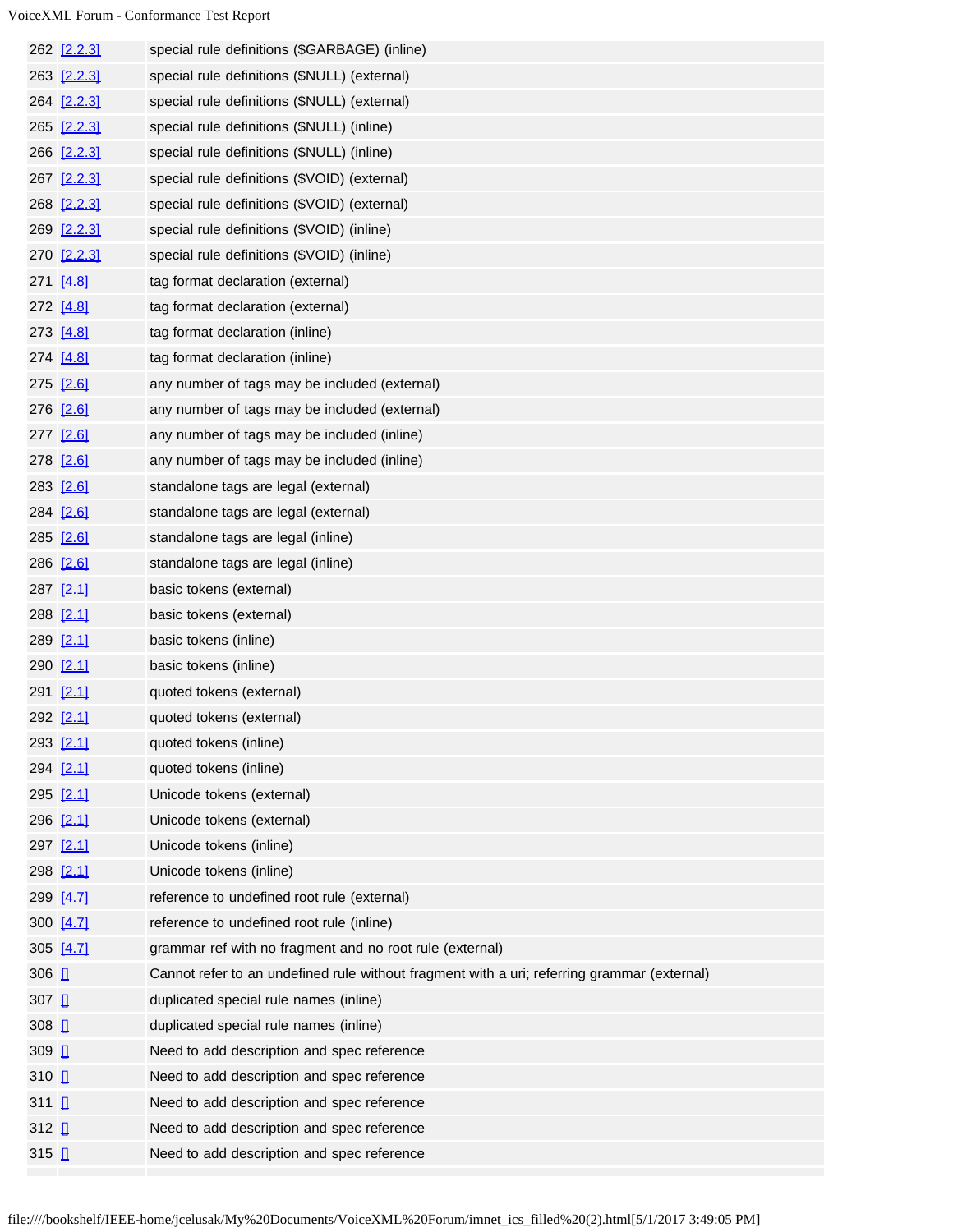| | | |
|---|---|---|
| 262 | [2.2.3] | special rule definitions ($GARBAGE) (inline) |
| 263 | [2.2.3] | special rule definitions ($NULL) (external) |
| 264 | [2.2.3] | special rule definitions ($NULL) (external) |
| 265 | [2.2.3] | special rule definitions ($NULL) (inline) |
| 266 | [2.2.3] | special rule definitions ($NULL) (inline) |
| 267 | [2.2.3] | special rule definitions ($VOID) (external) |
| 268 | [2.2.3] | special rule definitions ($VOID) (external) |
| 269 | [2.2.3] | special rule definitions ($VOID) (inline) |
| 270 | [2.2.3] | special rule definitions ($VOID) (inline) |
| 271 | [4.8] | tag format declaration (external) |
| 272 | [4.8] | tag format declaration (external) |
| 273 | [4.8] | tag format declaration (inline) |
| 274 | [4.8] | tag format declaration (inline) |
| 275 | [2.6] | any number of tags may be included (external) |
| 276 | [2.6] | any number of tags may be included (external) |
| 277 | [2.6] | any number of tags may be included (inline) |
| 278 | [2.6] | any number of tags may be included (inline) |
| 283 | [2.6] | standalone tags are legal (external) |
| 284 | [2.6] | standalone tags are legal (external) |
| 285 | [2.6] | standalone tags are legal (inline) |
| 286 | [2.6] | standalone tags are legal (inline) |
| 287 | [2.1] | basic tokens (external) |
| 288 | [2.1] | basic tokens (external) |
| 289 | [2.1] | basic tokens (inline) |
| 290 | [2.1] | basic tokens (inline) |
| 291 | [2.1] | quoted tokens (external) |
| 292 | [2.1] | quoted tokens (external) |
| 293 | [2.1] | quoted tokens (inline) |
| 294 | [2.1] | quoted tokens (inline) |
| 295 | [2.1] | Unicode tokens (external) |
| 296 | [2.1] | Unicode tokens (external) |
| 297 | [2.1] | Unicode tokens (inline) |
| 298 | [2.1] | Unicode tokens (inline) |
| 299 | [4.7] | reference to undefined root rule (external) |
| 300 | [4.7] | reference to undefined root rule (inline) |
| 305 | [4.7] | grammar ref with no fragment and no root rule (external) |
| 306 | [] | Cannot refer to an undefined rule without fragment with a uri; referring grammar (external) |
| 307 | [] | duplicated special rule names (inline) |
| 308 | [] | duplicated special rule names (inline) |
| 309 | [] | Need to add description and spec reference |
| 310 | [] | Need to add description and spec reference |
| 311 | [] | Need to add description and spec reference |
| 312 | [] | Need to add description and spec reference |
| 315 | [] | Need to add description and spec reference |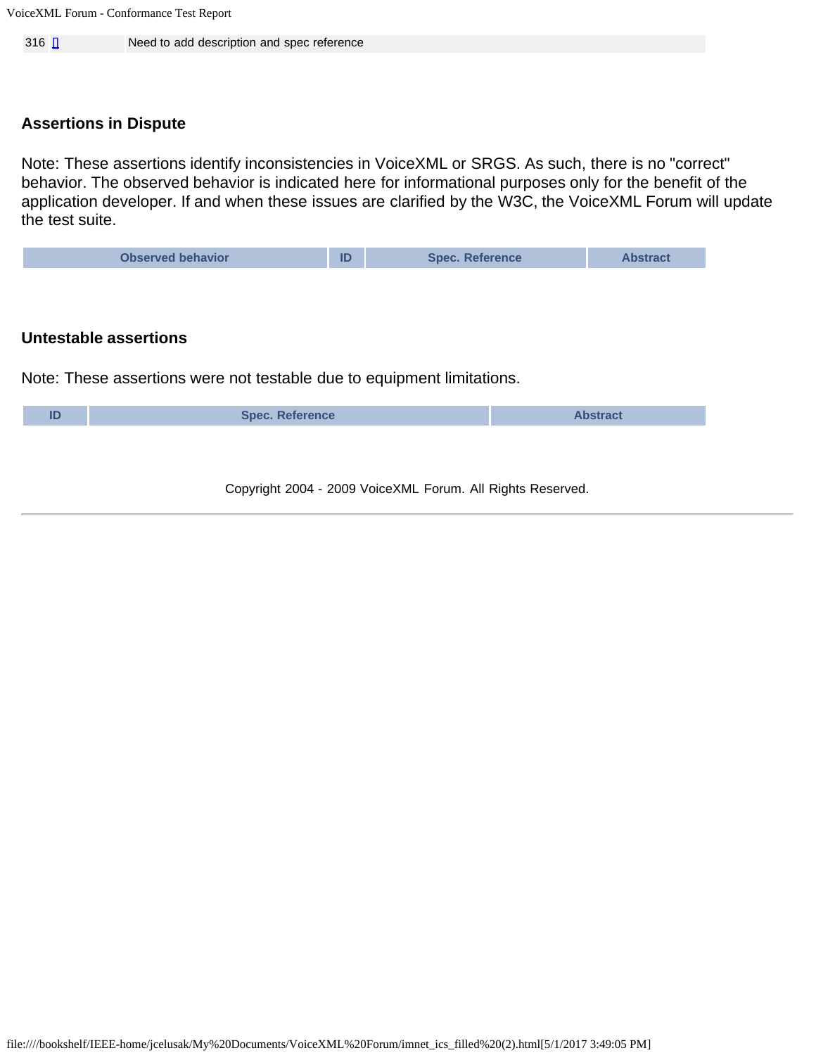| | | |
|---|---|---|
| 316 | [] | Need to add description and spec reference |

### Assertions in Dispute

Note: These assertions identify inconsistencies in VoiceXML or SRGS. As such, there is no "correct" behavior. The observed behavior is indicated here for informational purposes only for the benefit of the application developer. If and when these issues are clarified by the W3C, the VoiceXML Forum will update the test suite.

| Observed behavior | ID | Spec. Reference | Abstract |
|---|---|---|---|

### Untestable assertions

Note: These assertions were not testable due to equipment limitations.

| ID | Spec. Reference | Abstract |
|---|---|---|

Copyright 2004 - 2009 VoiceXML Forum. All Rights Reserved.